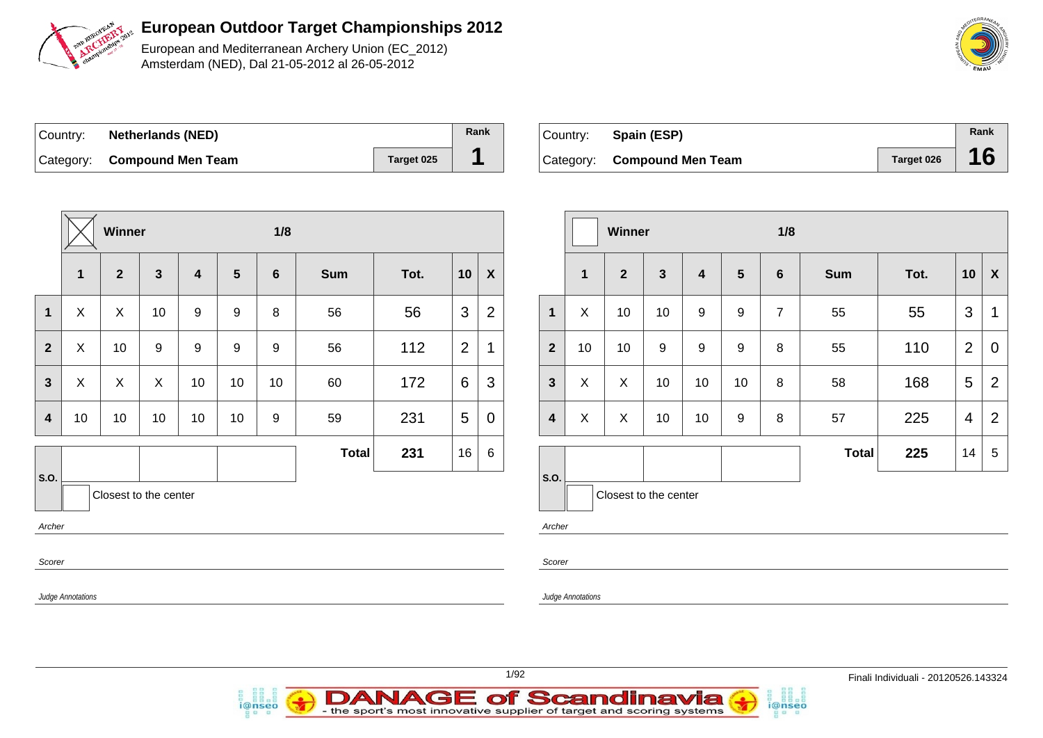# European Outdoor Target Championships 2012

European and Mediterranean Archery Union (EC_2012)
Amsterdam (NED), Dal 21-05-2012 al 26-05-2012

| Country: | Netherlands (NED) | | Rank |
|---|---|---|---|
| Category: | Compound Men Team | Target 025 | 1 |

| | Winner (X) | | | | | 1/8 | | | | |
|---|---|---|---|---|---|---|---|---|---|---|
| | 1 | 2 | 3 | 4 | 5 | 6 | Sum | Tot. | 10 | X |
| 1 | X | X | 10 | 9 | 9 | 8 | 56 | 56 | 3 | 2 |
| 2 | X | 10 | 9 | 9 | 9 | 9 | 56 | 112 | 2 | 1 |
| 3 | X | X | X | 10 | 10 | 10 | 60 | 172 | 6 | 3 |
| 4 | 10 | 10 | 10 | 10 | 10 | 9 | 59 | 231 | 5 | 0 |
| | | | | | | | Total | 231 | 16 | 6 |

S.O.

Closest to the center

*Archer*

*Scorer*

*Judge Annotations*

| Country: | Spain (ESP) | | Rank |
|---|---|---|---|
| Category: | Compound Men Team | Target 026 | 16 |

| | Winner | | | | | 1/8 | | | | |
|---|---|---|---|---|---|---|---|---|---|---|
| | 1 | 2 | 3 | 4 | 5 | 6 | Sum | Tot. | 10 | X |
| 1 | X | 10 | 10 | 9 | 9 | 7 | 55 | 55 | 3 | 1 |
| 2 | 10 | 10 | 9 | 9 | 9 | 8 | 55 | 110 | 2 | 0 |
| 3 | X | X | 10 | 10 | 10 | 8 | 58 | 168 | 5 | 2 |
| 4 | X | X | 10 | 10 | 9 | 8 | 57 | 225 | 4 | 2 |
| | | | | | | | Total | 225 | 14 | 5 |

S.O.

Closest to the center

*Archer*

*Scorer*

*Judge Annotations*

Finali Individuali - 20120526.143324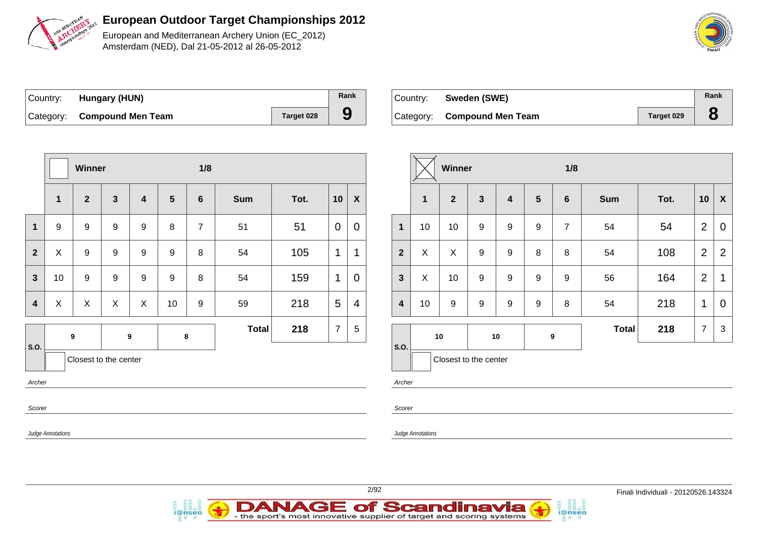# European Outdoor Target Championships 2012

European and Mediterranean Archery Union (EC_2012)
Amsterdam (NED), Dal 21-05-2012 al 26-05-2012

| Country: | Hungary (HUN) | | Rank |
|---|---|---|---|
| Category: | Compound Men Team | Target 028 | 9 |

| | Winner | | | | 1/8 | | | | | |
|---|---|---|---|---|---|---|---|---|---|---|
| | 1 | 2 | 3 | 4 | 5 | 6 | Sum | Tot. | 10 | X |
| 1 | 9 | 9 | 9 | 9 | 8 | 7 | 51 | 51 | 0 | 0 |
| 2 | X | 9 | 9 | 9 | 9 | 8 | 54 | 105 | 1 | 1 |
| 3 | 10 | 9 | 9 | 9 | 9 | 8 | 54 | 159 | 1 | 0 |
| 4 | X | X | X | X | 10 | 9 | 59 | 218 | 5 | 4 |
| | | | | | | | Total | 218 | 7 | 5 |

S.O.: 9 | 9 | 8

Closest to the center

*Archer*

*Scorer*

*Judge Annotations*

| Country: | Sweden (SWE) | | Rank |
|---|---|---|---|
| Category: | Compound Men Team | Target 029 | 8 |

| | Winner (X) | | | | 1/8 | | | | | |
|---|---|---|---|---|---|---|---|---|---|---|
| | 1 | 2 | 3 | 4 | 5 | 6 | Sum | Tot. | 10 | X |
| 1 | 10 | 10 | 9 | 9 | 9 | 7 | 54 | 54 | 2 | 0 |
| 2 | X | X | 9 | 9 | 8 | 8 | 54 | 108 | 2 | 2 |
| 3 | X | 10 | 9 | 9 | 9 | 9 | 56 | 164 | 2 | 1 |
| 4 | 10 | 9 | 9 | 9 | 9 | 8 | 54 | 218 | 1 | 0 |
| | | | | | | | Total | 218 | 7 | 3 |

S.O.: 10 | 10 | 9

Closest to the center

*Archer*

*Scorer*

*Judge Annotations*

Finali Individuali - 20120526.143324

DANAGE of Scandinavia - the sport's most innovative supplier of target and scoring systems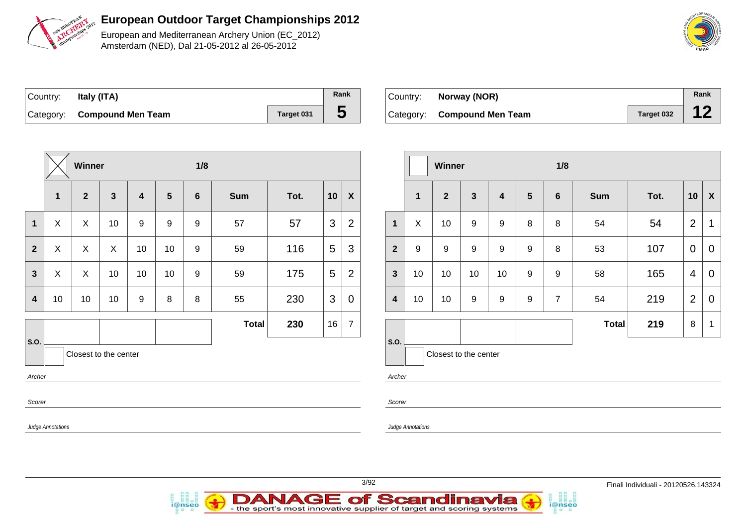# European Outdoor Target Championships 2012

European and Mediterranean Archery Union (EC_2012)
Amsterdam (NED), Dal 21-05-2012 al 26-05-2012

| Country: | Italy (ITA) | | Rank |
|---|---|---|---|
| Category: | Compound Men Team | Target 031 | 5 |

| | ☒ Winner | | | | | 1/8 | | | | |
|---|---|---|---|---|---|---|---|---|---|---|
| | 1 | 2 | 3 | 4 | 5 | 6 | Sum | Tot. | 10 | X |
| 1 | X | X | 10 | 9 | 9 | 9 | 57 | 57 | 3 | 2 |
| 2 | X | X | X | 10 | 10 | 9 | 59 | 116 | 5 | 3 |
| 3 | X | X | 10 | 10 | 10 | 9 | 59 | 175 | 5 | 2 |
| 4 | 10 | 10 | 10 | 9 | 8 | 8 | 55 | 230 | 3 | 0 |
| | | | | | | | Total | 230 | 16 | 7 |

S.O.

Closest to the center

*Archer*

*Scorer*

*Judge Annotations*

| Country: | Norway (NOR) | | Rank |
|---|---|---|---|
| Category: | Compound Men Team | Target 032 | 12 |

| | ☐ Winner | | | | | 1/8 | | | | |
|---|---|---|---|---|---|---|---|---|---|---|
| | 1 | 2 | 3 | 4 | 5 | 6 | Sum | Tot. | 10 | X |
| 1 | X | 10 | 9 | 9 | 8 | 8 | 54 | 54 | 2 | 1 |
| 2 | 9 | 9 | 9 | 9 | 9 | 8 | 53 | 107 | 0 | 0 |
| 3 | 10 | 10 | 10 | 10 | 9 | 9 | 58 | 165 | 4 | 0 |
| 4 | 10 | 10 | 9 | 9 | 9 | 7 | 54 | 219 | 2 | 0 |
| | | | | | | | Total | 219 | 8 | 1 |

S.O.

Closest to the center

*Archer*

*Scorer*

*Judge Annotations*

Finali Individuali - 20120526.143324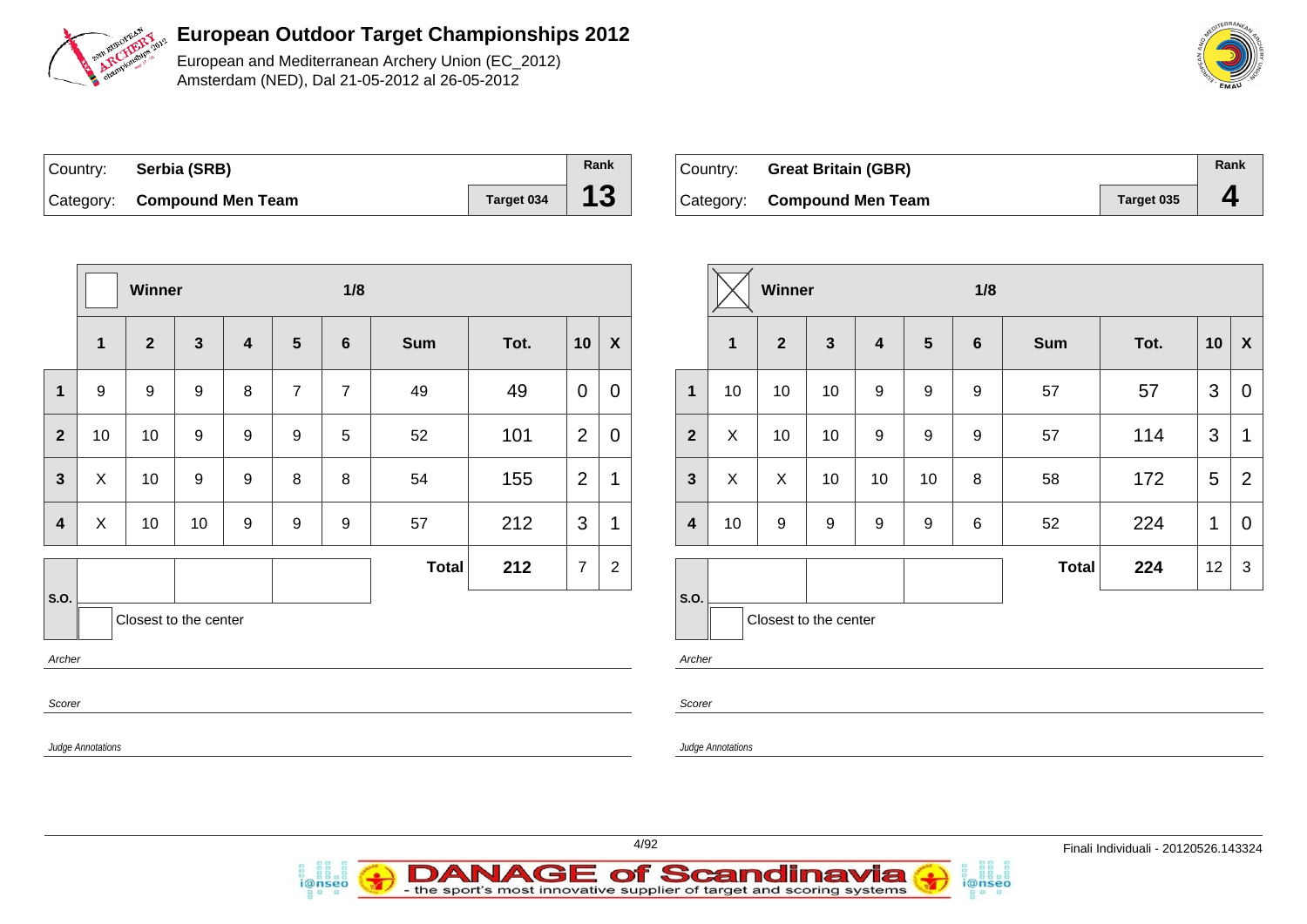# European Outdoor Target Championships 2012

European and Mediterranean Archery Union (EC_2012)
Amsterdam (NED), Dal 21-05-2012 al 26-05-2012

| Country: | **Serbia (SRB)** | | Rank |
|---|---|---|---|
| Category: | **Compound Men Team** | Target 034 | **13** |

| | Winner | | | | | 1/8 | | | | |
|---|---|---|---|---|---|---|---|---|---|---|
| | **1** | **2** | **3** | **4** | **5** | **6** | **Sum** | **Tot.** | **10** | **X** |
| **1** | 9 | 9 | 9 | 8 | 7 | 7 | 49 | 49 | 0 | 0 |
| **2** | 10 | 10 | 9 | 9 | 9 | 5 | 52 | 101 | 2 | 0 |
| **3** | X | 10 | 9 | 9 | 8 | 8 | 54 | 155 | 2 | 1 |
| **4** | X | 10 | 10 | 9 | 9 | 9 | 57 | 212 | 3 | 1 |
| | | | | | | | **Total** | **212** | 7 | 2 |

S.O.

Closest to the center

*Archer*

*Scorer*

*Judge Annotations*

| Country: | **Great Britain (GBR)** | | Rank |
|---|---|---|---|
| Category: | **Compound Men Team** | Target 035 | **4** |

| | Winner ☒ | | | | | 1/8 | | | | |
|---|---|---|---|---|---|---|---|---|---|---|
| | **1** | **2** | **3** | **4** | **5** | **6** | **Sum** | **Tot.** | **10** | **X** |
| **1** | 10 | 10 | 10 | 9 | 9 | 9 | 57 | 57 | 3 | 0 |
| **2** | X | 10 | 10 | 9 | 9 | 9 | 57 | 114 | 3 | 1 |
| **3** | X | X | 10 | 10 | 10 | 8 | 58 | 172 | 5 | 2 |
| **4** | 10 | 9 | 9 | 9 | 9 | 6 | 52 | 224 | 1 | 0 |
| | | | | | | | **Total** | **224** | 12 | 3 |

S.O.

Closest to the center

*Archer*

*Scorer*

*Judge Annotations*

Finali Individuali - 20120526.143324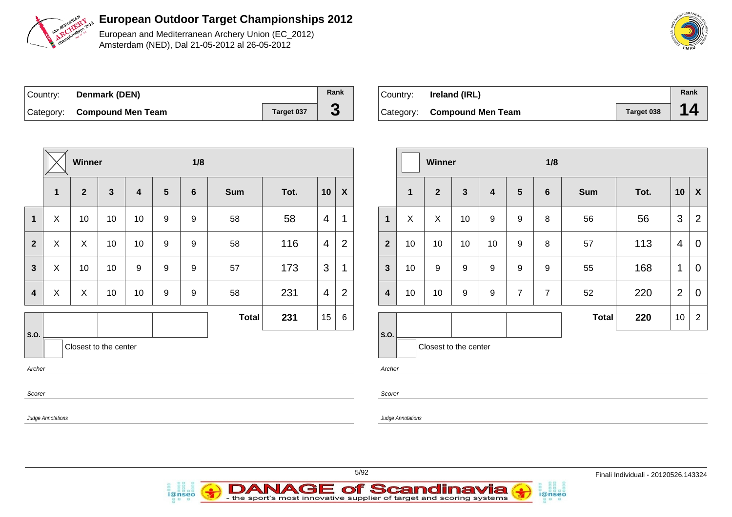# European Outdoor Target Championships 2012

European and Mediterranean Archery Union (EC_2012)
Amsterdam (NED), Dal 21-05-2012 al 26-05-2012

| Country: | Denmark (DEN) | | Rank |
|---|---|---|---|
| Category: | Compound Men Team | Target 037 | 3 |

| | ☒ Winner | | | | | 1/8 | | | | |
|---|---|---|---|---|---|---|---|---|---|---|
| | 1 | 2 | 3 | 4 | 5 | 6 | Sum | Tot. | 10 | X |
| 1 | X | 10 | 10 | 10 | 9 | 9 | 58 | 58 | 4 | 1 |
| 2 | X | X | 10 | 10 | 9 | 9 | 58 | 116 | 4 | 2 |
| 3 | X | 10 | 10 | 9 | 9 | 9 | 57 | 173 | 3 | 1 |
| 4 | X | X | 10 | 10 | 9 | 9 | 58 | 231 | 4 | 2 |
| | | | | | | | Total | 231 | 15 | 6 |

S.O.

Closest to the center

*Archer*

*Scorer*

*Judge Annotations*

| Country: | Ireland (IRL) | | Rank |
|---|---|---|---|
| Category: | Compound Men Team | Target 038 | 14 |

| | ☐ Winner | | | | | 1/8 | | | | |
|---|---|---|---|---|---|---|---|---|---|---|
| | 1 | 2 | 3 | 4 | 5 | 6 | Sum | Tot. | 10 | X |
| 1 | X | X | 10 | 9 | 9 | 8 | 56 | 56 | 3 | 2 |
| 2 | 10 | 10 | 10 | 10 | 9 | 8 | 57 | 113 | 4 | 0 |
| 3 | 10 | 9 | 9 | 9 | 9 | 9 | 55 | 168 | 1 | 0 |
| 4 | 10 | 10 | 9 | 9 | 7 | 7 | 52 | 220 | 2 | 0 |
| | | | | | | | Total | 220 | 10 | 2 |

S.O.

Closest to the center

*Archer*

*Scorer*

*Judge Annotations*

Finali Individuali - 20120526.143324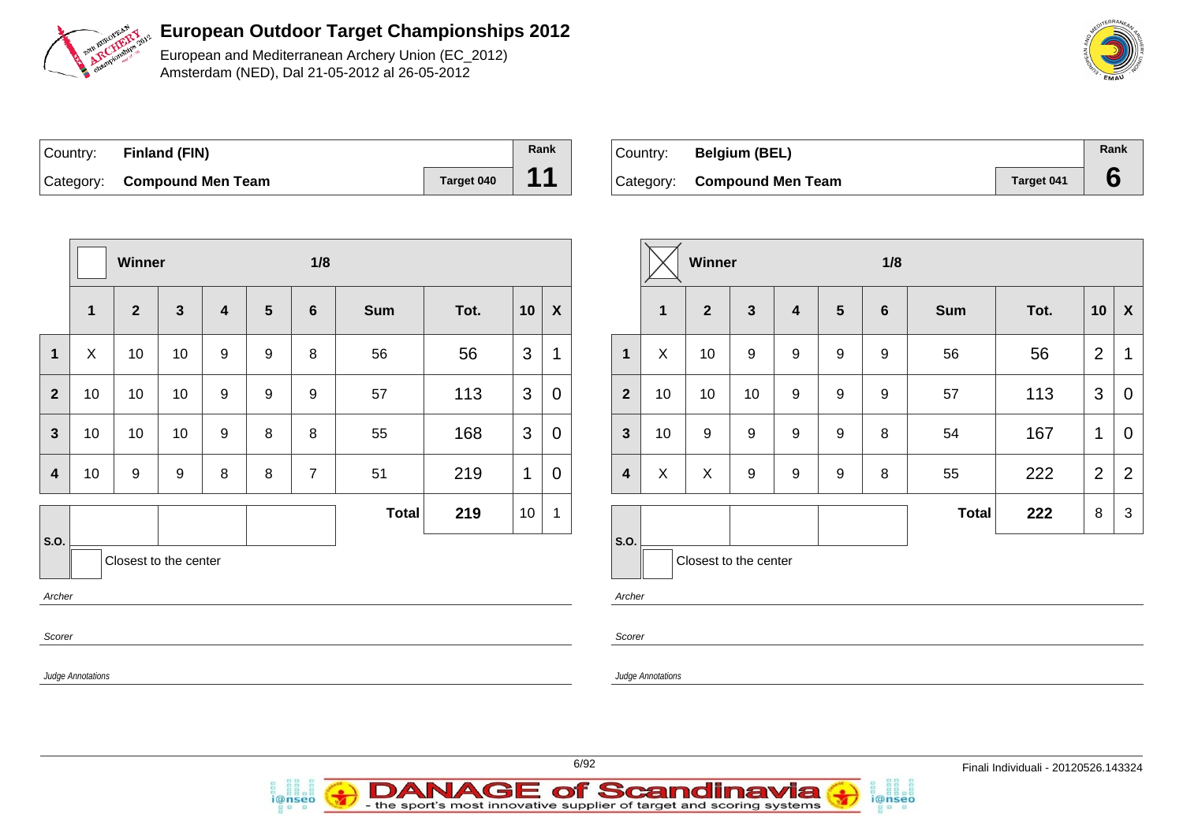# European Outdoor Target Championships 2012

European and Mediterranean Archery Union (EC_2012)
Amsterdam (NED), Dal 21-05-2012 al 26-05-2012

| Country: | **Finland (FIN)** | | Rank |
|---|---|---|---|
| Category: | **Compound Men Team** | Target 040 | **11** |

| | Winner ☐ | | | | | 1/8 | | | | |
|---|---|---|---|---|---|---|---|---|---|---|
| | **1** | **2** | **3** | **4** | **5** | **6** | **Sum** | **Tot.** | **10** | **X** |
| **1** | X | 10 | 10 | 9 | 9 | 8 | 56 | 56 | 3 | 1 |
| **2** | 10 | 10 | 10 | 9 | 9 | 9 | 57 | 113 | 3 | 0 |
| **3** | 10 | 10 | 10 | 9 | 8 | 8 | 55 | 168 | 3 | 0 |
| **4** | 10 | 9 | 9 | 8 | 8 | 7 | 51 | 219 | 1 | 0 |
| | | | | | | | **Total** | **219** | 10 | 1 |

S.O. ☐ Closest to the center

*Archer*

*Scorer*

*Judge Annotations*

| Country: | **Belgium (BEL)** | | Rank |
|---|---|---|---|
| Category: | **Compound Men Team** | Target 041 | **6** |

| | Winner ☒ | | | | | 1/8 | | | | |
|---|---|---|---|---|---|---|---|---|---|---|
| | **1** | **2** | **3** | **4** | **5** | **6** | **Sum** | **Tot.** | **10** | **X** |
| **1** | X | 10 | 9 | 9 | 9 | 9 | 56 | 56 | 2 | 1 |
| **2** | 10 | 10 | 10 | 9 | 9 | 9 | 57 | 113 | 3 | 0 |
| **3** | 10 | 9 | 9 | 9 | 9 | 8 | 54 | 167 | 1 | 0 |
| **4** | X | X | 9 | 9 | 9 | 8 | 55 | 222 | 2 | 2 |
| | | | | | | | **Total** | **222** | 8 | 3 |

S.O. ☐ Closest to the center

*Archer*

*Scorer*

*Judge Annotations*

Finali Individuali - 20120526.143324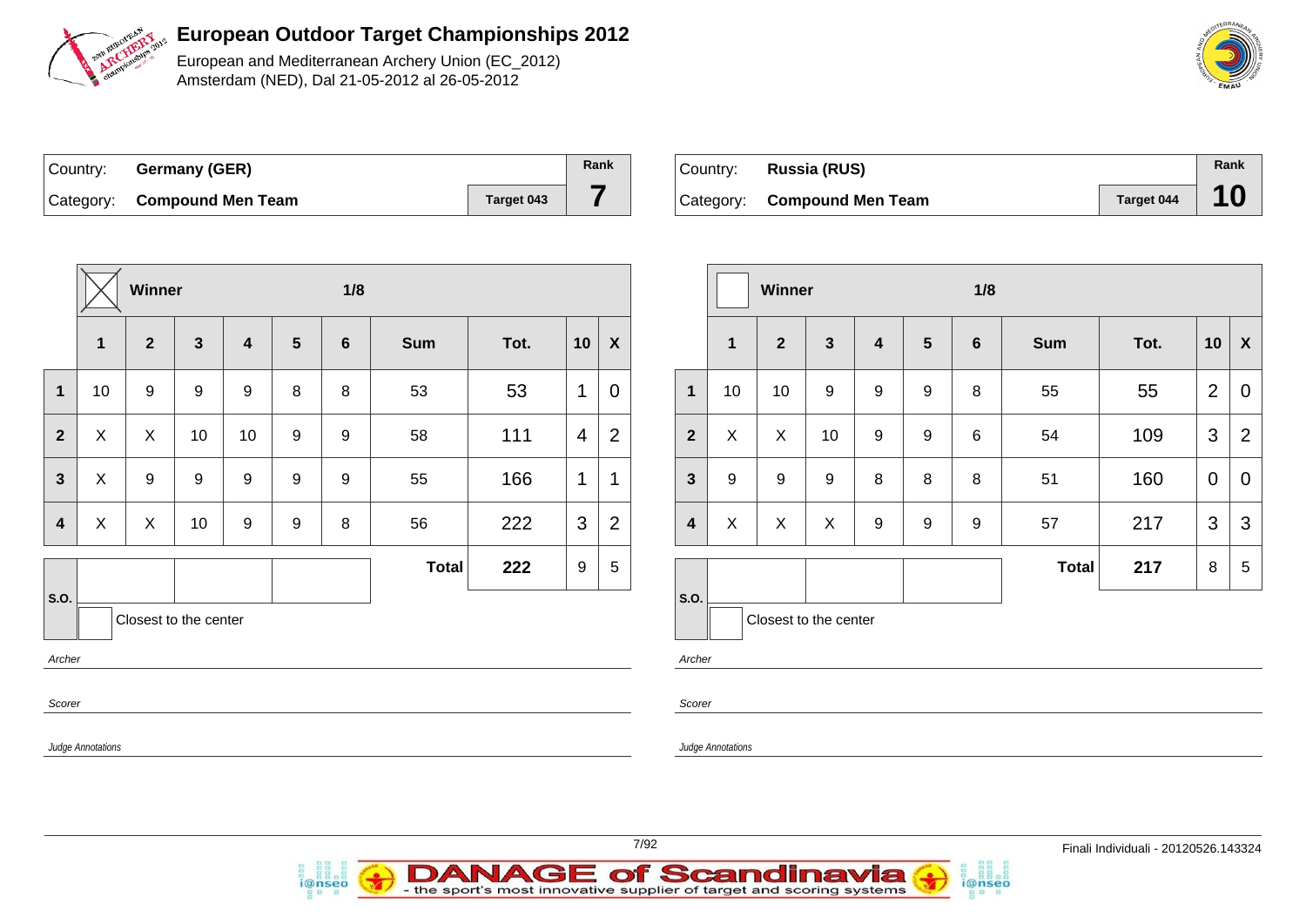# European Outdoor Target Championships 2012

European and Mediterranean Archery Union (EC_2012)
Amsterdam (NED), Dal 21-05-2012 al 26-05-2012

| Country: | **Germany (GER)** | | Rank |
|---|---|---|---|
| Category: | **Compound Men Team** | Target 043 | **7** |

| | ☒ Winner | | | | | 1/8 | | | | |
|---|---|---|---|---|---|---|---|---|---|---|
| | **1** | **2** | **3** | **4** | **5** | **6** | **Sum** | **Tot.** | **10** | **X** |
| **1** | 10 | 9 | 9 | 9 | 8 | 8 | 53 | 53 | 1 | 0 |
| **2** | X | X | 10 | 10 | 9 | 9 | 58 | 111 | 4 | 2 |
| **3** | X | 9 | 9 | 9 | 9 | 9 | 55 | 166 | 1 | 1 |
| **4** | X | X | 10 | 9 | 9 | 8 | 56 | 222 | 3 | 2 |
| | | | | | | | **Total** | **222** | 9 | 5 |

S.O.

Closest to the center

*Archer*

*Scorer*

*Judge Annotations*

| Country: | **Russia (RUS)** | | Rank |
|---|---|---|---|
| Category: | **Compound Men Team** | Target 044 | **10** |

| | ☐ Winner | | | | | 1/8 | | | | |
|---|---|---|---|---|---|---|---|---|---|---|
| | **1** | **2** | **3** | **4** | **5** | **6** | **Sum** | **Tot.** | **10** | **X** |
| **1** | 10 | 10 | 9 | 9 | 9 | 8 | 55 | 55 | 2 | 0 |
| **2** | X | X | 10 | 9 | 9 | 6 | 54 | 109 | 3 | 2 |
| **3** | 9 | 9 | 9 | 8 | 8 | 8 | 51 | 160 | 0 | 0 |
| **4** | X | X | X | 9 | 9 | 9 | 57 | 217 | 3 | 3 |
| | | | | | | | **Total** | **217** | 8 | 5 |

S.O.

Closest to the center

*Archer*

*Scorer*

*Judge Annotations*

Finali Individuali - 20120526.143324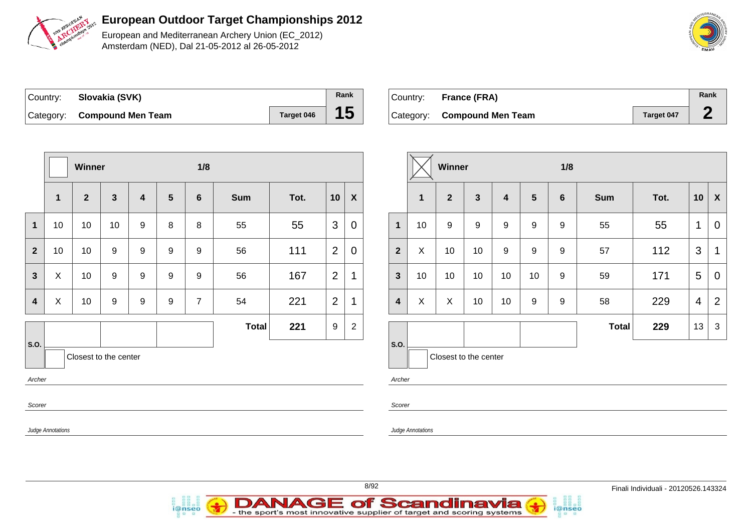# European Outdoor Target Championships 2012

European and Mediterranean Archery Union (EC_2012)
Amsterdam (NED), Dal 21-05-2012 al 26-05-2012

| Country: | **Slovakia (SVK)** | | Rank |
|---|---|---|---|
| Category: | **Compound Men Team** | Target 046 | **15** |

| | Winner | | | | | 1/8 | | | | |
|---|---|---|---|---|---|---|---|---|---|---|
| | **1** | **2** | **3** | **4** | **5** | **6** | **Sum** | **Tot.** | **10** | **X** |
| **1** | 10 | 10 | 10 | 9 | 8 | 8 | 55 | 55 | 3 | 0 |
| **2** | 10 | 10 | 9 | 9 | 9 | 9 | 56 | 111 | 2 | 0 |
| **3** | X | 10 | 9 | 9 | 9 | 9 | 56 | 167 | 2 | 1 |
| **4** | X | 10 | 9 | 9 | 9 | 7 | 54 | 221 | 2 | 1 |
| | | | | | | | **Total** | **221** | 9 | 2 |

S.O.

Closest to the center

*Archer*

*Scorer*

*Judge Annotations*

| Country: | **France (FRA)** | | Rank |
|---|---|---|---|
| Category: | **Compound Men Team** | Target 047 | **2** |

| | Winner (X) | | | | | 1/8 | | | | |
|---|---|---|---|---|---|---|---|---|---|---|
| | **1** | **2** | **3** | **4** | **5** | **6** | **Sum** | **Tot.** | **10** | **X** |
| **1** | 10 | 9 | 9 | 9 | 9 | 9 | 55 | 55 | 1 | 0 |
| **2** | X | 10 | 10 | 9 | 9 | 9 | 57 | 112 | 3 | 1 |
| **3** | 10 | 10 | 10 | 10 | 10 | 9 | 59 | 171 | 5 | 0 |
| **4** | X | X | 10 | 10 | 9 | 9 | 58 | 229 | 4 | 2 |
| | | | | | | | **Total** | **229** | 13 | 3 |

S.O.

Closest to the center

*Archer*

*Scorer*

*Judge Annotations*

Finali Individuali - 20120526.143324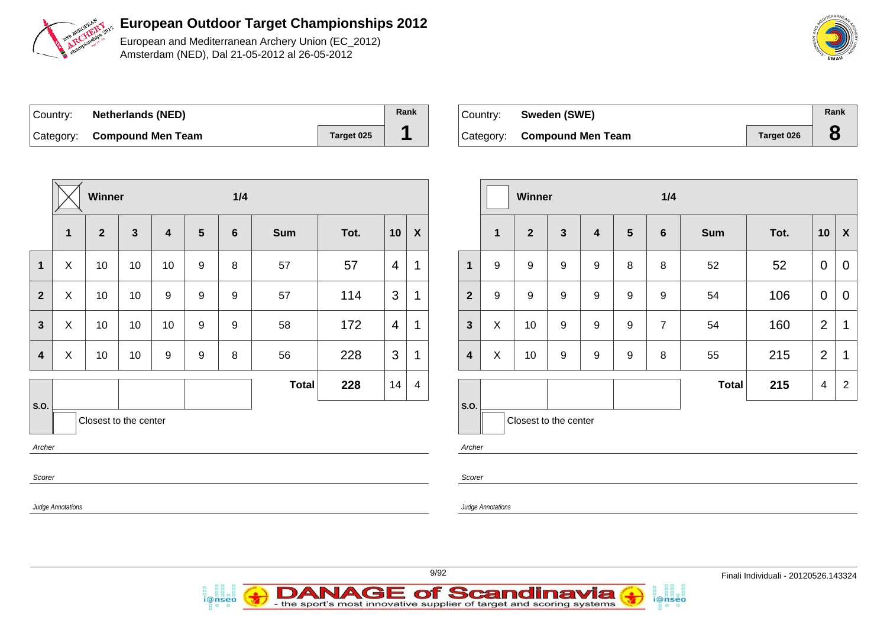# European Outdoor Target Championships 2012

European and Mediterranean Archery Union (EC_2012)
Amsterdam (NED), Dal 21-05-2012 al 26-05-2012

| Country: | Netherlands (NED) | | Rank |
|---|---|---|---|
| Category: | Compound Men Team | Target 025 | 1 |

| | Winner (X) | | | | | 1/4 | | | | |
|---|---|---|---|---|---|---|---|---|---|---|
| | 1 | 2 | 3 | 4 | 5 | 6 | Sum | Tot. | 10 | X |
| 1 | X | 10 | 10 | 10 | 9 | 8 | 57 | 57 | 4 | 1 |
| 2 | X | 10 | 10 | 9 | 9 | 9 | 57 | 114 | 3 | 1 |
| 3 | X | 10 | 10 | 10 | 9 | 9 | 58 | 172 | 4 | 1 |
| 4 | X | 10 | 10 | 9 | 9 | 8 | 56 | 228 | 3 | 1 |
| | | | | | | | Total | 228 | 14 | 4 |

S.O.

Closest to the center

*Archer*

*Scorer*

*Judge Annotations*

| Country: | Sweden (SWE) | | Rank |
|---|---|---|---|
| Category: | Compound Men Team | Target 026 | 8 |

| | Winner | | | | | 1/4 | | | | |
|---|---|---|---|---|---|---|---|---|---|---|
| | 1 | 2 | 3 | 4 | 5 | 6 | Sum | Tot. | 10 | X |
| 1 | 9 | 9 | 9 | 9 | 8 | 8 | 52 | 52 | 0 | 0 |
| 2 | 9 | 9 | 9 | 9 | 9 | 9 | 54 | 106 | 0 | 0 |
| 3 | X | 10 | 9 | 9 | 9 | 7 | 54 | 160 | 2 | 1 |
| 4 | X | 10 | 9 | 9 | 9 | 8 | 55 | 215 | 2 | 1 |
| | | | | | | | Total | 215 | 4 | 2 |

S.O.

Closest to the center

*Archer*

*Scorer*

*Judge Annotations*

Finali Individuali - 20120526.143324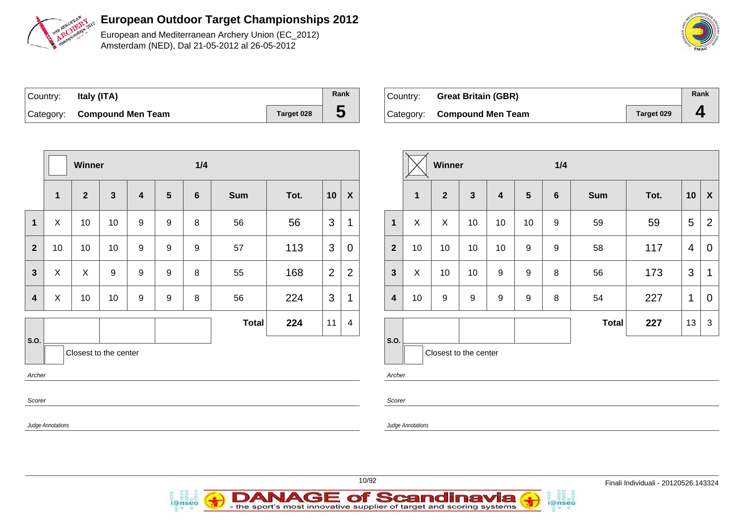# European Outdoor Target Championships 2012

European and Mediterranean Archery Union (EC_2012)
Amsterdam (NED), Dal 21-05-2012 al 26-05-2012

| Country: | Italy (ITA) | | Rank |
|---|---|---|---|
| Category: | Compound Men Team | Target 028 | 5 |

| | 1 | 2 | 3 | 4 | 5 | 6 | Sum | Tot. | 10 | X |
|---|---|---|---|---|---|---|---|---|---|---|
| | **Winner** | | | | 1/4 | | | | | |
| 1 | X | 10 | 10 | 9 | 9 | 8 | 56 | 56 | 3 | 1 |
| 2 | 10 | 10 | 10 | 9 | 9 | 9 | 57 | 113 | 3 | 0 |
| 3 | X | X | 9 | 9 | 9 | 8 | 55 | 168 | 2 | 2 |
| 4 | X | 10 | 10 | 9 | 9 | 8 | 56 | 224 | 3 | 1 |
| | | | | | | | **Total** | **224** | 11 | 4 |

S.O.

Closest to the center

*Archer*

*Scorer*

*Judge Annotations*

| Country: | Great Britain (GBR) | | Rank |
|---|---|---|---|
| Category: | Compound Men Team | Target 029 | 4 |

| | 1 | 2 | 3 | 4 | 5 | 6 | Sum | Tot. | 10 | X |
|---|---|---|---|---|---|---|---|---|---|---|
| ☒ | **Winner** | | | | 1/4 | | | | | |
| 1 | X | X | 10 | 10 | 10 | 9 | 59 | 59 | 5 | 2 |
| 2 | 10 | 10 | 10 | 10 | 9 | 9 | 58 | 117 | 4 | 0 |
| 3 | X | 10 | 10 | 9 | 9 | 8 | 56 | 173 | 3 | 1 |
| 4 | 10 | 9 | 9 | 9 | 9 | 8 | 54 | 227 | 1 | 0 |
| | | | | | | | **Total** | **227** | 13 | 3 |

S.O.

Closest to the center

*Archer*

*Scorer*

*Judge Annotations*

Finali Individuali - 20120526.143324

DANAGE of Scandinavia - the sport's most innovative supplier of target and scoring systems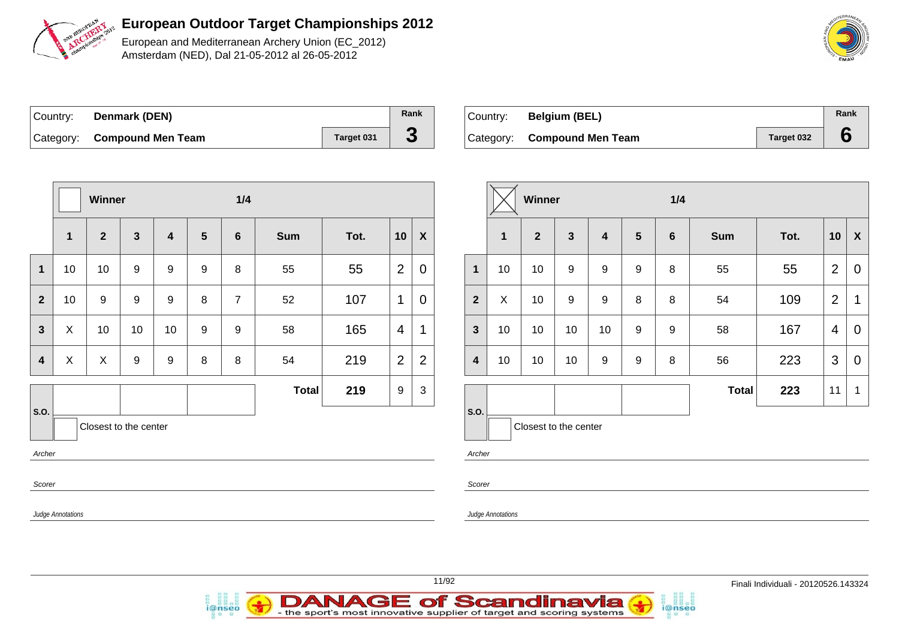# European Outdoor Target Championships 2012

European and Mediterranean Archery Union (EC_2012)
Amsterdam (NED), Dal 21-05-2012 al 26-05-2012

| Country: | Denmark (DEN) | | Rank |
|---|---|---|---|
| Category: | Compound Men Team | Target 031 | 3 |

| | Winner | | | | | 1/4 | | | | |
|---|---|---|---|---|---|---|---|---|---|---|
| | 1 | 2 | 3 | 4 | 5 | 6 | Sum | Tot. | 10 | X |
| 1 | 10 | 10 | 9 | 9 | 9 | 8 | 55 | 55 | 2 | 0 |
| 2 | 10 | 9 | 9 | 9 | 8 | 7 | 52 | 107 | 1 | 0 |
| 3 | X | 10 | 10 | 10 | 9 | 9 | 58 | 165 | 4 | 1 |
| 4 | X | X | 9 | 9 | 8 | 8 | 54 | 219 | 2 | 2 |
| | | | | | | | Total | 219 | 9 | 3 |

S.O.

Closest to the center

*Archer*

*Scorer*

*Judge Annotations*

| Country: | Belgium (BEL) | | Rank |
|---|---|---|---|
| Category: | Compound Men Team | Target 032 | 6 |

| | Winner | | | | | 1/4 | | | | |
|---|---|---|---|---|---|---|---|---|---|---|
| | 1 | 2 | 3 | 4 | 5 | 6 | Sum | Tot. | 10 | X |
| 1 | 10 | 10 | 9 | 9 | 9 | 8 | 55 | 55 | 2 | 0 |
| 2 | X | 10 | 9 | 9 | 8 | 8 | 54 | 109 | 2 | 1 |
| 3 | 10 | 10 | 10 | 10 | 9 | 9 | 58 | 167 | 4 | 0 |
| 4 | 10 | 10 | 10 | 9 | 9 | 8 | 56 | 223 | 3 | 0 |
| | | | | | | | Total | 223 | 11 | 1 |

S.O.

Closest to the center

*Archer*

*Scorer*

*Judge Annotations*

Finali Individuali - 20120526.143324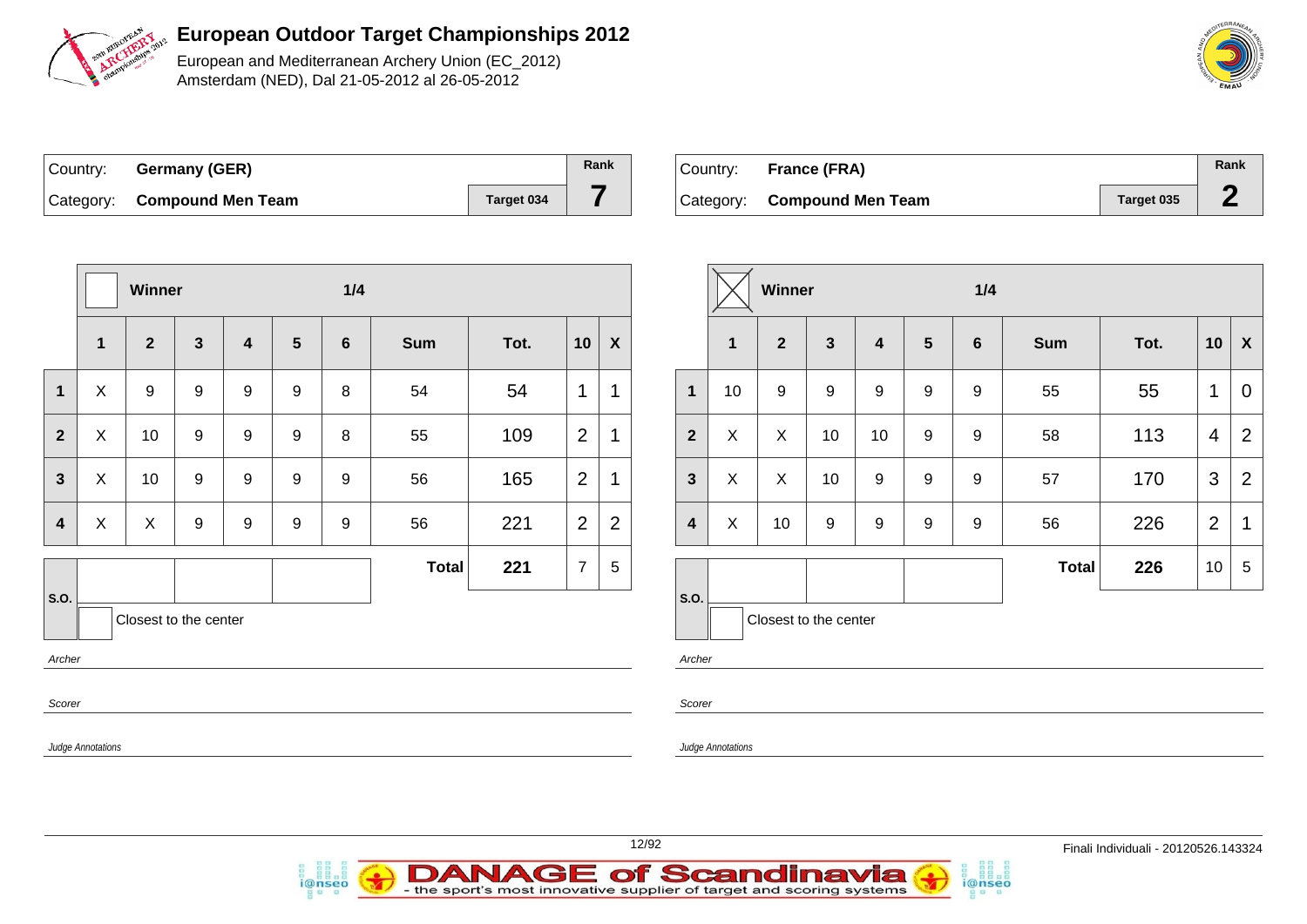# European Outdoor Target Championships 2012

European and Mediterranean Archery Union (EC_2012)
Amsterdam (NED), Dal 21-05-2012 al 26-05-2012

| Country: | **Germany (GER)** | | Rank |
|---|---|---|---|
| Category: | **Compound Men Team** | Target 034 | **7** |

| | Winner | | | | | 1/4 | | | | |
|---|---|---|---|---|---|---|---|---|---|---|
| | **1** | **2** | **3** | **4** | **5** | **6** | **Sum** | **Tot.** | **10** | **X** |
| **1** | X | 9 | 9 | 9 | 9 | 8 | 54 | 54 | 1 | 1 |
| **2** | X | 10 | 9 | 9 | 9 | 8 | 55 | 109 | 2 | 1 |
| **3** | X | 10 | 9 | 9 | 9 | 9 | 56 | 165 | 2 | 1 |
| **4** | X | X | 9 | 9 | 9 | 9 | 56 | 221 | 2 | 2 |
| | | | | | | | **Total** | **221** | 7 | 5 |

S.O.

Closest to the center

*Archer*

*Scorer*

*Judge Annotations*

| Country: | **France (FRA)** | | Rank |
|---|---|---|---|
| Category: | **Compound Men Team** | Target 035 | **2** |

| | Winner (X) | | | | | 1/4 | | | | |
|---|---|---|---|---|---|---|---|---|---|---|
| | **1** | **2** | **3** | **4** | **5** | **6** | **Sum** | **Tot.** | **10** | **X** |
| **1** | 10 | 9 | 9 | 9 | 9 | 9 | 55 | 55 | 1 | 0 |
| **2** | X | X | 10 | 10 | 9 | 9 | 58 | 113 | 4 | 2 |
| **3** | X | X | 10 | 9 | 9 | 9 | 57 | 170 | 3 | 2 |
| **4** | X | 10 | 9 | 9 | 9 | 9 | 56 | 226 | 2 | 1 |
| | | | | | | | **Total** | **226** | 10 | 5 |

S.O.

Closest to the center

*Archer*

*Scorer*

*Judge Annotations*

Finali Individuali - 20120526.143324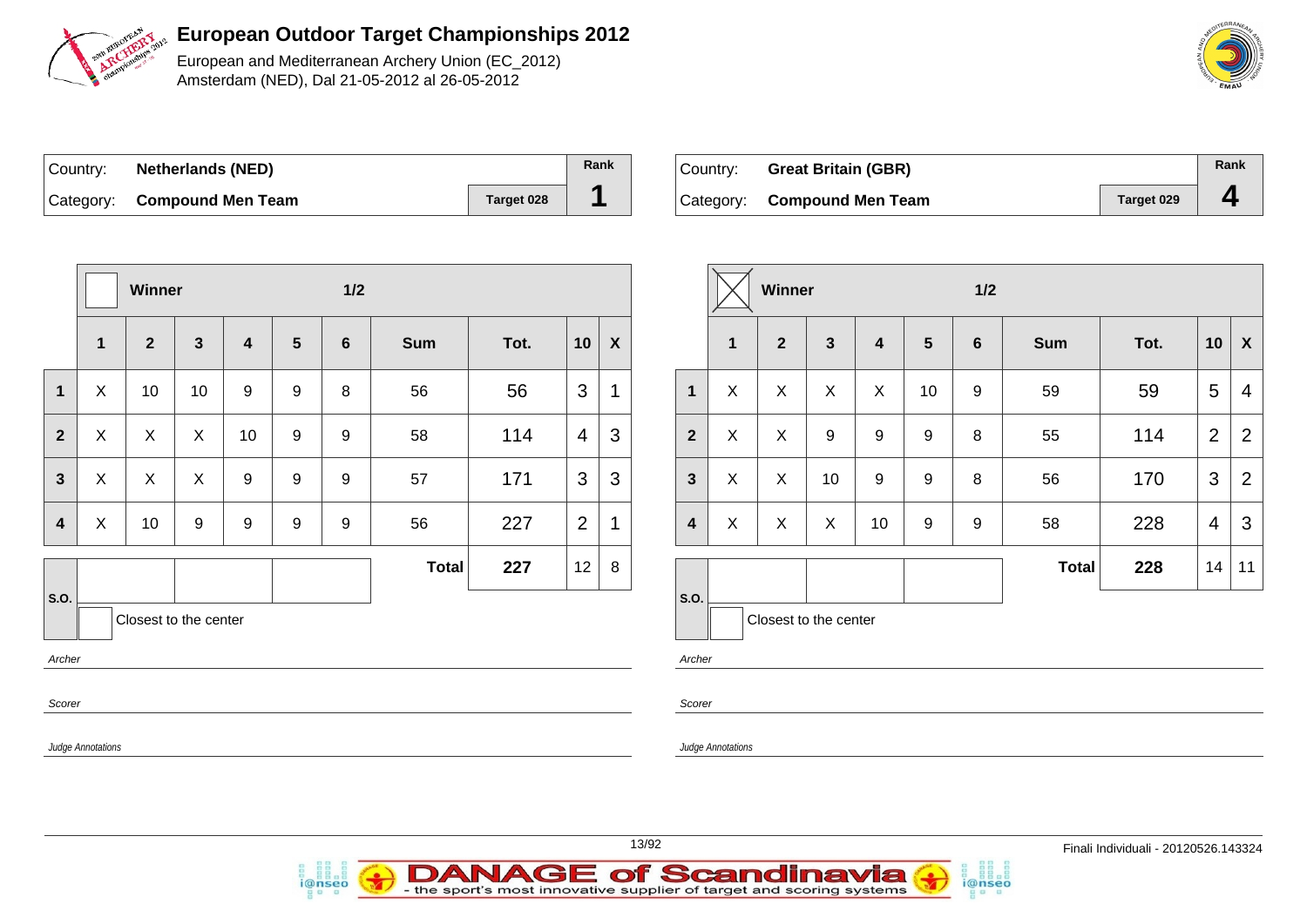# European Outdoor Target Championships 2012

European and Mediterranean Archery Union (EC_2012)
Amsterdam (NED), Dal 21-05-2012 al 26-05-2012

| Country: | Netherlands (NED) | | Rank |
|---|---|---|---|
| Category: | Compound Men Team | Target 028 | 1 |

| | Winner | | | | | 1/2 | | | | |
|---|---|---|---|---|---|---|---|---|---|---|
| | 1 | 2 | 3 | 4 | 5 | 6 | Sum | Tot. | 10 | X |
| 1 | X | 10 | 10 | 9 | 9 | 8 | 56 | 56 | 3 | 1 |
| 2 | X | X | X | 10 | 9 | 9 | 58 | 114 | 4 | 3 |
| 3 | X | X | X | 9 | 9 | 9 | 57 | 171 | 3 | 3 |
| 4 | X | 10 | 9 | 9 | 9 | 9 | 56 | 227 | 2 | 1 |
| | | | | | | | Total | 227 | 12 | 8 |

S.O.

Closest to the center

*Archer*

*Scorer*

*Judge Annotations*

| Country: | Great Britain (GBR) | | Rank |
|---|---|---|---|
| Category: | Compound Men Team | Target 029 | 4 |

| | Winner (X) | | | | | 1/2 | | | | |
|---|---|---|---|---|---|---|---|---|---|---|
| | 1 | 2 | 3 | 4 | 5 | 6 | Sum | Tot. | 10 | X |
| 1 | X | X | X | X | 10 | 9 | 59 | 59 | 5 | 4 |
| 2 | X | X | 9 | 9 | 9 | 8 | 55 | 114 | 2 | 2 |
| 3 | X | X | 10 | 9 | 9 | 8 | 56 | 170 | 3 | 2 |
| 4 | X | X | X | 10 | 9 | 9 | 58 | 228 | 4 | 3 |
| | | | | | | | Total | 228 | 14 | 11 |

S.O.

Closest to the center

*Archer*

*Scorer*

*Judge Annotations*

Finali Individuali - 20120526.143324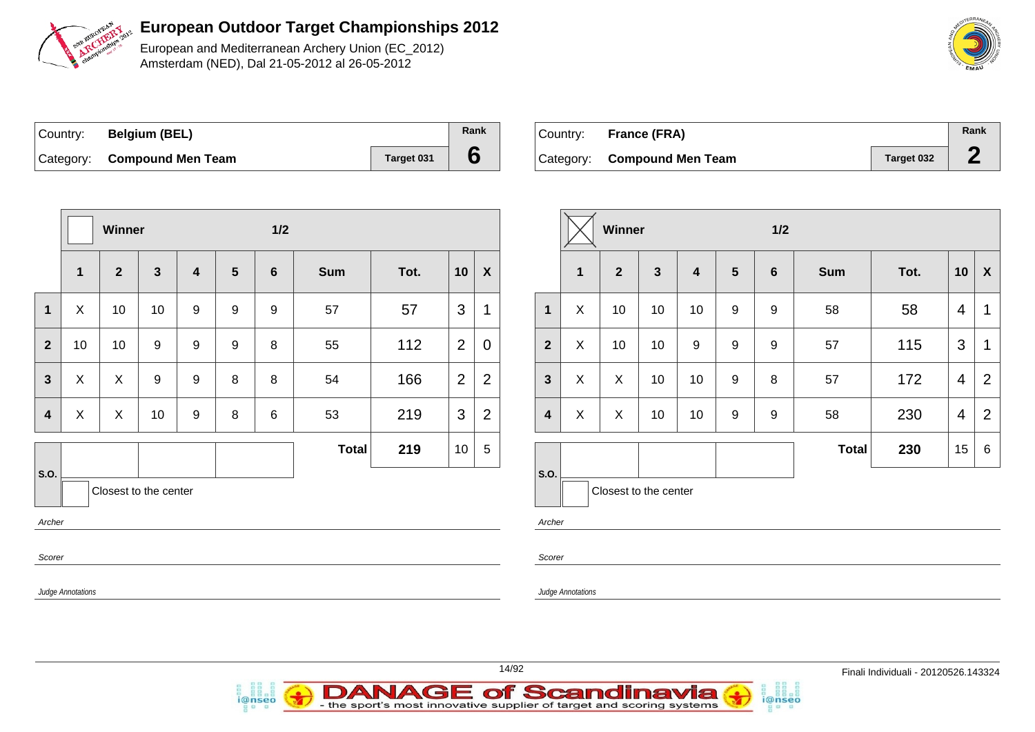# European Outdoor Target Championships 2012

European and Mediterranean Archery Union (EC_2012)
Amsterdam (NED), Dal 21-05-2012 al 26-05-2012

| Country: | **Belgium (BEL)** | | Rank |
|---|---|---|---|
| Category: | **Compound Men Team** | Target 031 | **6** |

| | Winner | | | | | 1/2 | | | | |
|---|---|---|---|---|---|---|---|---|---|---|
| | **1** | **2** | **3** | **4** | **5** | **6** | **Sum** | **Tot.** | **10** | **X** |
| **1** | X | 10 | 10 | 9 | 9 | 9 | 57 | 57 | 3 | 1 |
| **2** | 10 | 10 | 9 | 9 | 9 | 8 | 55 | 112 | 2 | 0 |
| **3** | X | X | 9 | 9 | 8 | 8 | 54 | 166 | 2 | 2 |
| **4** | X | X | 10 | 9 | 8 | 6 | 53 | 219 | 3 | 2 |
| | | | | | | | **Total** | **219** | 10 | 5 |

S.O.

Closest to the center

*Archer*

*Scorer*

*Judge Annotations*

| Country: | **France (FRA)** | | Rank |
|---|---|---|---|
| Category: | **Compound Men Team** | Target 032 | **2** |

| | Winner ☒ | | | | | 1/2 | | | | |
|---|---|---|---|---|---|---|---|---|---|---|
| | **1** | **2** | **3** | **4** | **5** | **6** | **Sum** | **Tot.** | **10** | **X** |
| **1** | X | 10 | 10 | 10 | 9 | 9 | 58 | 58 | 4 | 1 |
| **2** | X | 10 | 10 | 9 | 9 | 9 | 57 | 115 | 3 | 1 |
| **3** | X | X | 10 | 10 | 9 | 8 | 57 | 172 | 4 | 2 |
| **4** | X | X | 10 | 10 | 9 | 9 | 58 | 230 | 4 | 2 |
| | | | | | | | **Total** | **230** | 15 | 6 |

S.O.

Closest to the center

*Archer*

*Scorer*

*Judge Annotations*

Finali Individuali - 20120526.143324

DANAGE of Scandinavia - the sport's most innovative supplier of target and scoring systems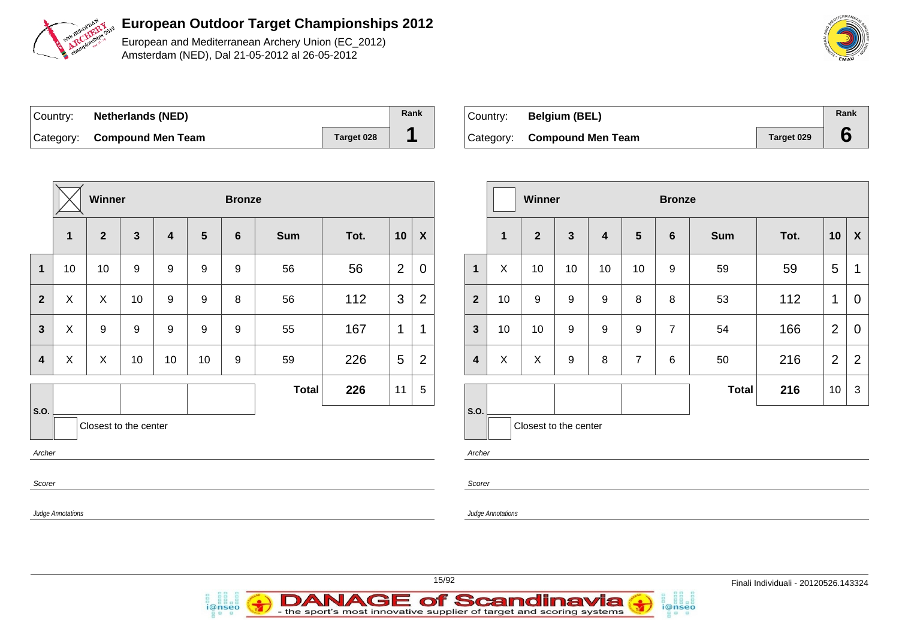# European Outdoor Target Championships 2012

European and Mediterranean Archery Union (EC_2012)
Amsterdam (NED), Dal 21-05-2012 al 26-05-2012

| Country: | **Netherlands (NED)** | | Rank |
|---|---|---|---|
| Category: | **Compound Men Team** | **Target 028** | **1** |

| | Winner | | | Bronze | | | | | | |
|---|---|---|---|---|---|---|---|---|---|---|
| | **1** | **2** | **3** | **4** | **5** | **6** | **Sum** | **Tot.** | **10** | **X** |
| **1** | 10 | 10 | 9 | 9 | 9 | 9 | 56 | 56 | 2 | 0 |
| **2** | X | X | 10 | 9 | 9 | 8 | 56 | 112 | 3 | 2 |
| **3** | X | 9 | 9 | 9 | 9 | 9 | 55 | 167 | 1 | 1 |
| **4** | X | X | 10 | 10 | 10 | 9 | 59 | 226 | 5 | 2 |
| | | | | | | | **Total** | **226** | 11 | 5 |

S.O.

Closest to the center

*Archer*

*Scorer*

*Judge Annotations*

| Country: | **Belgium (BEL)** | | Rank |
|---|---|---|---|
| Category: | **Compound Men Team** | **Target 029** | **6** |

| | Winner | | | Bronze | | | | | | |
|---|---|---|---|---|---|---|---|---|---|---|
| | **1** | **2** | **3** | **4** | **5** | **6** | **Sum** | **Tot.** | **10** | **X** |
| **1** | X | 10 | 10 | 10 | 10 | 9 | 59 | 59 | 5 | 1 |
| **2** | 10 | 9 | 9 | 9 | 8 | 8 | 53 | 112 | 1 | 0 |
| **3** | 10 | 10 | 9 | 9 | 9 | 7 | 54 | 166 | 2 | 0 |
| **4** | X | X | 9 | 8 | 7 | 6 | 50 | 216 | 2 | 2 |
| | | | | | | | **Total** | **216** | 10 | 3 |

S.O.

Closest to the center

*Archer*

*Scorer*

*Judge Annotations*

Finali Individuali - 20120526.143324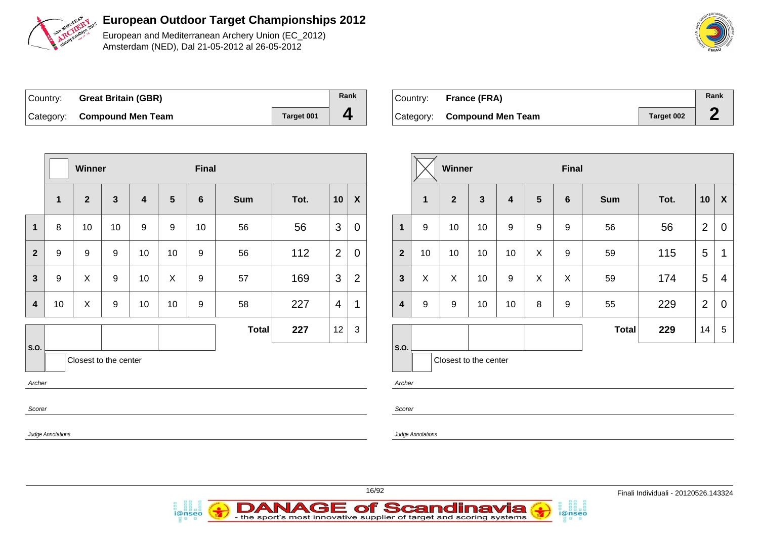# European Outdoor Target Championships 2012

European and Mediterranean Archery Union (EC_2012)
Amsterdam (NED), Dal 21-05-2012 al 26-05-2012

| Country: | **Great Britain (GBR)** | Rank |
|---|---|---|
| Category: | **Compound Men Team** | Target 001 | **4** |

| | Winner | | | | | Final | | | | |
|---|---|---|---|---|---|---|---|---|---|---|
| | **1** | **2** | **3** | **4** | **5** | **6** | **Sum** | **Tot.** | **10** | **X** |
| **1** | 8 | 10 | 10 | 9 | 9 | 10 | 56 | 56 | 3 | 0 |
| **2** | 9 | 9 | 9 | 10 | 10 | 9 | 56 | 112 | 2 | 0 |
| **3** | 9 | X | 9 | 10 | X | 9 | 57 | 169 | 3 | 2 |
| **4** | 10 | X | 9 | 10 | 10 | 9 | 58 | 227 | 4 | 1 |
| | | | | | | | **Total** | **227** | 12 | 3 |

S.O.

Closest to the center

*Archer*

*Scorer*

*Judge Annotations*

| Country: | **France (FRA)** | Rank |
|---|---|---|
| Category: | **Compound Men Team** | Target 002 | **2** |

| | Winner ☒ | | | | | Final | | | | |
|---|---|---|---|---|---|---|---|---|---|---|
| | **1** | **2** | **3** | **4** | **5** | **6** | **Sum** | **Tot.** | **10** | **X** |
| **1** | 9 | 10 | 10 | 9 | 9 | 9 | 56 | 56 | 2 | 0 |
| **2** | 10 | 10 | 10 | 10 | X | 9 | 59 | 115 | 5 | 1 |
| **3** | X | X | 10 | 9 | X | X | 59 | 174 | 5 | 4 |
| **4** | 9 | 9 | 10 | 10 | 8 | 9 | 55 | 229 | 2 | 0 |
| | | | | | | | **Total** | **229** | 14 | 5 |

S.O.

Closest to the center

*Archer*

*Scorer*

*Judge Annotations*

Finali Individuali - 20120526.143324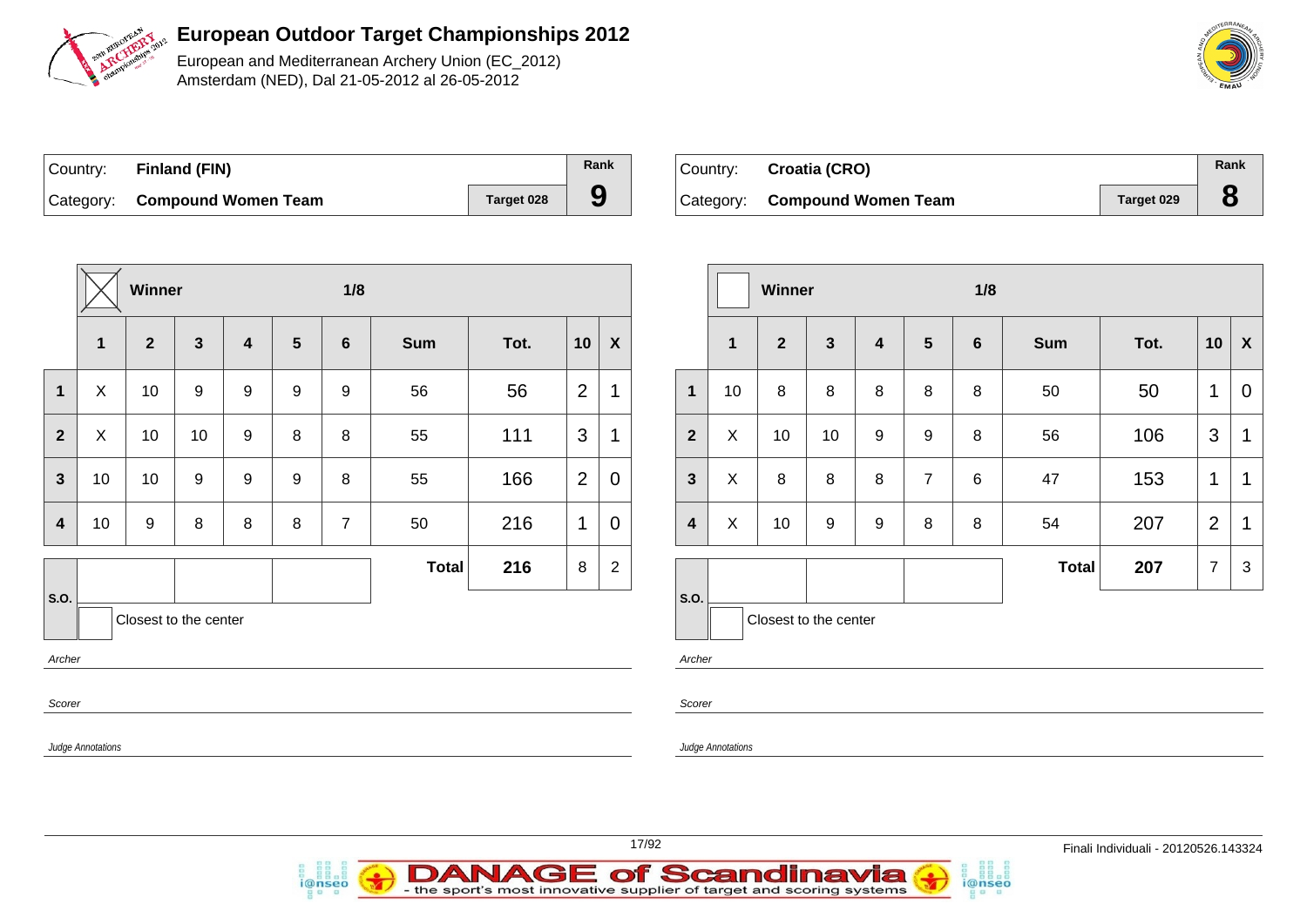# European Outdoor Target Championships 2012

European and Mediterranean Archery Union (EC_2012)
Amsterdam (NED), Dal 21-05-2012 al 26-05-2012

| Country: | Finland (FIN) | | Rank |
|---|---|---|---|
| Category: | Compound Women Team | Target 028 | 9 |

| | Winner ☒ | | | | | 1/8 | | | | |
|---|---|---|---|---|---|---|---|---|---|---|
| | 1 | 2 | 3 | 4 | 5 | 6 | Sum | Tot. | 10 | X |
| 1 | X | 10 | 9 | 9 | 9 | 9 | 56 | 56 | 2 | 1 |
| 2 | X | 10 | 10 | 9 | 8 | 8 | 55 | 111 | 3 | 1 |
| 3 | 10 | 10 | 9 | 9 | 9 | 8 | 55 | 166 | 2 | 0 |
| 4 | 10 | 9 | 8 | 8 | 8 | 7 | 50 | 216 | 1 | 0 |
| | | | | | | | Total | 216 | 8 | 2 |

S.O.

Closest to the center

*Archer*

*Scorer*

*Judge Annotations*

| Country: | Croatia (CRO) | | Rank |
|---|---|---|---|
| Category: | Compound Women Team | Target 029 | 8 |

| | Winner ☐ | | | | | 1/8 | | | | |
|---|---|---|---|---|---|---|---|---|---|---|
| | 1 | 2 | 3 | 4 | 5 | 6 | Sum | Tot. | 10 | X |
| 1 | 10 | 8 | 8 | 8 | 8 | 8 | 50 | 50 | 1 | 0 |
| 2 | X | 10 | 10 | 9 | 9 | 8 | 56 | 106 | 3 | 1 |
| 3 | X | 8 | 8 | 8 | 7 | 6 | 47 | 153 | 1 | 1 |
| 4 | X | 10 | 9 | 9 | 8 | 8 | 54 | 207 | 2 | 1 |
| | | | | | | | Total | 207 | 7 | 3 |

S.O.

Closest to the center

*Archer*

*Scorer*

*Judge Annotations*

Finali Individuali - 20120526.143324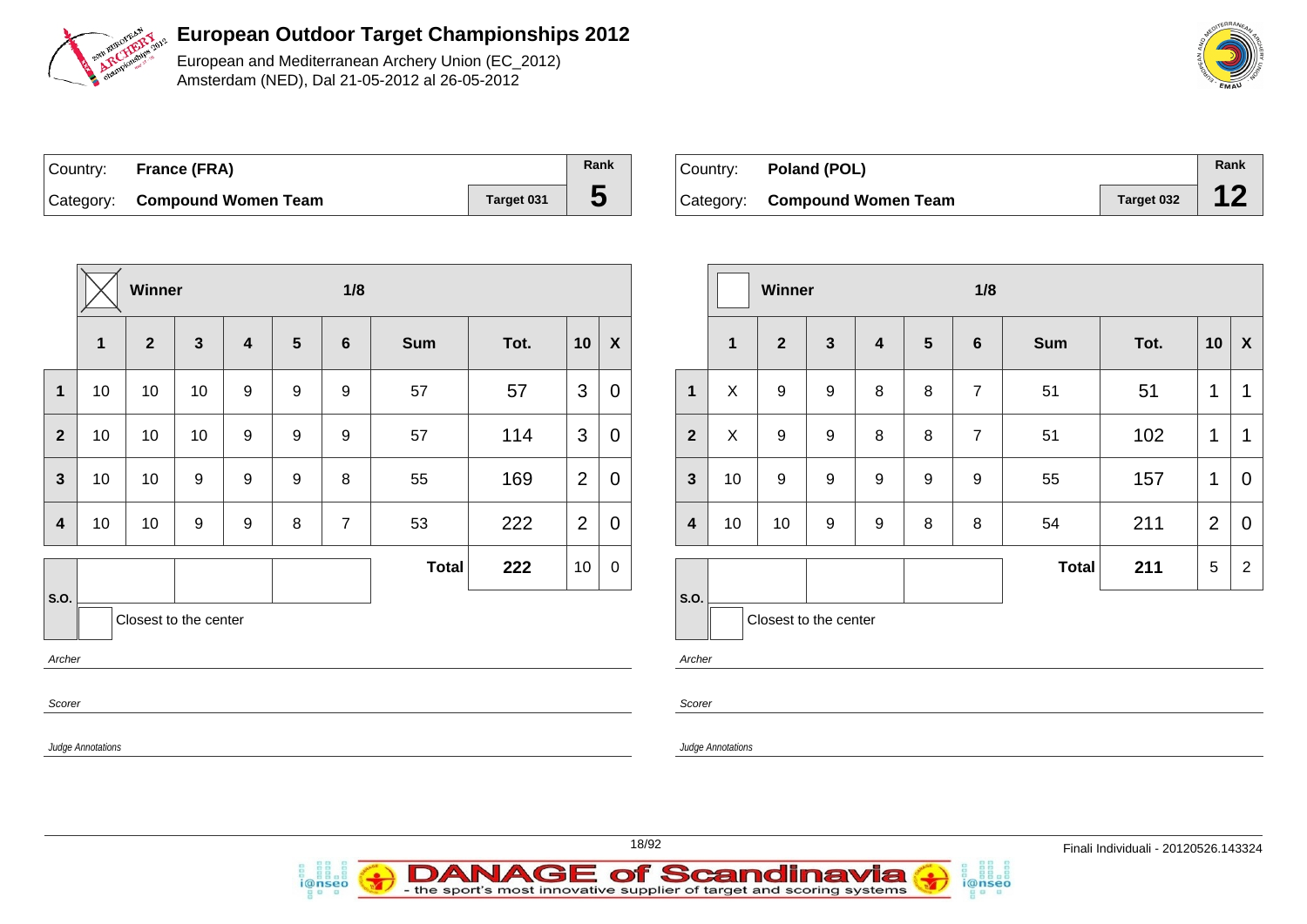# European Outdoor Target Championships 2012

European and Mediterranean Archery Union (EC_2012)
Amsterdam (NED), Dal 21-05-2012 al 26-05-2012

| Country: | France (FRA) | | Rank |
|---|---|---|---|
| Category: | Compound Women Team | Target 031 | 5 |

| | Winner: X | | | | | 1/8 | | | | |
|---|---|---|---|---|---|---|---|---|---|---|
| | 1 | 2 | 3 | 4 | 5 | 6 | Sum | Tot. | 10 | X |
| 1 | 10 | 10 | 10 | 9 | 9 | 9 | 57 | 57 | 3 | 0 |
| 2 | 10 | 10 | 10 | 9 | 9 | 9 | 57 | 114 | 3 | 0 |
| 3 | 10 | 10 | 9 | 9 | 9 | 8 | 55 | 169 | 2 | 0 |
| 4 | 10 | 10 | 9 | 9 | 8 | 7 | 53 | 222 | 2 | 0 |
| | | | | | | | Total | 222 | 10 | 0 |

S.O.

Closest to the center

*Archer*

*Scorer*

*Judge Annotations*

| Country: | Poland (POL) | | Rank |
|---|---|---|---|
| Category: | Compound Women Team | Target 032 | 12 |

| | Winner | | | | | 1/8 | | | | |
|---|---|---|---|---|---|---|---|---|---|---|
| | 1 | 2 | 3 | 4 | 5 | 6 | Sum | Tot. | 10 | X |
| 1 | X | 9 | 9 | 8 | 8 | 7 | 51 | 51 | 1 | 1 |
| 2 | X | 9 | 9 | 8 | 8 | 7 | 51 | 102 | 1 | 1 |
| 3 | 10 | 9 | 9 | 9 | 9 | 9 | 55 | 157 | 1 | 0 |
| 4 | 10 | 10 | 9 | 9 | 8 | 8 | 54 | 211 | 2 | 0 |
| | | | | | | | Total | 211 | 5 | 2 |

S.O.

Closest to the center

*Archer*

*Scorer*

*Judge Annotations*

Finali Individuali - 20120526.143324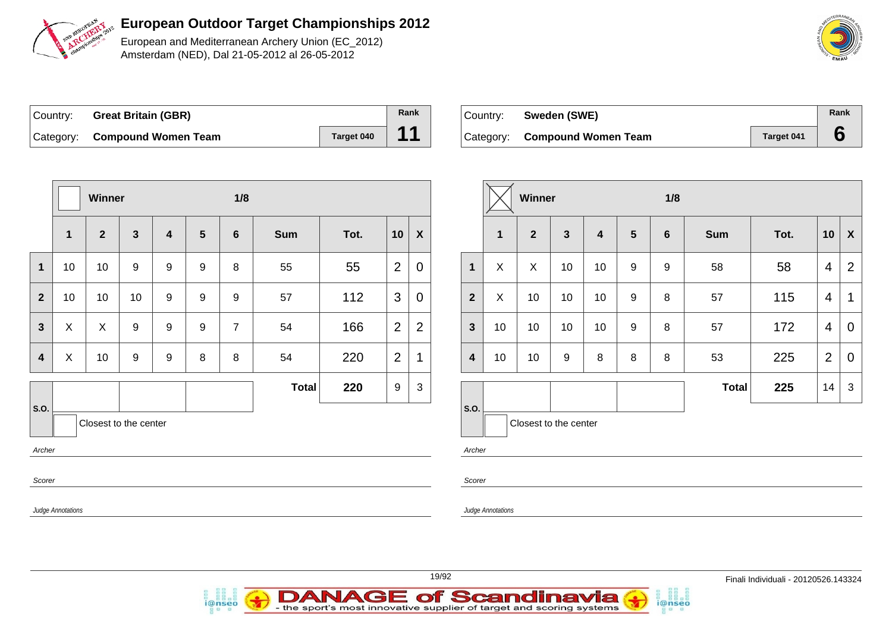# European Outdoor Target Championships 2012

European and Mediterranean Archery Union (EC_2012)
Amsterdam (NED), Dal 21-05-2012 al 26-05-2012

| Country: | Great Britain (GBR) | | Rank |
|---|---|---|---|
| Category: | Compound Women Team | Target 040 | 11 |

Winner: ☐ — 1/8

| | 1 | 2 | 3 | 4 | 5 | 6 | Sum | Tot. | 10 | X |
|---|---|---|---|---|---|---|---|---|---|---|
| 1 | 10 | 10 | 9 | 9 | 9 | 8 | 55 | 55 | 2 | 0 |
| 2 | 10 | 10 | 10 | 9 | 9 | 9 | 57 | 112 | 3 | 0 |
| 3 | X | X | 9 | 9 | 9 | 7 | 54 | 166 | 2 | 2 |
| 4 | X | 10 | 9 | 9 | 8 | 8 | 54 | 220 | 2 | 1 |
| | | | | | | | Total | 220 | 9 | 3 |

S.O.

☐ Closest to the center

*Archer*

*Scorer*

*Judge Annotations*

| Country: | Sweden (SWE) | | Rank |
|---|---|---|---|
| Category: | Compound Women Team | Target 041 | 6 |

Winner: ☒ — 1/8

| | 1 | 2 | 3 | 4 | 5 | 6 | Sum | Tot. | 10 | X |
|---|---|---|---|---|---|---|---|---|---|---|
| 1 | X | X | 10 | 10 | 9 | 9 | 58 | 58 | 4 | 2 |
| 2 | X | 10 | 10 | 10 | 9 | 8 | 57 | 115 | 4 | 1 |
| 3 | 10 | 10 | 10 | 10 | 9 | 8 | 57 | 172 | 4 | 0 |
| 4 | 10 | 10 | 9 | 8 | 8 | 8 | 53 | 225 | 2 | 0 |
| | | | | | | | Total | 225 | 14 | 3 |

S.O.

☐ Closest to the center

*Archer*

*Scorer*

*Judge Annotations*

Finali Individuali - 20120526.143324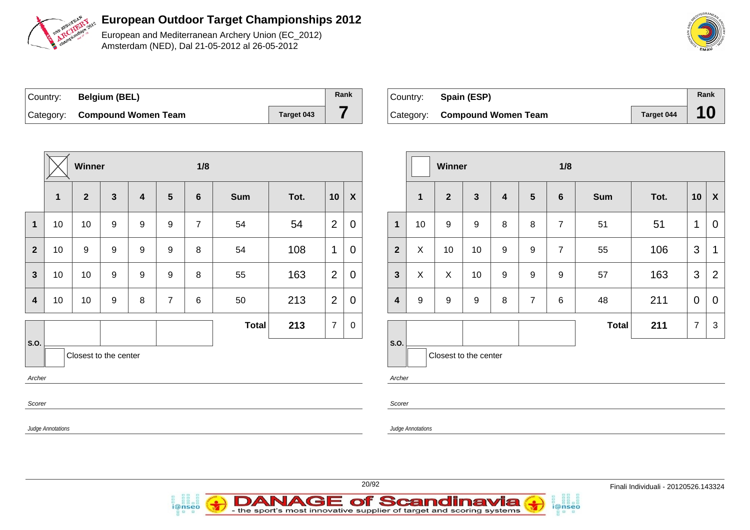# European Outdoor Target Championships 2012

European and Mediterranean Archery Union (EC_2012)
Amsterdam (NED), Dal 21-05-2012 al 26-05-2012

| Country: | Belgium (BEL) | | Rank |
|---|---|---|---|
| Category: | Compound Women Team | Target 043 | 7 |

| | Winner (X) | | | | | 1/8 | | | | |
|---|---|---|---|---|---|---|---|---|---|---|
| | 1 | 2 | 3 | 4 | 5 | 6 | Sum | Tot. | 10 | X |
| 1 | 10 | 10 | 9 | 9 | 9 | 7 | 54 | 54 | 2 | 0 |
| 2 | 10 | 9 | 9 | 9 | 9 | 8 | 54 | 108 | 1 | 0 |
| 3 | 10 | 10 | 9 | 9 | 9 | 8 | 55 | 163 | 2 | 0 |
| 4 | 10 | 10 | 9 | 8 | 7 | 6 | 50 | 213 | 2 | 0 |
| | | | | | | | Total | 213 | 7 | 0 |

S.O.

Closest to the center

*Archer*

*Scorer*

*Judge Annotations*

| Country: | Spain (ESP) | | Rank |
|---|---|---|---|
| Category: | Compound Women Team | Target 044 | 10 |

| | Winner | | | | | 1/8 | | | | |
|---|---|---|---|---|---|---|---|---|---|---|
| | 1 | 2 | 3 | 4 | 5 | 6 | Sum | Tot. | 10 | X |
| 1 | 10 | 9 | 9 | 8 | 8 | 7 | 51 | 51 | 1 | 0 |
| 2 | X | 10 | 10 | 9 | 9 | 7 | 55 | 106 | 3 | 1 |
| 3 | X | X | 10 | 9 | 9 | 9 | 57 | 163 | 3 | 2 |
| 4 | 9 | 9 | 9 | 8 | 7 | 6 | 48 | 211 | 0 | 0 |
| | | | | | | | Total | 211 | 7 | 3 |

S.O.

Closest to the center

*Archer*

*Scorer*

*Judge Annotations*

Finali Individuali - 20120526.143324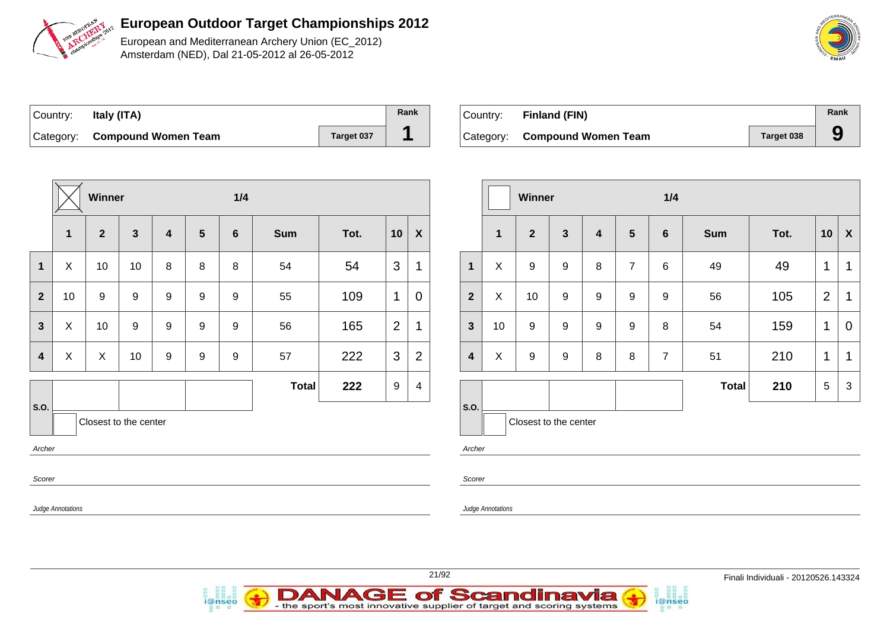# European Outdoor Target Championships 2012

European and Mediterranean Archery Union (EC_2012)
Amsterdam (NED), Dal 21-05-2012 al 26-05-2012

| Country: | Italy (ITA) | | Rank |
|---|---|---|---|
| Category: | Compound Women Team | Target 037 | 1 |

| | Winner ☒ | | | | | 1/4 | | | | |
|---|---|---|---|---|---|---|---|---|---|---|
| | 1 | 2 | 3 | 4 | 5 | 6 | Sum | Tot. | 10 | X |
| 1 | X | 10 | 10 | 8 | 8 | 8 | 54 | 54 | 3 | 1 |
| 2 | 10 | 9 | 9 | 9 | 9 | 9 | 55 | 109 | 1 | 0 |
| 3 | X | 10 | 9 | 9 | 9 | 9 | 56 | 165 | 2 | 1 |
| 4 | X | X | 10 | 9 | 9 | 9 | 57 | 222 | 3 | 2 |
| | | | | | | | Total | 222 | 9 | 4 |

S.O.

Closest to the center

*Archer*

*Scorer*

*Judge Annotations*

| Country: | Finland (FIN) | | Rank |
|---|---|---|---|
| Category: | Compound Women Team | Target 038 | 9 |

| | Winner ☐ | | | | | 1/4 | | | | |
|---|---|---|---|---|---|---|---|---|---|---|
| | 1 | 2 | 3 | 4 | 5 | 6 | Sum | Tot. | 10 | X |
| 1 | X | 9 | 9 | 8 | 7 | 6 | 49 | 49 | 1 | 1 |
| 2 | X | 10 | 9 | 9 | 9 | 9 | 56 | 105 | 2 | 1 |
| 3 | 10 | 9 | 9 | 9 | 9 | 8 | 54 | 159 | 1 | 0 |
| 4 | X | 9 | 9 | 8 | 8 | 7 | 51 | 210 | 1 | 1 |
| | | | | | | | Total | 210 | 5 | 3 |

S.O.

Closest to the center

*Archer*

*Scorer*

*Judge Annotations*

Finali Individuali - 20120526.143324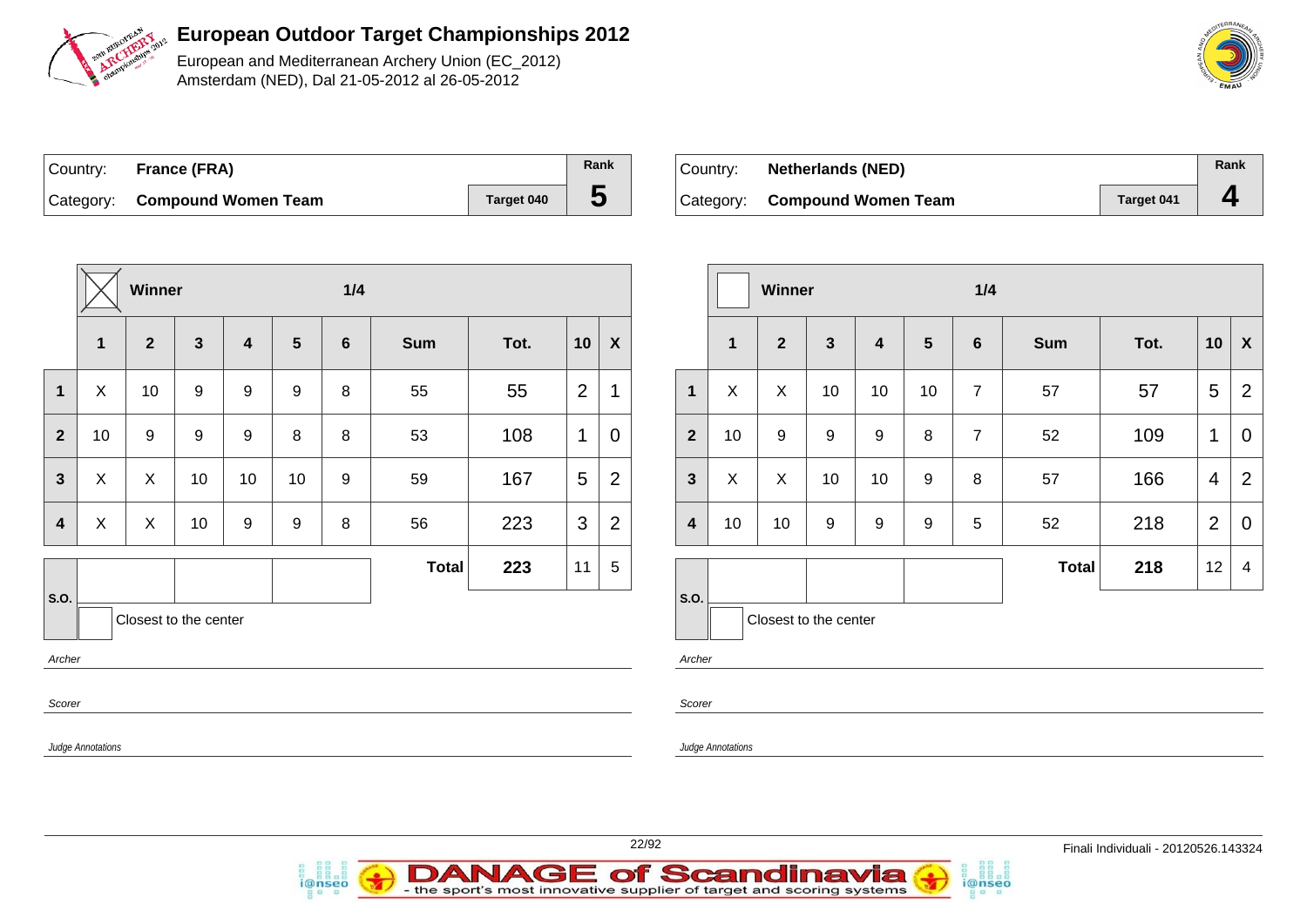# European Outdoor Target Championships 2012

European and Mediterranean Archery Union (EC_2012)
Amsterdam (NED), Dal 21-05-2012 al 26-05-2012

| Country: | France (FRA) | | Rank |
|---|---|---|---|
| Category: | Compound Women Team | Target 040 | 5 |

| | Winner [X] | | | | | 1/4 | | | | |
|---|---|---|---|---|---|---|---|---|---|---|
| | 1 | 2 | 3 | 4 | 5 | 6 | Sum | Tot. | 10 | X |
| 1 | X | 10 | 9 | 9 | 9 | 8 | 55 | 55 | 2 | 1 |
| 2 | 10 | 9 | 9 | 9 | 8 | 8 | 53 | 108 | 1 | 0 |
| 3 | X | X | 10 | 10 | 10 | 9 | 59 | 167 | 5 | 2 |
| 4 | X | X | 10 | 9 | 9 | 8 | 56 | 223 | 3 | 2 |
| S.O. | | | | | | | Total | 223 | 11 | 5 |

Closest to the center

*Archer*

*Scorer*

*Judge Annotations*

| Country: | Netherlands (NED) | | Rank |
|---|---|---|---|
| Category: | Compound Women Team | Target 041 | 4 |

| | Winner | | | | | 1/4 | | | | |
|---|---|---|---|---|---|---|---|---|---|---|
| | 1 | 2 | 3 | 4 | 5 | 6 | Sum | Tot. | 10 | X |
| 1 | X | X | 10 | 10 | 10 | 7 | 57 | 57 | 5 | 2 |
| 2 | 10 | 9 | 9 | 9 | 8 | 7 | 52 | 109 | 1 | 0 |
| 3 | X | X | 10 | 10 | 9 | 8 | 57 | 166 | 4 | 2 |
| 4 | 10 | 10 | 9 | 9 | 9 | 5 | 52 | 218 | 2 | 0 |
| S.O. | | | | | | | Total | 218 | 12 | 4 |

Closest to the center

*Archer*

*Scorer*

*Judge Annotations*

Finali Individuali - 20120526.143324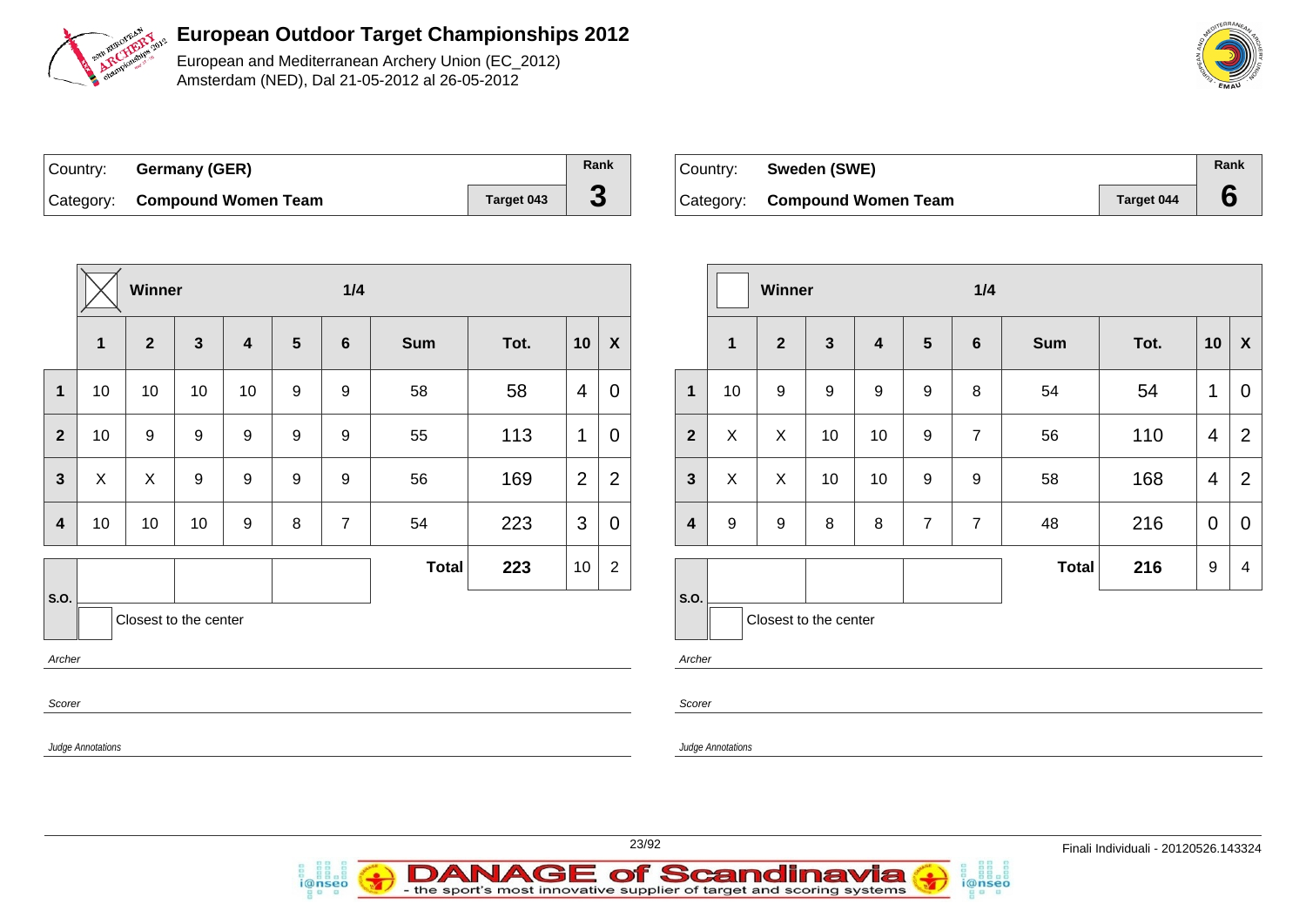# European Outdoor Target Championships 2012

European and Mediterranean Archery Union (EC_2012)
Amsterdam (NED), Dal 21-05-2012 al 26-05-2012

| Country: | Germany (GER) | | Rank |
|---|---|---|---|
| Category: | Compound Women Team | Target 043 | 3 |

| | Winner ☒ | | | | | 1/4 | | | | |
|---|---|---|---|---|---|---|---|---|---|---|
| | 1 | 2 | 3 | 4 | 5 | 6 | Sum | Tot. | 10 | X |
| 1 | 10 | 10 | 10 | 10 | 9 | 9 | 58 | 58 | 4 | 0 |
| 2 | 10 | 9 | 9 | 9 | 9 | 9 | 55 | 113 | 1 | 0 |
| 3 | X | X | 9 | 9 | 9 | 9 | 56 | 169 | 2 | 2 |
| 4 | 10 | 10 | 10 | 9 | 8 | 7 | 54 | 223 | 3 | 0 |
| S.O. | | | | | | | Total | 223 | 10 | 2 |

Closest to the center

*Archer*

*Scorer*

*Judge Annotations*

| Country: | Sweden (SWE) | | Rank |
|---|---|---|---|
| Category: | Compound Women Team | Target 044 | 6 |

| | Winner ☐ | | | | | 1/4 | | | | |
|---|---|---|---|---|---|---|---|---|---|---|
| | 1 | 2 | 3 | 4 | 5 | 6 | Sum | Tot. | 10 | X |
| 1 | 10 | 9 | 9 | 9 | 9 | 8 | 54 | 54 | 1 | 0 |
| 2 | X | X | 10 | 10 | 9 | 7 | 56 | 110 | 4 | 2 |
| 3 | X | X | 10 | 10 | 9 | 9 | 58 | 168 | 4 | 2 |
| 4 | 9 | 9 | 8 | 8 | 7 | 7 | 48 | 216 | 0 | 0 |
| S.O. | | | | | | | Total | 216 | 9 | 4 |

Closest to the center

*Archer*

*Scorer*

*Judge Annotations*

Finali Individuali - 20120526.143324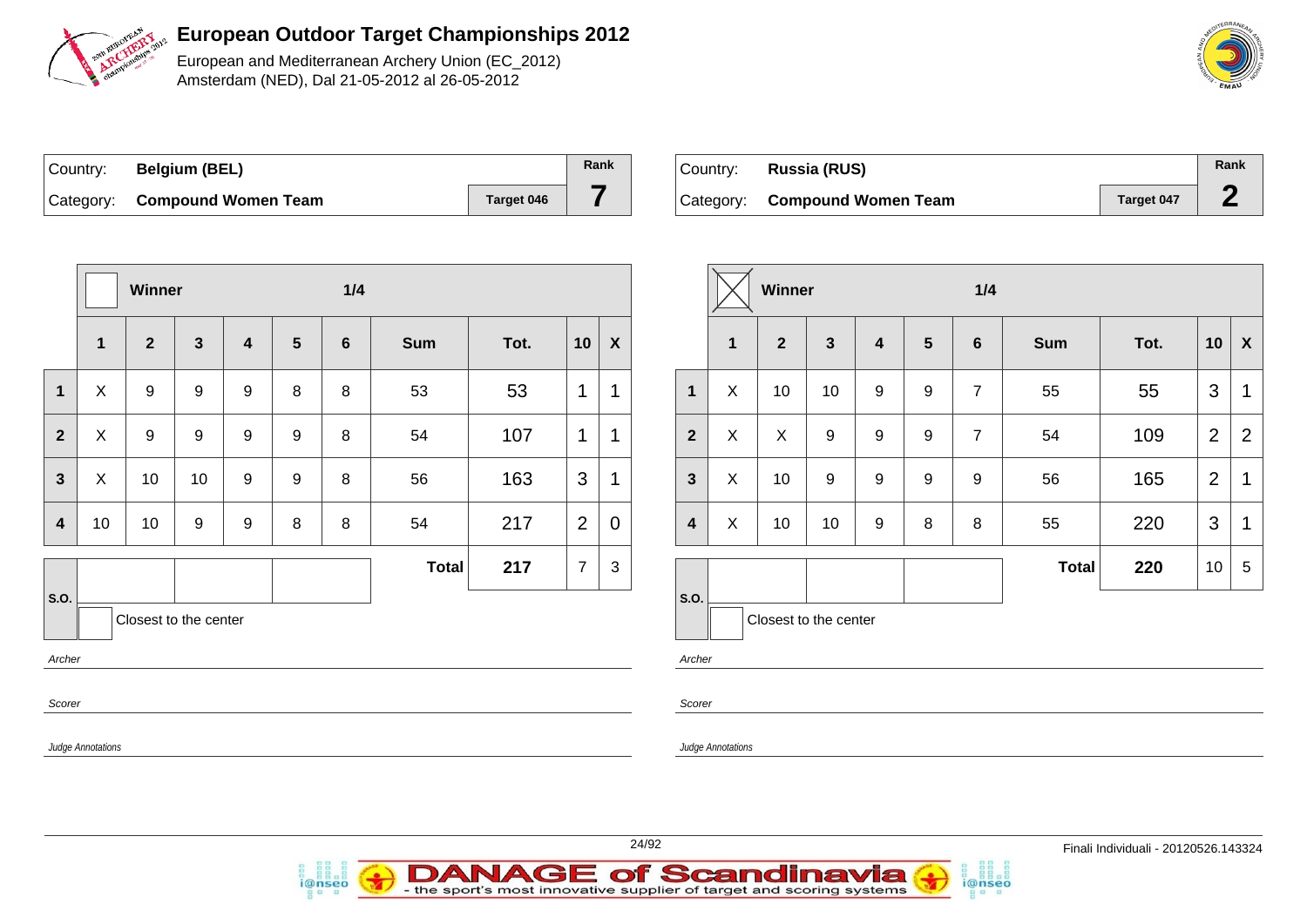# European Outdoor Target Championships 2012

European and Mediterranean Archery Union (EC_2012)
Amsterdam (NED), Dal 21-05-2012 al 26-05-2012

| Country: | Belgium (BEL) | | Rank |
|---|---|---|---|
| Category: | Compound Women Team | Target 046 | 7 |

| | Winner | | | | | 1/4 | | | | |
|---|---|---|---|---|---|---|---|---|---|---|
| | 1 | 2 | 3 | 4 | 5 | 6 | Sum | Tot. | 10 | X |
| 1 | X | 9 | 9 | 9 | 8 | 8 | 53 | 53 | 1 | 1 |
| 2 | X | 9 | 9 | 9 | 9 | 8 | 54 | 107 | 1 | 1 |
| 3 | X | 10 | 10 | 9 | 9 | 8 | 56 | 163 | 3 | 1 |
| 4 | 10 | 10 | 9 | 9 | 8 | 8 | 54 | 217 | 2 | 0 |
| | | | | | | | Total | 217 | 7 | 3 |

S.O.

Closest to the center

*Archer*

*Scorer*

*Judge Annotations*

| Country: | Russia (RUS) | | Rank |
|---|---|---|---|
| Category: | Compound Women Team | Target 047 | 2 |

| | Winner (X) | | | | | 1/4 | | | | |
|---|---|---|---|---|---|---|---|---|---|---|
| | 1 | 2 | 3 | 4 | 5 | 6 | Sum | Tot. | 10 | X |
| 1 | X | 10 | 10 | 9 | 9 | 7 | 55 | 55 | 3 | 1 |
| 2 | X | X | 9 | 9 | 9 | 7 | 54 | 109 | 2 | 2 |
| 3 | X | 10 | 9 | 9 | 9 | 9 | 56 | 165 | 2 | 1 |
| 4 | X | 10 | 10 | 9 | 8 | 8 | 55 | 220 | 3 | 1 |
| | | | | | | | Total | 220 | 10 | 5 |

S.O.

Closest to the center

*Archer*

*Scorer*

*Judge Annotations*

Finali Individuali - 20120526.143324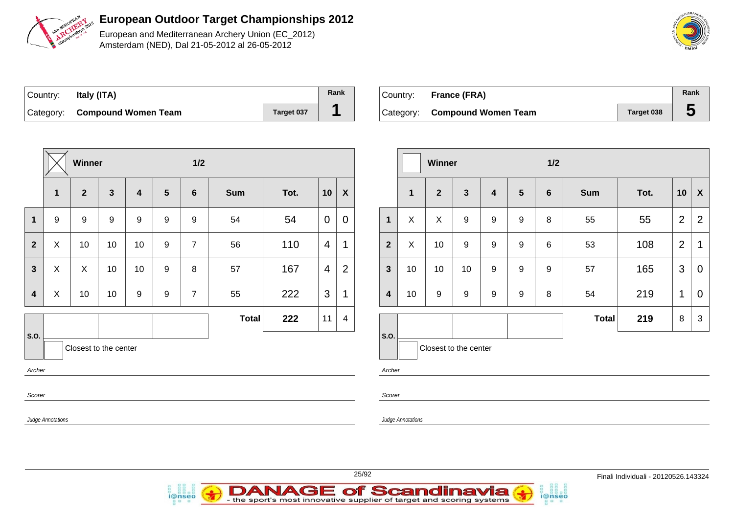# European Outdoor Target Championships 2012

European and Mediterranean Archery Union (EC_2012)
Amsterdam (NED), Dal 21-05-2012 al 26-05-2012

| Country: | **Italy (ITA)** | | Rank |
|---|---|---|---|
| Category: | **Compound Women Team** | Target 037 | **1** |

| | ☒ Winner | | | | | 1/2 | | | | |
|---|---|---|---|---|---|---|---|---|---|---|
| | **1** | **2** | **3** | **4** | **5** | **6** | **Sum** | **Tot.** | **10** | **X** |
| **1** | 9 | 9 | 9 | 9 | 9 | 9 | 54 | 54 | 0 | 0 |
| **2** | X | 10 | 10 | 10 | 9 | 7 | 56 | 110 | 4 | 1 |
| **3** | X | X | 10 | 10 | 9 | 8 | 57 | 167 | 4 | 2 |
| **4** | X | 10 | 10 | 9 | 9 | 7 | 55 | 222 | 3 | 1 |
| | | | | | | | **Total** | **222** | 11 | 4 |

S.O.

Closest to the center

*Archer*

*Scorer*

*Judge Annotations*

| Country: | **France (FRA)** | | Rank |
|---|---|---|---|
| Category: | **Compound Women Team** | Target 038 | **5** |

| | ☐ Winner | | | | | 1/2 | | | | |
|---|---|---|---|---|---|---|---|---|---|---|
| | **1** | **2** | **3** | **4** | **5** | **6** | **Sum** | **Tot.** | **10** | **X** |
| **1** | X | X | 9 | 9 | 9 | 8 | 55 | 55 | 2 | 2 |
| **2** | X | 10 | 9 | 9 | 9 | 6 | 53 | 108 | 2 | 1 |
| **3** | 10 | 10 | 10 | 9 | 9 | 9 | 57 | 165 | 3 | 0 |
| **4** | 10 | 9 | 9 | 9 | 9 | 8 | 54 | 219 | 1 | 0 |
| | | | | | | | **Total** | **219** | 8 | 3 |

S.O.

Closest to the center

*Archer*

*Scorer*

*Judge Annotations*

Finali Individuali - 20120526.143324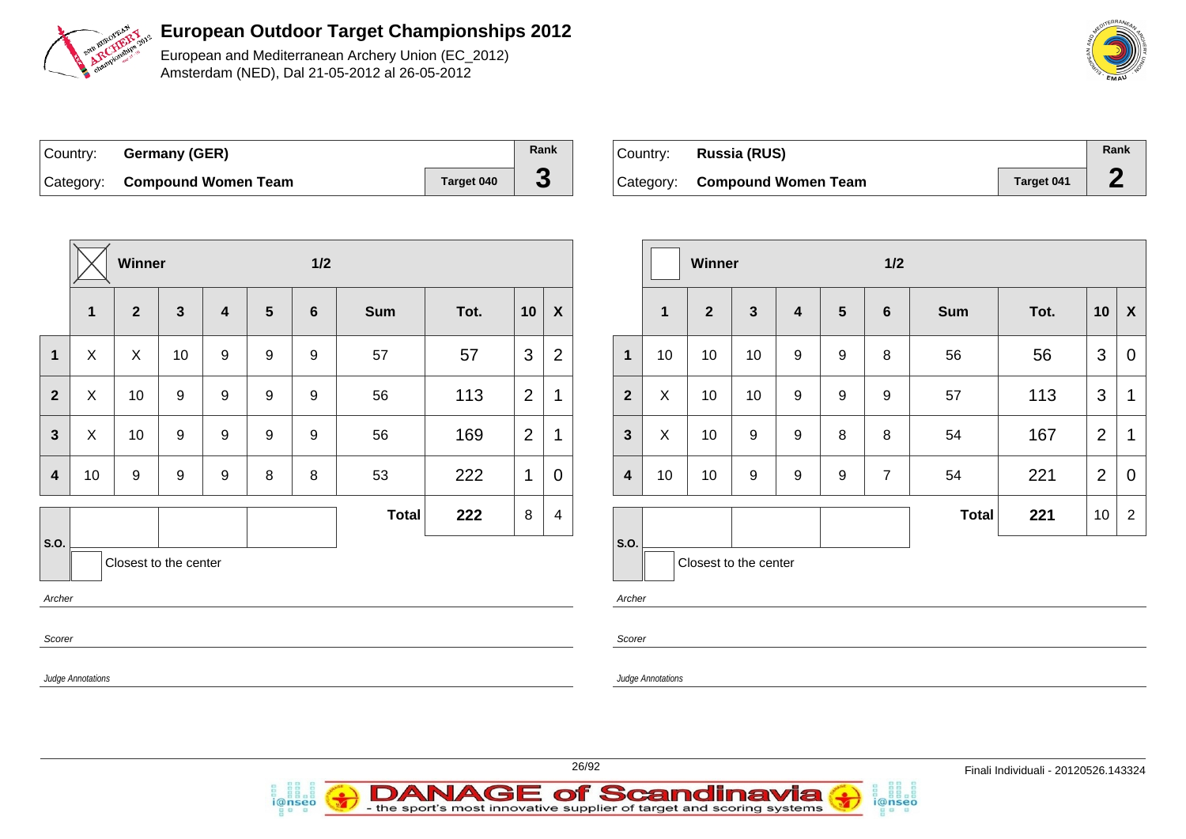# European Outdoor Target Championships 2012

European and Mediterranean Archery Union (EC_2012)
Amsterdam (NED), Dal 21-05-2012 al 26-05-2012

| Country: | Germany (GER) | | Rank |
|---|---|---|---|
| Category: | Compound Women Team | Target 040 | 3 |

| | ☒ Winner | | | | | 1/2 | | | | |
|---|---|---|---|---|---|---|---|---|---|---|
| | 1 | 2 | 3 | 4 | 5 | 6 | Sum | Tot. | 10 | X |
| 1 | X | X | 10 | 9 | 9 | 9 | 57 | 57 | 3 | 2 |
| 2 | X | 10 | 9 | 9 | 9 | 9 | 56 | 113 | 2 | 1 |
| 3 | X | 10 | 9 | 9 | 9 | 9 | 56 | 169 | 2 | 1 |
| 4 | 10 | 9 | 9 | 9 | 8 | 8 | 53 | 222 | 1 | 0 |
| | | | | | | | Total | 222 | 8 | 4 |

S.O.

Closest to the center

*Archer*

*Scorer*

*Judge Annotations*

| Country: | Russia (RUS) | | Rank |
|---|---|---|---|
| Category: | Compound Women Team | Target 041 | 2 |

| | ☐ Winner | | | | | 1/2 | | | | |
|---|---|---|---|---|---|---|---|---|---|---|
| | 1 | 2 | 3 | 4 | 5 | 6 | Sum | Tot. | 10 | X |
| 1 | 10 | 10 | 10 | 9 | 9 | 8 | 56 | 56 | 3 | 0 |
| 2 | X | 10 | 10 | 9 | 9 | 9 | 57 | 113 | 3 | 1 |
| 3 | X | 10 | 9 | 9 | 8 | 8 | 54 | 167 | 2 | 1 |
| 4 | 10 | 10 | 9 | 9 | 9 | 7 | 54 | 221 | 2 | 0 |
| | | | | | | | Total | 221 | 10 | 2 |

S.O.

Closest to the center

*Archer*

*Scorer*

*Judge Annotations*

Finali Individuali - 20120526.143324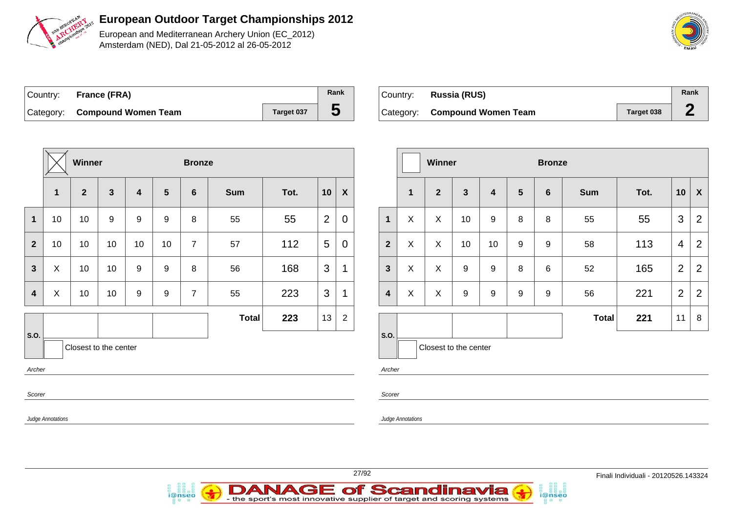# European Outdoor Target Championships 2012

European and Mediterranean Archery Union (EC_2012)
Amsterdam (NED), Dal 21-05-2012 al 26-05-2012

| Country: | France (FRA) | | Rank |
|---|---|---|---|
| Category: | Compound Women Team | Target 037 | 5 |

| | Winner [X] | | | | | Bronze | | | | |
|---|---|---|---|---|---|---|---|---|---|---|
| | 1 | 2 | 3 | 4 | 5 | 6 | Sum | Tot. | 10 | X |
| 1 | 10 | 10 | 9 | 9 | 9 | 8 | 55 | 55 | 2 | 0 |
| 2 | 10 | 10 | 10 | 10 | 10 | 7 | 57 | 112 | 5 | 0 |
| 3 | X | 10 | 10 | 9 | 9 | 8 | 56 | 168 | 3 | 1 |
| 4 | X | 10 | 10 | 9 | 9 | 7 | 55 | 223 | 3 | 1 |
| | | | | | | | Total | 223 | 13 | 2 |

S.O.

Closest to the center

*Archer*

*Scorer*

*Judge Annotations*

| Country: | Russia (RUS) | | Rank |
|---|---|---|---|
| Category: | Compound Women Team | Target 038 | 2 |

| | Winner [ ] | | | | | Bronze | | | | |
|---|---|---|---|---|---|---|---|---|---|---|
| | 1 | 2 | 3 | 4 | 5 | 6 | Sum | Tot. | 10 | X |
| 1 | X | X | 10 | 9 | 8 | 8 | 55 | 55 | 3 | 2 |
| 2 | X | X | 10 | 10 | 9 | 9 | 58 | 113 | 4 | 2 |
| 3 | X | X | 9 | 9 | 8 | 6 | 52 | 165 | 2 | 2 |
| 4 | X | X | 9 | 9 | 9 | 9 | 56 | 221 | 2 | 2 |
| | | | | | | | Total | 221 | 11 | 8 |

S.O.

Closest to the center

*Archer*

*Scorer*

*Judge Annotations*

Finali Individuali - 20120526.143324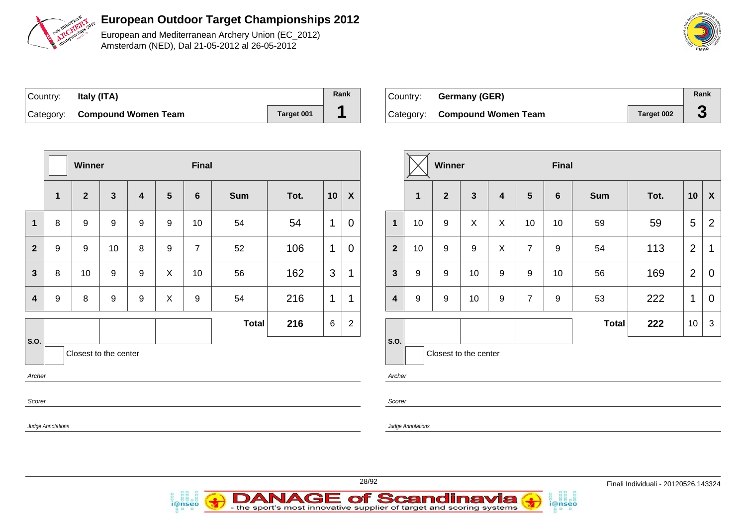# European Outdoor Target Championships 2012

European and Mediterranean Archery Union (EC_2012)
Amsterdam (NED), Dal 21-05-2012 al 26-05-2012

| Country: | Italy (ITA) | | Rank |
|---|---|---|---|
| Category: | Compound Women Team | Target 001 | 1 |

| | 1 | 2 | 3 | 4 | 5 | 6 | Sum | Tot. | 10 | X |
|---|---|---|---|---|---|---|---|---|---|---|
| **1** | 8 | 9 | 9 | 9 | 9 | 10 | 54 | 54 | 1 | 0 |
| **2** | 9 | 9 | 10 | 8 | 9 | 7 | 52 | 106 | 1 | 0 |
| **3** | 8 | 10 | 9 | 9 | X | 10 | 56 | 162 | 3 | 1 |
| **4** | 9 | 8 | 9 | 9 | X | 9 | 54 | 216 | 1 | 1 |
| | | | | | | | **Total** | **216** | 6 | 2 |

Winner: ☐ — Final

S.O.: ☐ Closest to the center

*Archer*

*Scorer*

*Judge Annotations*

| Country: | Germany (GER) | | Rank |
|---|---|---|---|
| Category: | Compound Women Team | Target 002 | 3 |

| | 1 | 2 | 3 | 4 | 5 | 6 | Sum | Tot. | 10 | X |
|---|---|---|---|---|---|---|---|---|---|---|
| **1** | 10 | 9 | X | X | 10 | 10 | 59 | 59 | 5 | 2 |
| **2** | 10 | 9 | 9 | X | 7 | 9 | 54 | 113 | 2 | 1 |
| **3** | 9 | 9 | 10 | 9 | 9 | 10 | 56 | 169 | 2 | 0 |
| **4** | 9 | 9 | 10 | 9 | 7 | 9 | 53 | 222 | 1 | 0 |
| | | | | | | | **Total** | **222** | 10 | 3 |

Winner: ☒ — Final

S.O.: ☐ Closest to the center

*Archer*

*Scorer*

*Judge Annotations*

Finali Individuali - 20120526.143324

DANAGE of Scandinavia - the sport's most innovative supplier of target and scoring systems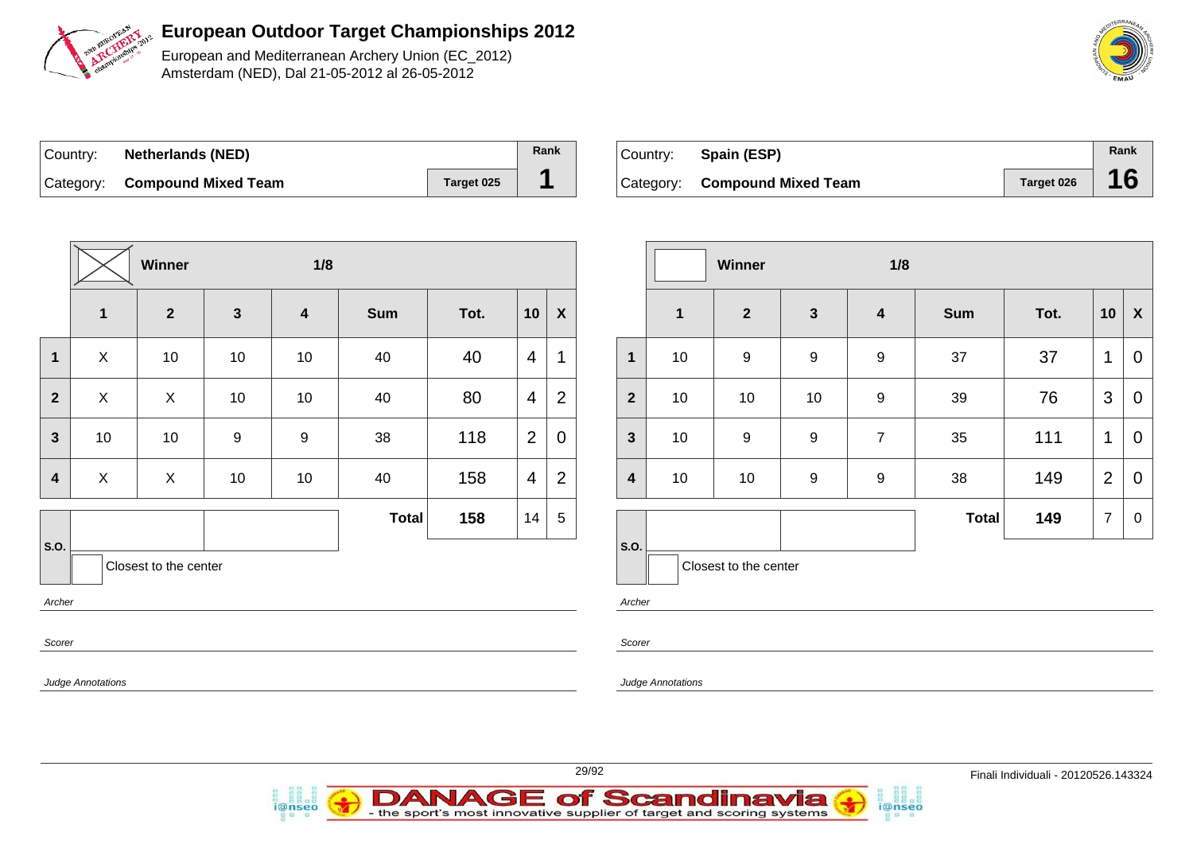# European Outdoor Target Championships 2012

European and Mediterranean Archery Union (EC_2012)
Amsterdam (NED), Dal 21-05-2012 al 26-05-2012

| Country: | **Netherlands (NED)** | | Rank |
|---|---|---|---|
| Category: | **Compound Mixed Team** | Target 025 | **1** |

| | Winner | | 1/8 | | | | | |
|---|---|---|---|---|---|---|---|---|
| | **1** | **2** | **3** | **4** | **Sum** | **Tot.** | **10** | **X** |
| **1** | X | 10 | 10 | 10 | 40 | 40 | 4 | 1 |
| **2** | X | X | 10 | 10 | 40 | 80 | 4 | 2 |
| **3** | 10 | 10 | 9 | 9 | 38 | 118 | 2 | 0 |
| **4** | X | X | 10 | 10 | 40 | 158 | 4 | 2 |
| | | | | | **Total** | **158** | 14 | 5 |

S.O.

Closest to the center

*Archer*

*Scorer*

*Judge Annotations*

| Country: | **Spain (ESP)** | | Rank |
|---|---|---|---|
| Category: | **Compound Mixed Team** | Target 026 | **16** |

| | Winner | | 1/8 | | | | | |
|---|---|---|---|---|---|---|---|---|
| | **1** | **2** | **3** | **4** | **Sum** | **Tot.** | **10** | **X** |
| **1** | 10 | 9 | 9 | 9 | 37 | 37 | 1 | 0 |
| **2** | 10 | 10 | 10 | 9 | 39 | 76 | 3 | 0 |
| **3** | 10 | 9 | 9 | 7 | 35 | 111 | 1 | 0 |
| **4** | 10 | 10 | 9 | 9 | 38 | 149 | 2 | 0 |
| | | | | | **Total** | **149** | 7 | 0 |

S.O.

Closest to the center

*Archer*

*Scorer*

*Judge Annotations*

Finali Individuali - 20120526.143324

DANAGE of Scandinavia - the sport's most innovative supplier of target and scoring systems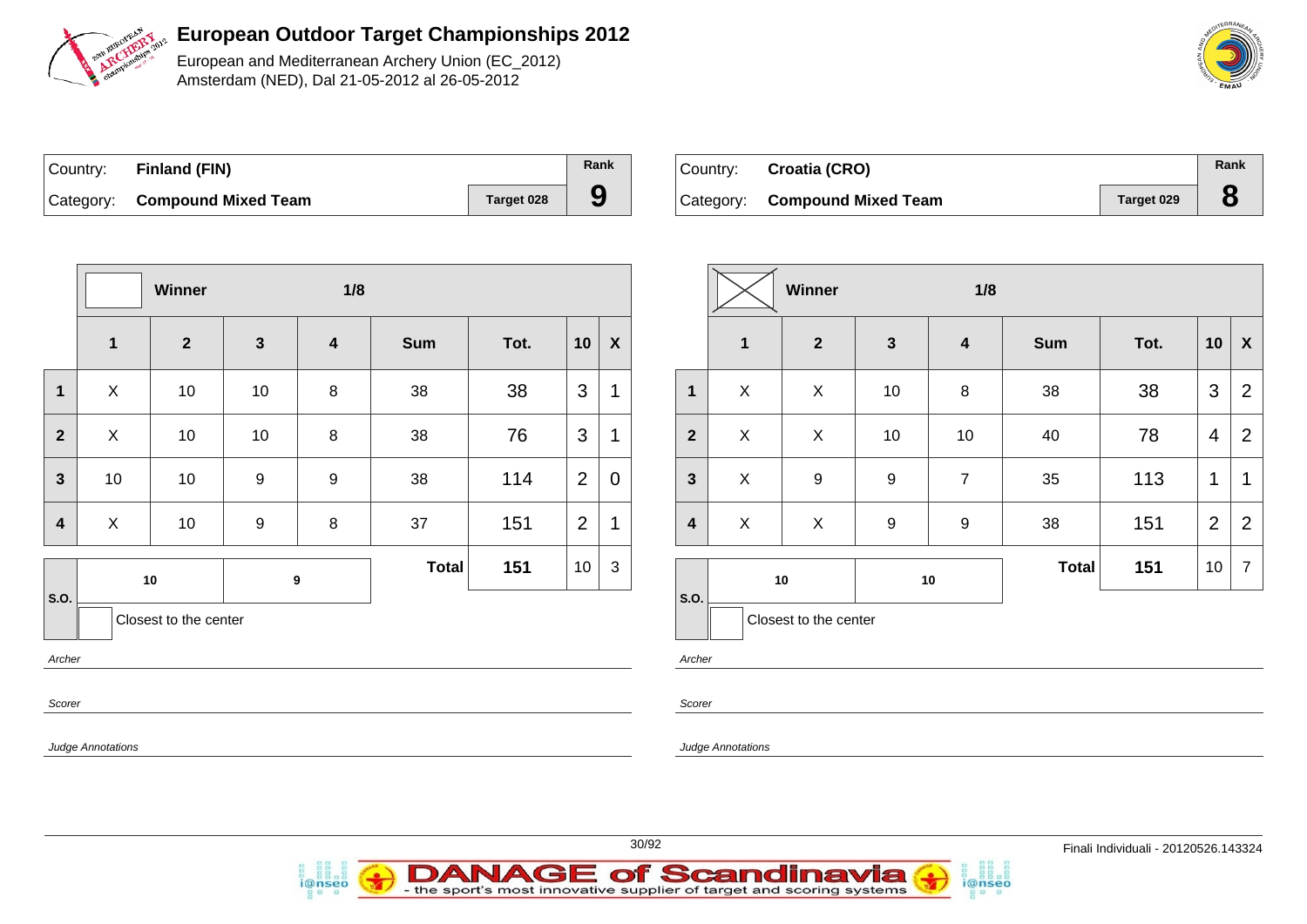# European Outdoor Target Championships 2012

European and Mediterranean Archery Union (EC_2012)
Amsterdam (NED), Dal 21-05-2012 al 26-05-2012

| Country: | Finland (FIN) | | Rank |
|---|---|---|---|
| Category: | Compound Mixed Team | Target 028 | 9 |

| | Winner | | 1/8 | | | | | |
|---|---|---|---|---|---|---|---|---|
| | 1 | 2 | 3 | 4 | Sum | Tot. | 10 | X |
| 1 | X | 10 | 10 | 8 | 38 | 38 | 3 | 1 |
| 2 | X | 10 | 10 | 8 | 38 | 76 | 3 | 1 |
| 3 | 10 | 10 | 9 | 9 | 38 | 114 | 2 | 0 |
| 4 | X | 10 | 9 | 8 | 37 | 151 | 2 | 1 |
| | | | | | Total | 151 | 10 | 3 |
| S.O. | 10 | | 9 | | | | | |

Closest to the center

*Archer*

*Scorer*

*Judge Annotations*

| Country: | Croatia (CRO) | | Rank |
|---|---|---|---|
| Category: | Compound Mixed Team | Target 029 | 8 |

| | Winner | | 1/8 | | | | | |
|---|---|---|---|---|---|---|---|---|
| | 1 | 2 | 3 | 4 | Sum | Tot. | 10 | X |
| 1 | X | X | 10 | 8 | 38 | 38 | 3 | 2 |
| 2 | X | X | 10 | 10 | 40 | 78 | 4 | 2 |
| 3 | X | 9 | 9 | 7 | 35 | 113 | 1 | 1 |
| 4 | X | X | 9 | 9 | 38 | 151 | 2 | 2 |
| | | | | | Total | 151 | 10 | 7 |
| S.O. | 10 | | 10 | | | | | |

Closest to the center

*Archer*

*Scorer*

*Judge Annotations*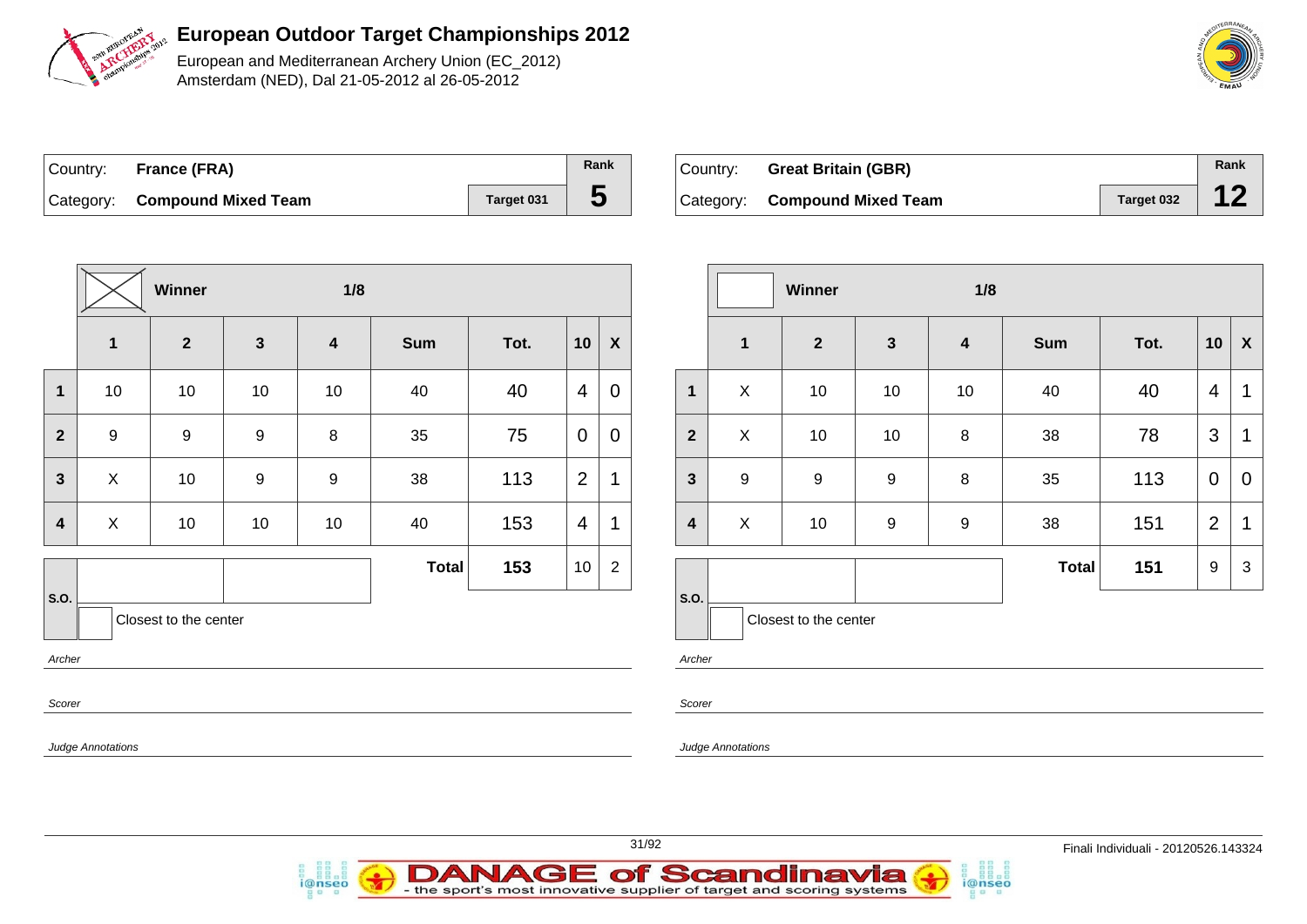# European Outdoor Target Championships 2012

European and Mediterranean Archery Union (EC_2012)
Amsterdam (NED), Dal 21-05-2012 al 26-05-2012

| Country: | **France (FRA)** | | Rank |
|---|---|---|---|
| Category: | **Compound Mixed Team** | Target 031 | **5** |

| | ☒ Winner | | 1/8 | | | | | |
|---|---|---|---|---|---|---|---|---|
| | **1** | **2** | **3** | **4** | **Sum** | **Tot.** | **10** | **X** |
| **1** | 10 | 10 | 10 | 10 | 40 | 40 | 4 | 0 |
| **2** | 9 | 9 | 9 | 8 | 35 | 75 | 0 | 0 |
| **3** | X | 10 | 9 | 9 | 38 | 113 | 2 | 1 |
| **4** | X | 10 | 10 | 10 | 40 | 153 | 4 | 1 |
| | | | | | **Total** | **153** | 10 | 2 |

S.O.

Closest to the center

*Archer*

*Scorer*

*Judge Annotations*

| Country: | **Great Britain (GBR)** | | Rank |
|---|---|---|---|
| Category: | **Compound Mixed Team** | Target 032 | **12** |

| | ☐ Winner | | 1/8 | | | | | |
|---|---|---|---|---|---|---|---|---|
| | **1** | **2** | **3** | **4** | **Sum** | **Tot.** | **10** | **X** |
| **1** | X | 10 | 10 | 10 | 40 | 40 | 4 | 1 |
| **2** | X | 10 | 10 | 8 | 38 | 78 | 3 | 1 |
| **3** | 9 | 9 | 9 | 8 | 35 | 113 | 0 | 0 |
| **4** | X | 10 | 9 | 9 | 38 | 151 | 2 | 1 |
| | | | | | **Total** | **151** | 9 | 3 |

S.O.

Closest to the center

*Archer*

*Scorer*

*Judge Annotations*

Finali Individuali - 20120526.143324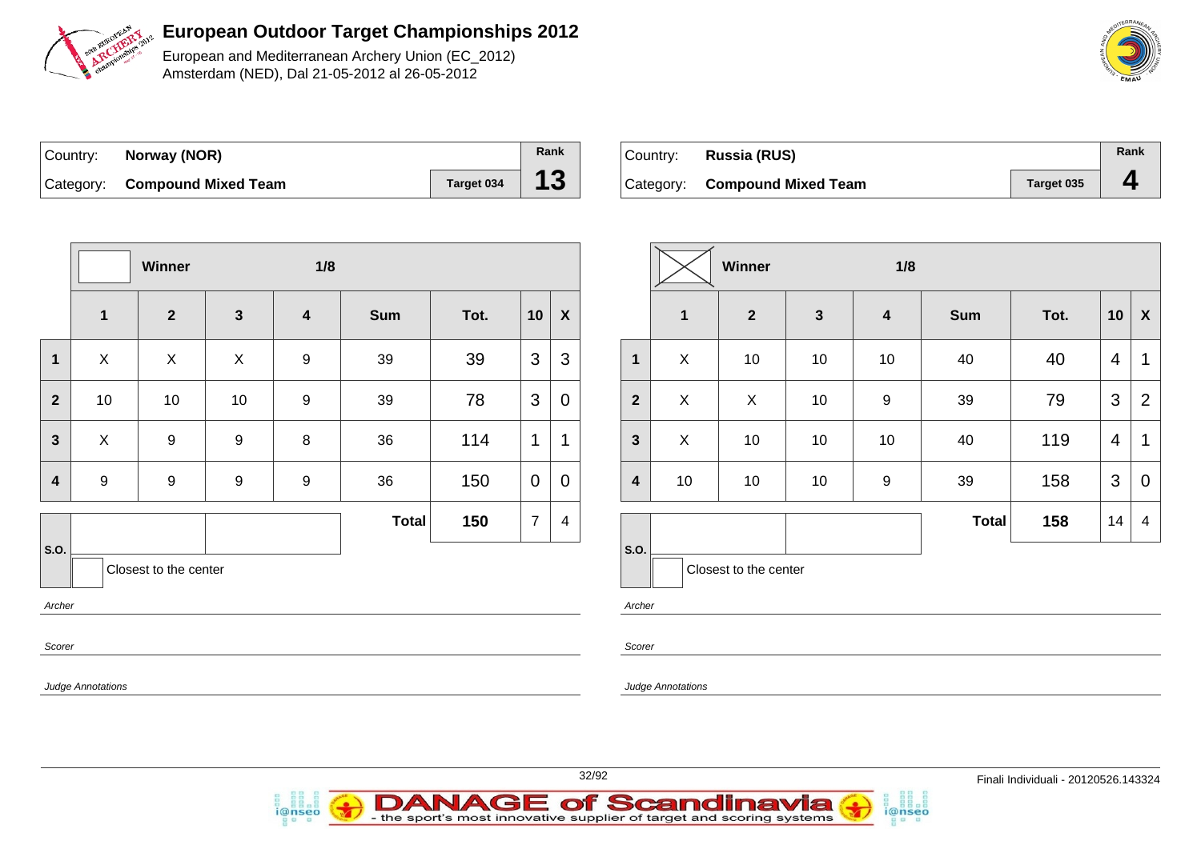# European Outdoor Target Championships 2012

European and Mediterranean Archery Union (EC_2012)
Amsterdam (NED), Dal 21-05-2012 al 26-05-2012

| Country: | Norway (NOR) | | Rank |
|---|---|---|---|
| Category: | Compound Mixed Team | Target 034 | 13 |

| | Winner | | 1/8 | | | | | |
|---|---|---|---|---|---|---|---|---|
| | 1 | 2 | 3 | 4 | Sum | Tot. | 10 | X |
| 1 | X | X | X | 9 | 39 | 39 | 3 | 3 |
| 2 | 10 | 10 | 10 | 9 | 39 | 78 | 3 | 0 |
| 3 | X | 9 | 9 | 8 | 36 | 114 | 1 | 1 |
| 4 | 9 | 9 | 9 | 9 | 36 | 150 | 0 | 0 |
| | | | | | Total | 150 | 7 | 4 |

S.O.

Closest to the center

*Archer*

*Scorer*

*Judge Annotations*

| Country: | Russia (RUS) | | Rank |
|---|---|---|---|
| Category: | Compound Mixed Team | Target 035 | 4 |

| | Winner | | 1/8 | | | | | |
|---|---|---|---|---|---|---|---|---|
| | 1 | 2 | 3 | 4 | Sum | Tot. | 10 | X |
| 1 | X | 10 | 10 | 10 | 40 | 40 | 4 | 1 |
| 2 | X | X | 10 | 9 | 39 | 79 | 3 | 2 |
| 3 | X | 10 | 10 | 10 | 40 | 119 | 4 | 1 |
| 4 | 10 | 10 | 10 | 9 | 39 | 158 | 3 | 0 |
| | | | | | Total | 158 | 14 | 4 |

S.O.

Closest to the center

*Archer*

*Scorer*

*Judge Annotations*

Finali Individuali - 20120526.143324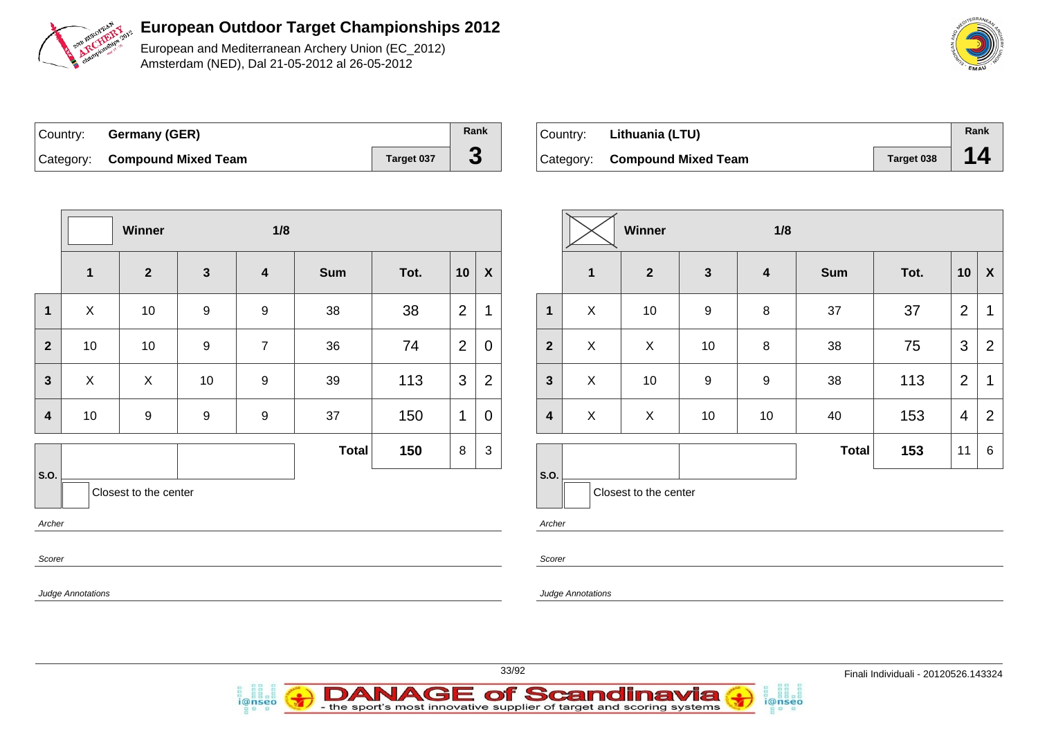# European Outdoor Target Championships 2012

European and Mediterranean Archery Union (EC_2012)
Amsterdam (NED), Dal 21-05-2012 al 26-05-2012

| Country: | **Germany (GER)** | | **Rank** |
|---|---|---|---|
| Category: | **Compound Mixed Team** | **Target 037** | **3** |

| | **Winner** | | **1/8** | | | | | |
|---|---|---|---|---|---|---|---|---|
| | **1** | **2** | **3** | **4** | **Sum** | **Tot.** | **10** | **X** |
| **1** | X | 10 | 9 | 9 | 38 | 38 | 2 | 1 |
| **2** | 10 | 10 | 9 | 7 | 36 | 74 | 2 | 0 |
| **3** | X | X | 10 | 9 | 39 | 113 | 3 | 2 |
| **4** | 10 | 9 | 9 | 9 | 37 | 150 | 1 | 0 |
| | | | | | **Total** | **150** | 8 | 3 |

**S.O.**

Closest to the center

*Archer*

*Scorer*

*Judge Annotations*

| Country: | **Lithuania (LTU)** | | **Rank** |
|---|---|---|---|
| Category: | **Compound Mixed Team** | **Target 038** | **14** |

| | **Winner** | | **1/8** | | | | | |
|---|---|---|---|---|---|---|---|---|
| | **1** | **2** | **3** | **4** | **Sum** | **Tot.** | **10** | **X** |
| **1** | X | 10 | 9 | 8 | 37 | 37 | 2 | 1 |
| **2** | X | X | 10 | 8 | 38 | 75 | 3 | 2 |
| **3** | X | 10 | 9 | 9 | 38 | 113 | 2 | 1 |
| **4** | X | X | 10 | 10 | 40 | 153 | 4 | 2 |
| | | | | | **Total** | **153** | 11 | 6 |

**S.O.**

Closest to the center

*Archer*

*Scorer*

*Judge Annotations*

Finali Individuali - 20120526.143324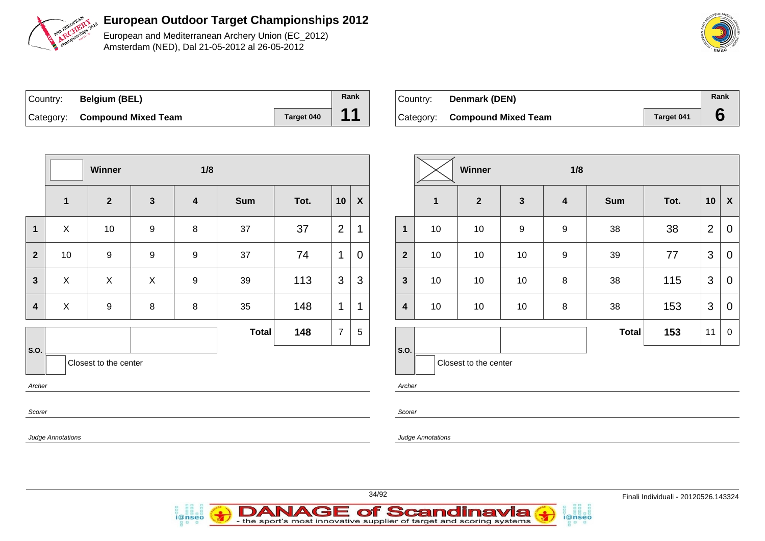# European Outdoor Target Championships 2012

European and Mediterranean Archery Union (EC_2012)
Amsterdam (NED), Dal 21-05-2012 al 26-05-2012

| Country: | Belgium (BEL) | | Rank |
|---|---|---|---|
| Category: | Compound Mixed Team | Target 040 | 11 |

| | Winner | | 1/8 | | | | | |
|---|---|---|---|---|---|---|---|---|
| | 1 | 2 | 3 | 4 | Sum | Tot. | 10 | X |
| 1 | X | 10 | 9 | 8 | 37 | 37 | 2 | 1 |
| 2 | 10 | 9 | 9 | 9 | 37 | 74 | 1 | 0 |
| 3 | X | X | X | 9 | 39 | 113 | 3 | 3 |
| 4 | X | 9 | 8 | 8 | 35 | 148 | 1 | 1 |
| | | | | | Total | 148 | 7 | 5 |

S.O.

Closest to the center

*Archer*

*Scorer*

*Judge Annotations*

| Country: | Denmark (DEN) | | Rank |
|---|---|---|---|
| Category: | Compound Mixed Team | Target 041 | 6 |

| | Winner | | 1/8 | | | | | |
|---|---|---|---|---|---|---|---|---|
| | 1 | 2 | 3 | 4 | Sum | Tot. | 10 | X |
| 1 | 10 | 10 | 9 | 9 | 38 | 38 | 2 | 0 |
| 2 | 10 | 10 | 10 | 9 | 39 | 77 | 3 | 0 |
| 3 | 10 | 10 | 10 | 8 | 38 | 115 | 3 | 0 |
| 4 | 10 | 10 | 10 | 8 | 38 | 153 | 3 | 0 |
| | | | | | Total | 153 | 11 | 0 |

S.O.

Closest to the center

*Archer*

*Scorer*

*Judge Annotations*

Finali Individuali - 20120526.143324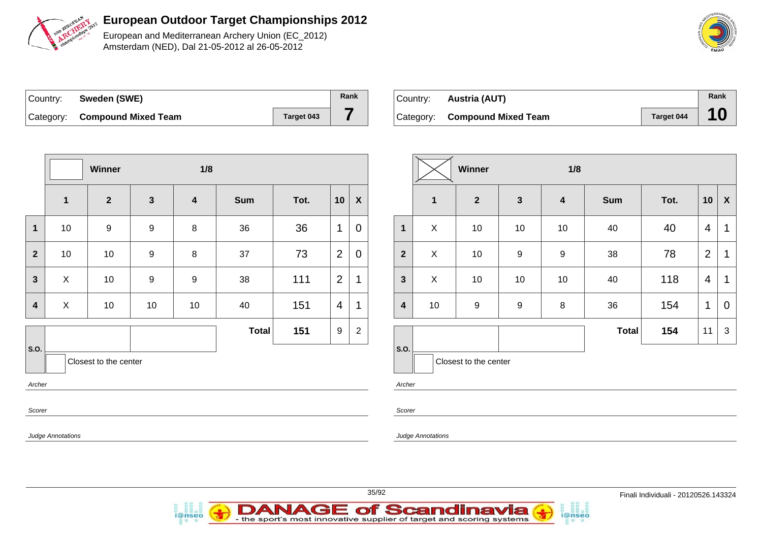# European Outdoor Target Championships 2012

European and Mediterranean Archery Union (EC_2012)
Amsterdam (NED), Dal 21-05-2012 al 26-05-2012

| Country: | Sweden (SWE) | | Rank |
|---|---|---|---|
| Category: | Compound Mixed Team | Target 043 | 7 |

| | Winner | | 1/8 | | | | | |
|---|---|---|---|---|---|---|---|---|
| | 1 | 2 | 3 | 4 | Sum | Tot. | 10 | X |
| 1 | 10 | 9 | 9 | 8 | 36 | 36 | 1 | 0 |
| 2 | 10 | 10 | 9 | 8 | 37 | 73 | 2 | 0 |
| 3 | X | 10 | 9 | 9 | 38 | 111 | 2 | 1 |
| 4 | X | 10 | 10 | 10 | 40 | 151 | 4 | 1 |
| | | | | | Total | 151 | 9 | 2 |

S.O.

Closest to the center

*Archer*

*Scorer*

*Judge Annotations*

| Country: | Austria (AUT) | | Rank |
|---|---|---|---|
| Category: | Compound Mixed Team | Target 044 | 10 |

| | Winner | | 1/8 | | | | | |
|---|---|---|---|---|---|---|---|---|
| | 1 | 2 | 3 | 4 | Sum | Tot. | 10 | X |
| 1 | X | 10 | 10 | 10 | 40 | 40 | 4 | 1 |
| 2 | X | 10 | 9 | 9 | 38 | 78 | 2 | 1 |
| 3 | X | 10 | 10 | 10 | 40 | 118 | 4 | 1 |
| 4 | 10 | 9 | 9 | 8 | 36 | 154 | 1 | 0 |
| | | | | | Total | 154 | 11 | 3 |

S.O.

Closest to the center

*Archer*

*Scorer*

*Judge Annotations*

Finali Individuali - 20120526.143324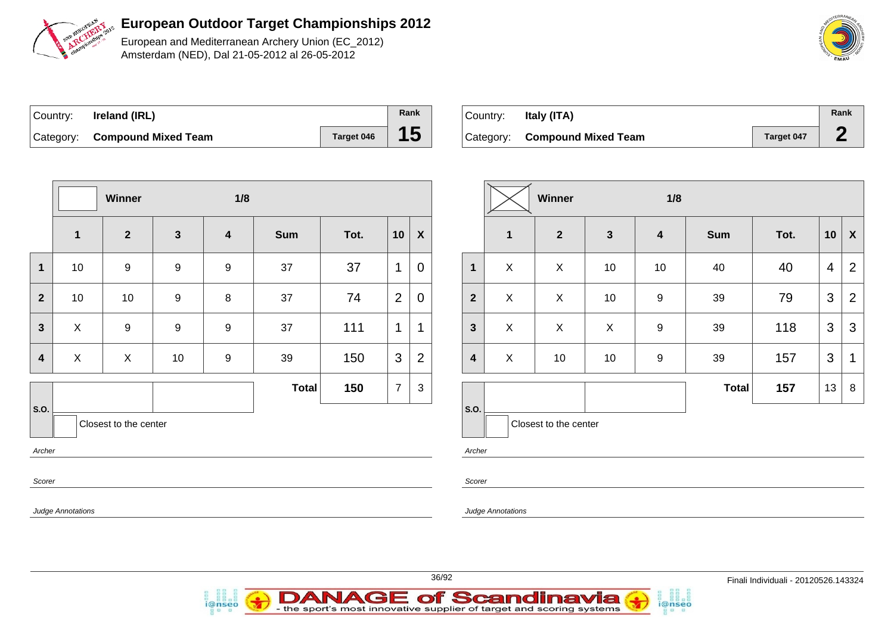# European Outdoor Target Championships 2012

European and Mediterranean Archery Union (EC_2012)
Amsterdam (NED), Dal 21-05-2012 al 26-05-2012

| Country: | **Ireland (IRL)** | | Rank |
|---|---|---|---|
| Category: | **Compound Mixed Team** | Target 046 | **15** |

| | Winner | | | 1/8 | | | | |
|---|---|---|---|---|---|---|---|---|
| | **1** | **2** | **3** | **4** | **Sum** | **Tot.** | **10** | **X** |
| **1** | 10 | 9 | 9 | 9 | 37 | 37 | 1 | 0 |
| **2** | 10 | 10 | 9 | 8 | 37 | 74 | 2 | 0 |
| **3** | X | 9 | 9 | 9 | 37 | 111 | 1 | 1 |
| **4** | X | X | 10 | 9 | 39 | 150 | 3 | 2 |
| | | | | | **Total** | **150** | 7 | 3 |

S.O.

Closest to the center

*Archer*

*Scorer*

*Judge Annotations*

| Country: | **Italy (ITA)** | | Rank |
|---|---|---|---|
| Category: | **Compound Mixed Team** | Target 047 | **2** |

| | Winner (X) | | | 1/8 | | | | |
|---|---|---|---|---|---|---|---|---|
| | **1** | **2** | **3** | **4** | **Sum** | **Tot.** | **10** | **X** |
| **1** | X | X | 10 | 10 | 40 | 40 | 4 | 2 |
| **2** | X | X | 10 | 9 | 39 | 79 | 3 | 2 |
| **3** | X | X | X | 9 | 39 | 118 | 3 | 3 |
| **4** | X | 10 | 10 | 9 | 39 | 157 | 3 | 1 |
| | | | | | **Total** | **157** | 13 | 8 |

S.O.

Closest to the center

*Archer*

*Scorer*

*Judge Annotations*

Finali Individuali - 20120526.143324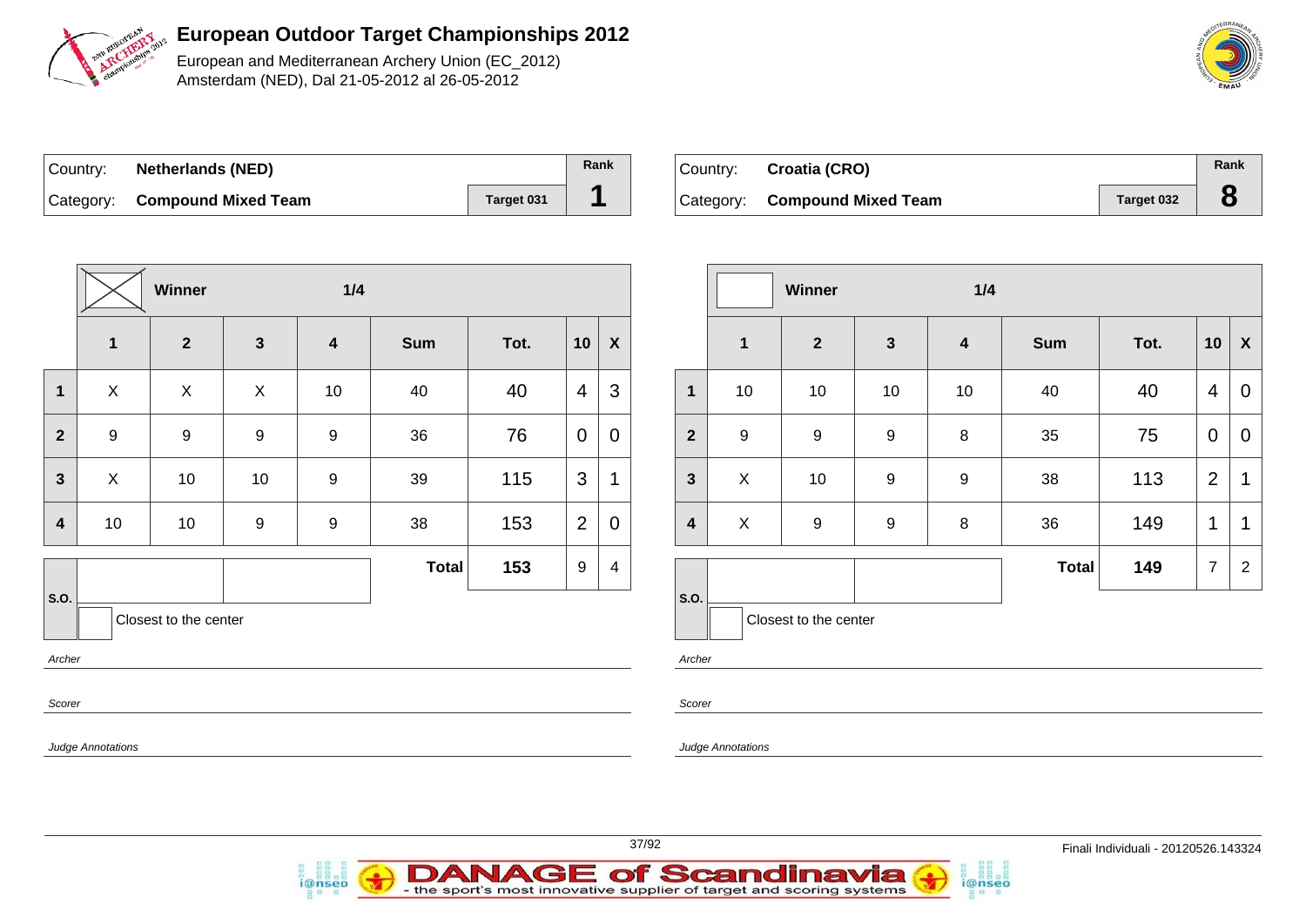# European Outdoor Target Championships 2012

European and Mediterranean Archery Union (EC_2012)
Amsterdam (NED), Dal 21-05-2012 al 26-05-2012

| Country: | **Netherlands (NED)** | | Rank |
|---|---|---|---|
| Category: | **Compound Mixed Team** | Target 031 | **1** |

| | ☒ Winner | | 1/4 | | | | | |
|---|---|---|---|---|---|---|---|---|
| | **1** | **2** | **3** | **4** | **Sum** | **Tot.** | **10** | **X** |
| **1** | X | X | X | 10 | 40 | 40 | 4 | 3 |
| **2** | 9 | 9 | 9 | 9 | 36 | 76 | 0 | 0 |
| **3** | X | 10 | 10 | 9 | 39 | 115 | 3 | 1 |
| **4** | 10 | 10 | 9 | 9 | 38 | 153 | 2 | 0 |
| | | | | | **Total** | **153** | 9 | 4 |

S.O.

Closest to the center

*Archer*

*Scorer*

*Judge Annotations*

| Country: | **Croatia (CRO)** | | Rank |
|---|---|---|---|
| Category: | **Compound Mixed Team** | Target 032 | **8** |

| | ☐ Winner | | 1/4 | | | | | |
|---|---|---|---|---|---|---|---|---|
| | **1** | **2** | **3** | **4** | **Sum** | **Tot.** | **10** | **X** |
| **1** | 10 | 10 | 10 | 10 | 40 | 40 | 4 | 0 |
| **2** | 9 | 9 | 9 | 8 | 35 | 75 | 0 | 0 |
| **3** | X | 10 | 9 | 9 | 38 | 113 | 2 | 1 |
| **4** | X | 9 | 9 | 8 | 36 | 149 | 1 | 1 |
| | | | | | **Total** | **149** | 7 | 2 |

S.O.

Closest to the center

*Archer*

*Scorer*

*Judge Annotations*

Finali Individuali - 20120526.143324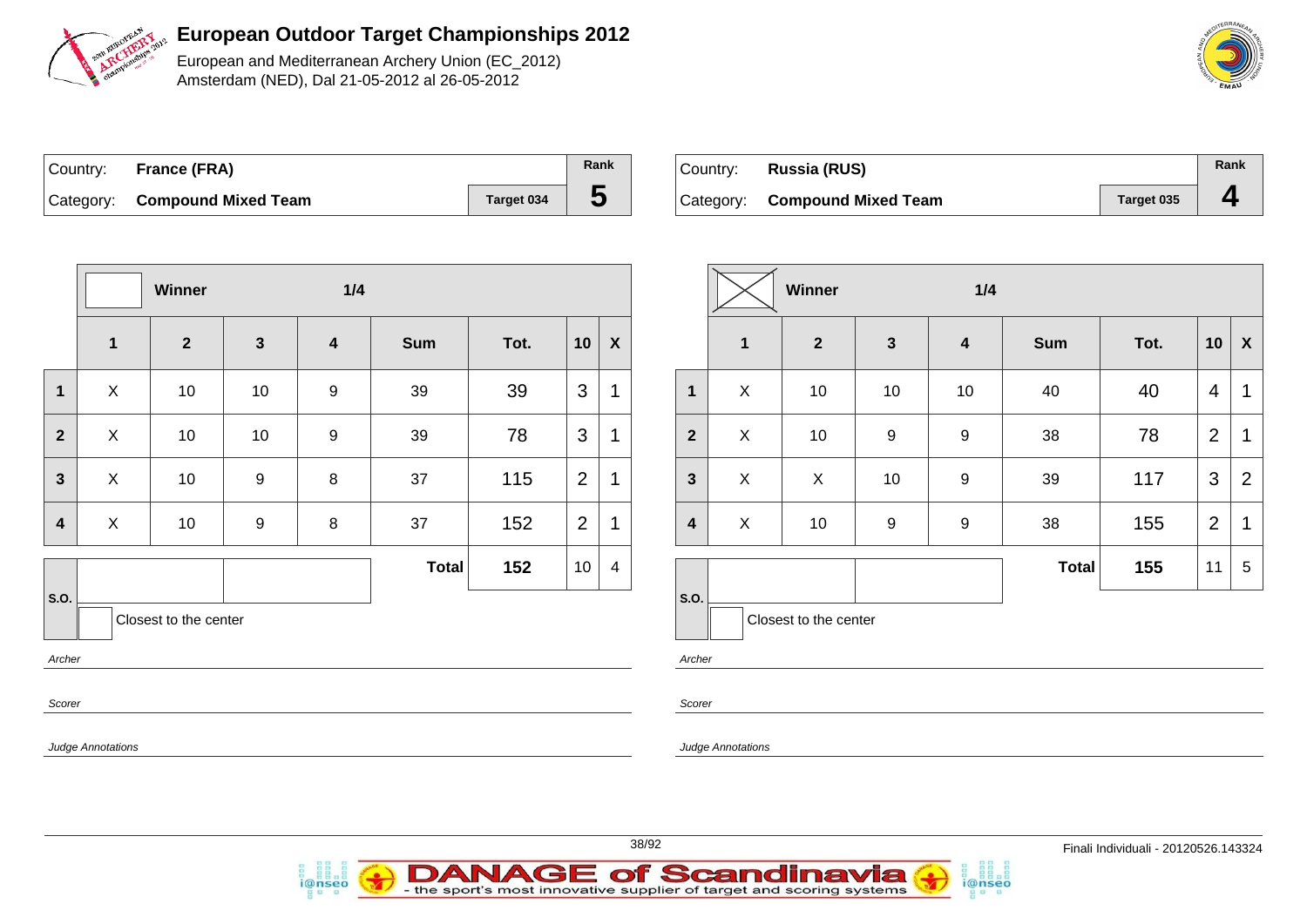# European Outdoor Target Championships 2012

European and Mediterranean Archery Union (EC_2012)
Amsterdam (NED), Dal 21-05-2012 al 26-05-2012

| Country: | France (FRA) | | Rank |
|---|---|---|---|
| Category: | Compound Mixed Team | Target 034 | 5 |

| | Winner | | 1/4 | | | | | |
|---|---|---|---|---|---|---|---|---|
| | 1 | 2 | 3 | 4 | Sum | Tot. | 10 | X |
| 1 | X | 10 | 10 | 9 | 39 | 39 | 3 | 1 |
| 2 | X | 10 | 10 | 9 | 39 | 78 | 3 | 1 |
| 3 | X | 10 | 9 | 8 | 37 | 115 | 2 | 1 |
| 4 | X | 10 | 9 | 8 | 37 | 152 | 2 | 1 |
| | | | | | Total | 152 | 10 | 4 |

S.O.

Closest to the center

*Archer*

*Scorer*

*Judge Annotations*

| Country: | Russia (RUS) | | Rank |
|---|---|---|---|
| Category: | Compound Mixed Team | Target 035 | 4 |

| | Winner | | 1/4 | | | | | |
|---|---|---|---|---|---|---|---|---|
| | 1 | 2 | 3 | 4 | Sum | Tot. | 10 | X |
| 1 | X | 10 | 10 | 10 | 40 | 40 | 4 | 1 |
| 2 | X | 10 | 9 | 9 | 38 | 78 | 2 | 1 |
| 3 | X | X | 10 | 9 | 39 | 117 | 3 | 2 |
| 4 | X | 10 | 9 | 9 | 38 | 155 | 2 | 1 |
| | | | | | Total | 155 | 11 | 5 |

S.O.

Closest to the center

*Archer*

*Scorer*

*Judge Annotations*

Finali Individuali - 20120526.143324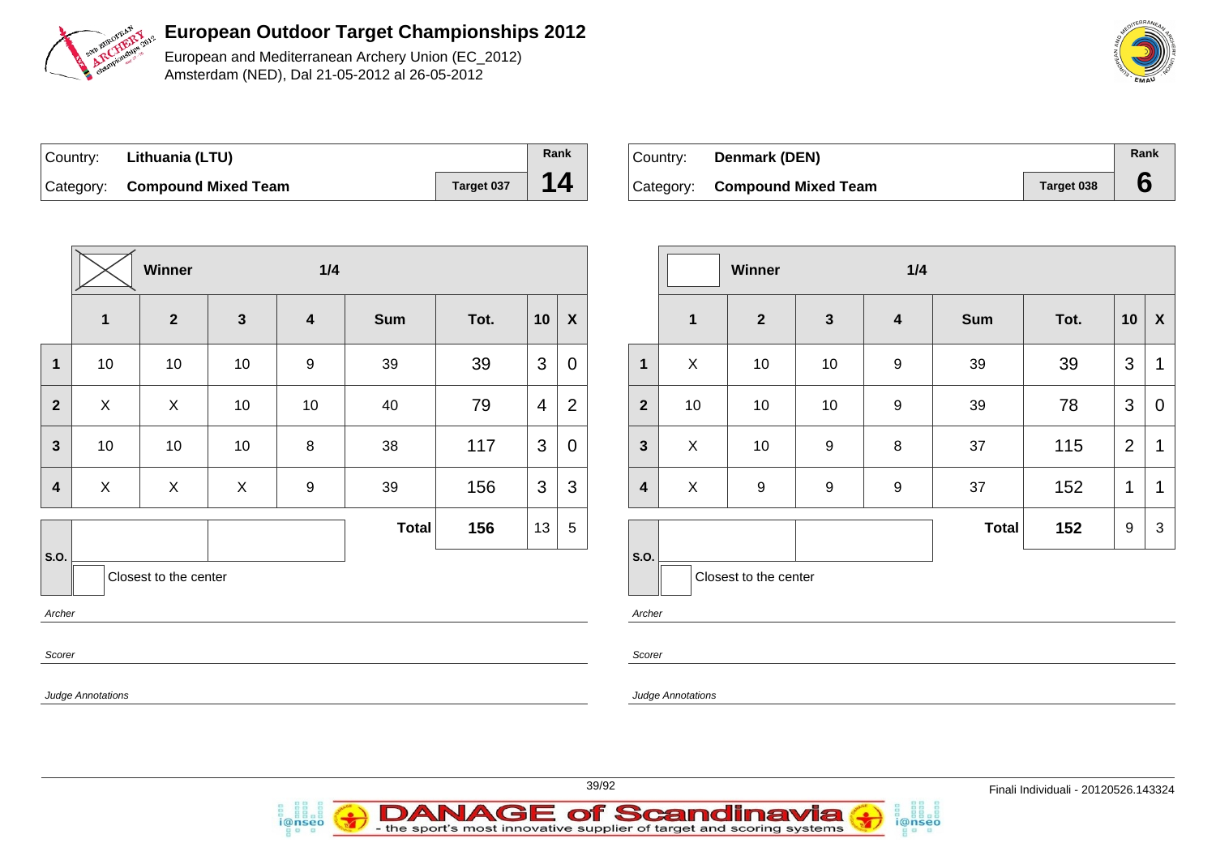# European Outdoor Target Championships 2012

European and Mediterranean Archery Union (EC_2012)
Amsterdam (NED), Dal 21-05-2012 al 26-05-2012

| Country: | Lithuania (LTU) | | Rank |
|---|---|---|---|
| Category: | Compound Mixed Team | Target 037 | 14 |

| | Winner | | 1/4 | | | | | |
|---|---|---|---|---|---|---|---|---|
| | 1 | 2 | 3 | 4 | Sum | Tot. | 10 | X |
| 1 | 10 | 10 | 10 | 9 | 39 | 39 | 3 | 0 |
| 2 | X | X | 10 | 10 | 40 | 79 | 4 | 2 |
| 3 | 10 | 10 | 10 | 8 | 38 | 117 | 3 | 0 |
| 4 | X | X | X | 9 | 39 | 156 | 3 | 3 |
| | | | | | Total | 156 | 13 | 5 |

S.O.

Closest to the center

*Archer*

*Scorer*

*Judge Annotations*

| Country: | Denmark (DEN) | | Rank |
|---|---|---|---|
| Category: | Compound Mixed Team | Target 038 | 6 |

| | Winner | | 1/4 | | | | | |
|---|---|---|---|---|---|---|---|---|
| | 1 | 2 | 3 | 4 | Sum | Tot. | 10 | X |
| 1 | X | 10 | 10 | 9 | 39 | 39 | 3 | 1 |
| 2 | 10 | 10 | 10 | 9 | 39 | 78 | 3 | 0 |
| 3 | X | 10 | 9 | 8 | 37 | 115 | 2 | 1 |
| 4 | X | 9 | 9 | 9 | 37 | 152 | 1 | 1 |
| | | | | | Total | 152 | 9 | 3 |

S.O.

Closest to the center

*Archer*

*Scorer*

*Judge Annotations*

Finali Individuali - 20120526.143324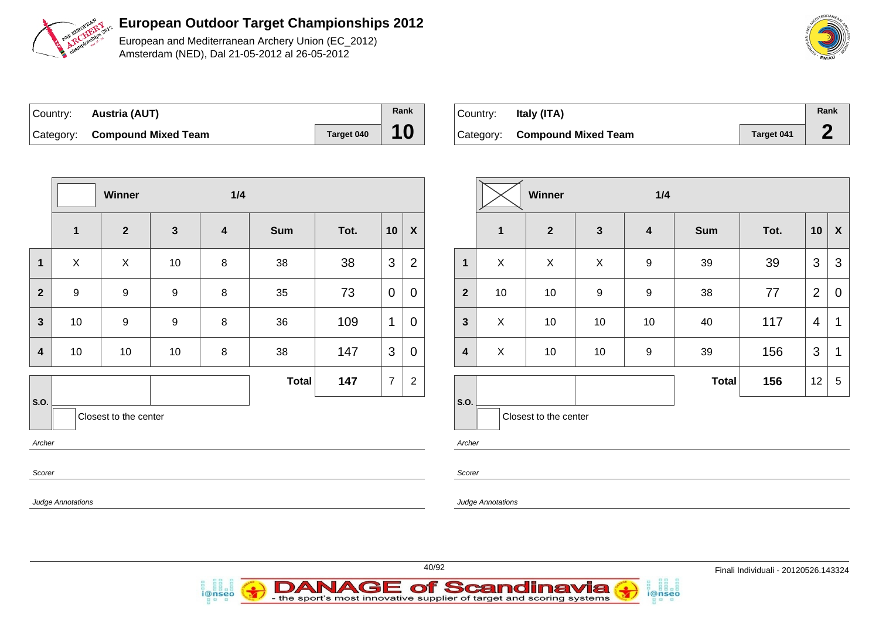# European Outdoor Target Championships 2012

European and Mediterranean Archery Union (EC_2012)
Amsterdam (NED), Dal 21-05-2012 al 26-05-2012

| Country: | Austria (AUT) | | Rank |
|---|---|---|---|
| Category: | Compound Mixed Team | Target 040 | 10 |

Winner — 1/4

| | 1 | 2 | 3 | 4 | Sum | Tot. | 10 | X |
|---|---|---|---|---|---|---|---|---|
| 1 | X | X | 10 | 8 | 38 | 38 | 3 | 2 |
| 2 | 9 | 9 | 9 | 8 | 35 | 73 | 0 | 0 |
| 3 | 10 | 9 | 9 | 8 | 36 | 109 | 1 | 0 |
| 4 | 10 | 10 | 10 | 8 | 38 | 147 | 3 | 0 |
| | | | | | **Total** | **147** | 7 | 2 |

S.O.

Closest to the center

*Archer*

*Scorer*

*Judge Annotations*

| Country: | Italy (ITA) | | Rank |
|---|---|---|---|
| Category: | Compound Mixed Team | Target 041 | 2 |

Winner (X) — 1/4

| | 1 | 2 | 3 | 4 | Sum | Tot. | 10 | X |
|---|---|---|---|---|---|---|---|---|
| 1 | X | X | X | 9 | 39 | 39 | 3 | 3 |
| 2 | 10 | 10 | 9 | 9 | 38 | 77 | 2 | 0 |
| 3 | X | 10 | 10 | 10 | 40 | 117 | 4 | 1 |
| 4 | X | 10 | 10 | 9 | 39 | 156 | 3 | 1 |
| | | | | | **Total** | **156** | 12 | 5 |

S.O.

Closest to the center

*Archer*

*Scorer*

*Judge Annotations*

Finali Individuali - 20120526.143324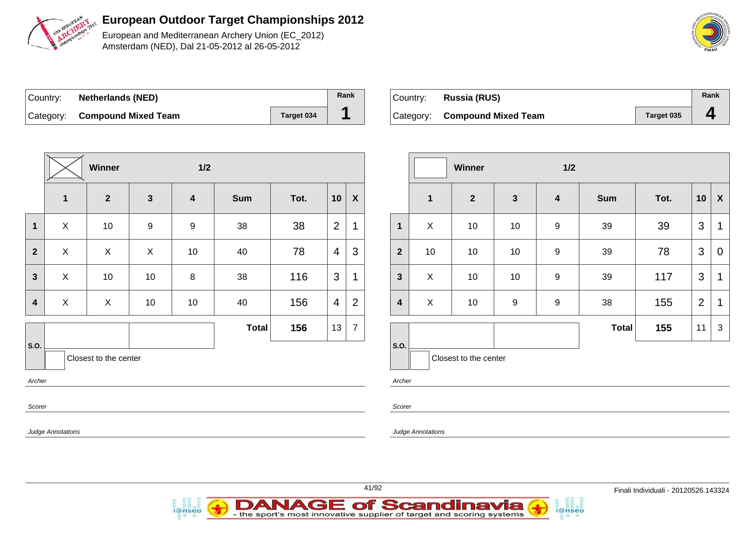# European Outdoor Target Championships 2012

European and Mediterranean Archery Union (EC_2012)
Amsterdam (NED), Dal 21-05-2012 al 26-05-2012

| Country: | Netherlands (NED) | | Rank |
|---|---|---|---|
| Category: | Compound Mixed Team | Target 034 | 1 |

| | Winner (X) | | 1/2 | | | | | |
|---|---|---|---|---|---|---|---|---|
| | 1 | 2 | 3 | 4 | Sum | Tot. | 10 | X |
| 1 | X | 10 | 9 | 9 | 38 | 38 | 2 | 1 |
| 2 | X | X | X | 10 | 40 | 78 | 4 | 3 |
| 3 | X | 10 | 10 | 8 | 38 | 116 | 3 | 1 |
| 4 | X | X | 10 | 10 | 40 | 156 | 4 | 2 |
| | | | | | Total | 156 | 13 | 7 |

S.O.

Closest to the center

*Archer*

*Scorer*

*Judge Annotations*

| Country: | Russia (RUS) | | Rank |
|---|---|---|---|
| Category: | Compound Mixed Team | Target 035 | 4 |

| | Winner | | 1/2 | | | | | |
|---|---|---|---|---|---|---|---|---|
| | 1 | 2 | 3 | 4 | Sum | Tot. | 10 | X |
| 1 | X | 10 | 10 | 9 | 39 | 39 | 3 | 1 |
| 2 | 10 | 10 | 10 | 9 | 39 | 78 | 3 | 0 |
| 3 | X | 10 | 10 | 9 | 39 | 117 | 3 | 1 |
| 4 | X | 10 | 9 | 9 | 38 | 155 | 2 | 1 |
| | | | | | Total | 155 | 11 | 3 |

S.O.

Closest to the center

*Archer*

*Scorer*

*Judge Annotations*

Finali Individuali - 20120526.143324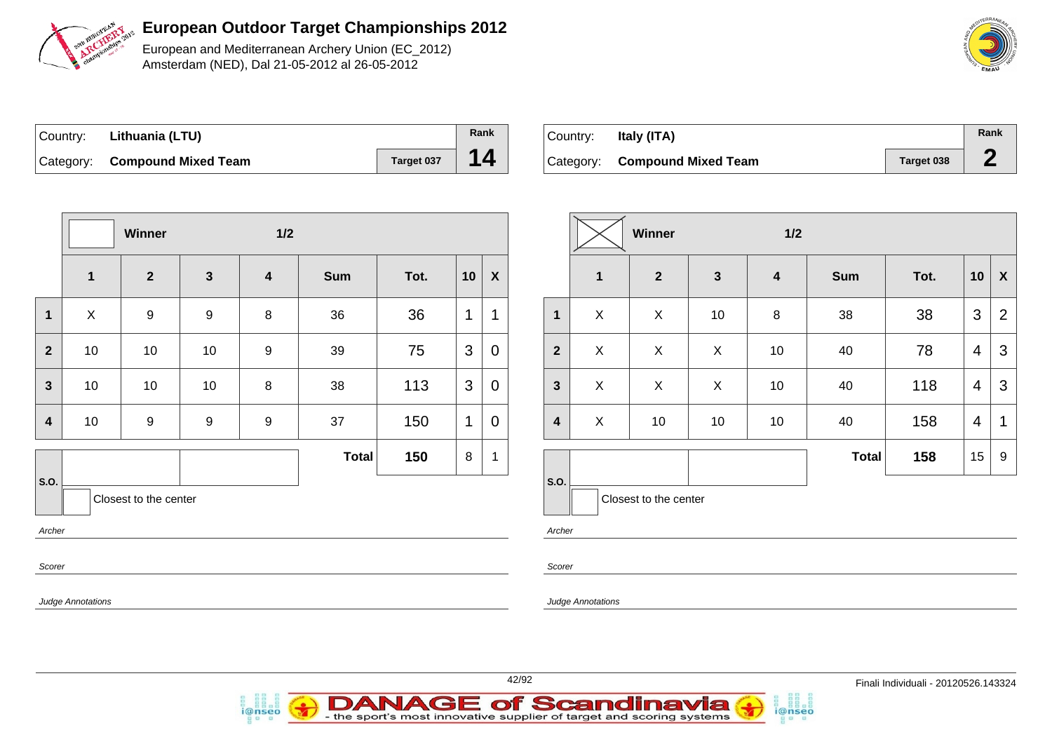# European Outdoor Target Championships 2012

European and Mediterranean Archery Union (EC_2012)
Amsterdam (NED), Dal 21-05-2012 al 26-05-2012

| Country: | Lithuania (LTU) | | Rank |
|---|---|---|---|
| Category: | Compound Mixed Team | Target 037 | 14 |

| | Winner | | 1/2 | | | | | |
|---|---|---|---|---|---|---|---|---|
| | 1 | 2 | 3 | 4 | Sum | Tot. | 10 | X |
| 1 | X | 9 | 9 | 8 | 36 | 36 | 1 | 1 |
| 2 | 10 | 10 | 10 | 9 | 39 | 75 | 3 | 0 |
| 3 | 10 | 10 | 10 | 8 | 38 | 113 | 3 | 0 |
| 4 | 10 | 9 | 9 | 9 | 37 | 150 | 1 | 0 |
| | | | | | Total | 150 | 8 | 1 |

S.O.

Closest to the center

*Archer*

*Scorer*

*Judge Annotations*

| Country: | Italy (ITA) | | Rank |
|---|---|---|---|
| Category: | Compound Mixed Team | Target 038 | 2 |

| | Winner | | 1/2 | | | | | |
|---|---|---|---|---|---|---|---|---|
| | 1 | 2 | 3 | 4 | Sum | Tot. | 10 | X |
| 1 | X | X | 10 | 8 | 38 | 38 | 3 | 2 |
| 2 | X | X | X | 10 | 40 | 78 | 4 | 3 |
| 3 | X | X | X | 10 | 40 | 118 | 4 | 3 |
| 4 | X | 10 | 10 | 10 | 40 | 158 | 4 | 1 |
| | | | | | Total | 158 | 15 | 9 |

S.O.

Closest to the center

*Archer*

*Scorer*

*Judge Annotations*

Finali Individuali - 20120526.143324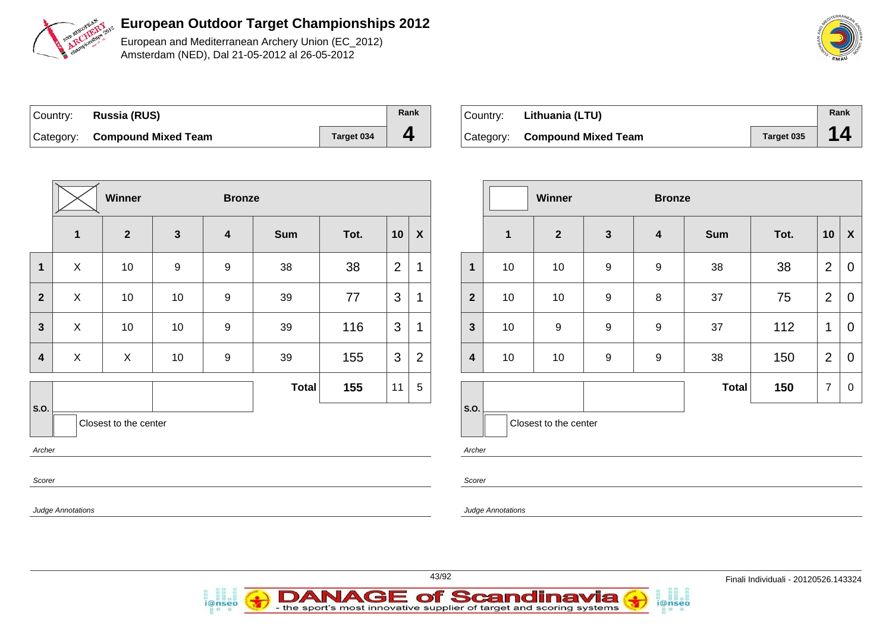# European Outdoor Target Championships 2012

European and Mediterranean Archery Union (EC_2012)
Amsterdam (NED), Dal 21-05-2012 al 26-05-2012

| Country: | **Russia (RUS)** | | Rank |
|---|---|---|---|
| Category: | **Compound Mixed Team** | Target 034 | **4** |

| | Winner | | Bronze | | | | | |
|---|---|---|---|---|---|---|---|---|
| | **1** | **2** | **3** | **4** | **Sum** | **Tot.** | **10** | **X** |
| **1** | X | 10 | 9 | 9 | 38 | 38 | 2 | 1 |
| **2** | X | 10 | 10 | 9 | 39 | 77 | 3 | 1 |
| **3** | X | 10 | 10 | 9 | 39 | 116 | 3 | 1 |
| **4** | X | X | 10 | 9 | 39 | 155 | 3 | 2 |
| | | | | | **Total** | **155** | 11 | 5 |

S.O.

Closest to the center

*Archer*

*Scorer*

*Judge Annotations*

| Country: | **Lithuania (LTU)** | | Rank |
|---|---|---|---|
| Category: | **Compound Mixed Team** | Target 035 | **14** |

| | Winner | | Bronze | | | | | |
|---|---|---|---|---|---|---|---|---|
| | **1** | **2** | **3** | **4** | **Sum** | **Tot.** | **10** | **X** |
| **1** | 10 | 10 | 9 | 9 | 38 | 38 | 2 | 0 |
| **2** | 10 | 10 | 9 | 8 | 37 | 75 | 2 | 0 |
| **3** | 10 | 9 | 9 | 9 | 37 | 112 | 1 | 0 |
| **4** | 10 | 10 | 9 | 9 | 38 | 150 | 2 | 0 |
| | | | | | **Total** | **150** | 7 | 0 |

S.O.

Closest to the center

*Archer*

*Scorer*

*Judge Annotations*

Finali Individuali - 20120526.143324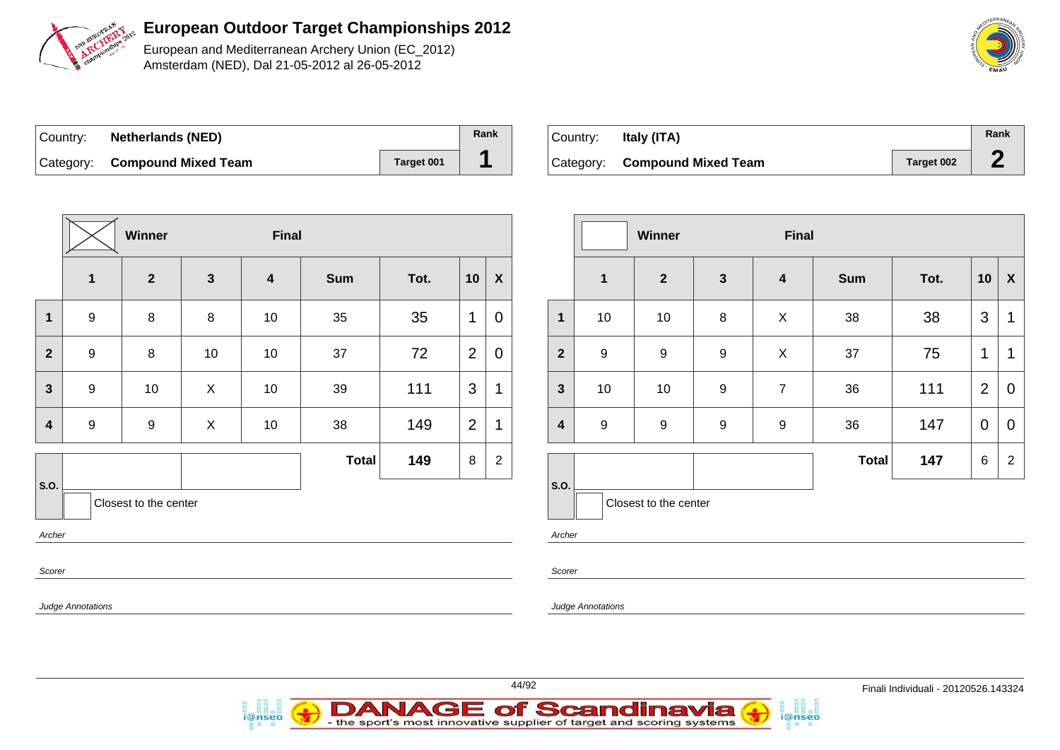# European Outdoor Target Championships 2012

European and Mediterranean Archery Union (EC_2012)
Amsterdam (NED), Dal 21-05-2012 al 26-05-2012

| Country: | **Netherlands (NED)** | | **Rank** |
|---|---|---|---|
| Category: | **Compound Mixed Team** | **Target 001** | **1** |

Winner — Final

| | 1 | 2 | 3 | 4 | Sum | Tot. | 10 | X |
|---|---|---|---|---|---|---|---|---|
| **1** | 9 | 8 | 8 | 10 | 35 | 35 | 1 | 0 |
| **2** | 9 | 8 | 10 | 10 | 37 | 72 | 2 | 0 |
| **3** | 9 | 10 | X | 10 | 39 | 111 | 3 | 1 |
| **4** | 9 | 9 | X | 10 | 38 | 149 | 2 | 1 |
| | | | | | **Total** | **149** | 8 | 2 |

S.O.

Closest to the center

*Archer*

*Scorer*

*Judge Annotations*

| Country: | **Italy (ITA)** | | **Rank** |
|---|---|---|---|
| Category: | **Compound Mixed Team** | **Target 002** | **2** |

Winner — Final

| | 1 | 2 | 3 | 4 | Sum | Tot. | 10 | X |
|---|---|---|---|---|---|---|---|---|
| **1** | 10 | 10 | 8 | X | 38 | 38 | 3 | 1 |
| **2** | 9 | 9 | 9 | X | 37 | 75 | 1 | 1 |
| **3** | 10 | 10 | 9 | 7 | 36 | 111 | 2 | 0 |
| **4** | 9 | 9 | 9 | 9 | 36 | 147 | 0 | 0 |
| | | | | | **Total** | **147** | 6 | 2 |

S.O.

Closest to the center

*Archer*

*Scorer*

*Judge Annotations*

Finali Individuali - 20120526.143324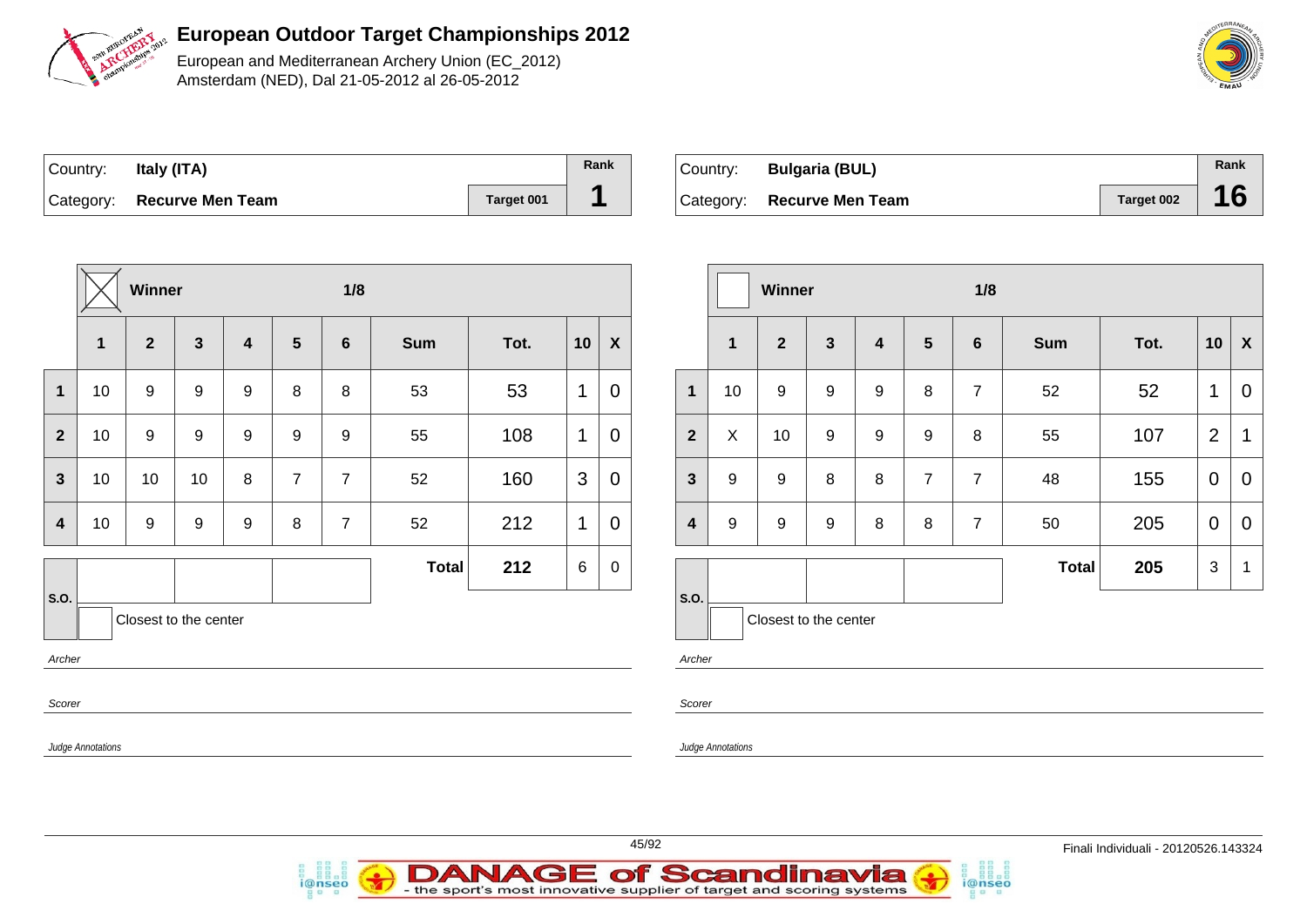# European Outdoor Target Championships 2012

European and Mediterranean Archery Union (EC_2012)
Amsterdam (NED), Dal 21-05-2012 al 26-05-2012

| Country: | **Italy (ITA)** | | Rank |
|---|---|---|---|
| Category: | **Recurve Men Team** | Target 001 | **1** |

| | ☒ Winner | | | | | 1/8 | | | | |
|---|---|---|---|---|---|---|---|---|---|---|
| | **1** | **2** | **3** | **4** | **5** | **6** | **Sum** | **Tot.** | **10** | **X** |
| **1** | 10 | 9 | 9 | 9 | 8 | 8 | 53 | 53 | 1 | 0 |
| **2** | 10 | 9 | 9 | 9 | 9 | 9 | 55 | 108 | 1 | 0 |
| **3** | 10 | 10 | 10 | 8 | 7 | 7 | 52 | 160 | 3 | 0 |
| **4** | 10 | 9 | 9 | 9 | 8 | 7 | 52 | 212 | 1 | 0 |
| | | | | | | | **Total** | **212** | 6 | 0 |

S.O.

Closest to the center

*Archer*

*Scorer*

*Judge Annotations*

| Country: | **Bulgaria (BUL)** | | Rank |
|---|---|---|---|
| Category: | **Recurve Men Team** | Target 002 | **16** |

| | ☐ Winner | | | | | 1/8 | | | | |
|---|---|---|---|---|---|---|---|---|---|---|
| | **1** | **2** | **3** | **4** | **5** | **6** | **Sum** | **Tot.** | **10** | **X** |
| **1** | 10 | 9 | 9 | 9 | 8 | 7 | 52 | 52 | 1 | 0 |
| **2** | X | 10 | 9 | 9 | 9 | 8 | 55 | 107 | 2 | 1 |
| **3** | 9 | 9 | 8 | 8 | 7 | 7 | 48 | 155 | 0 | 0 |
| **4** | 9 | 9 | 9 | 8 | 8 | 7 | 50 | 205 | 0 | 0 |
| | | | | | | | **Total** | **205** | 3 | 1 |

S.O.

Closest to the center

*Archer*

*Scorer*

*Judge Annotations*

Finali Individuali - 20120526.143324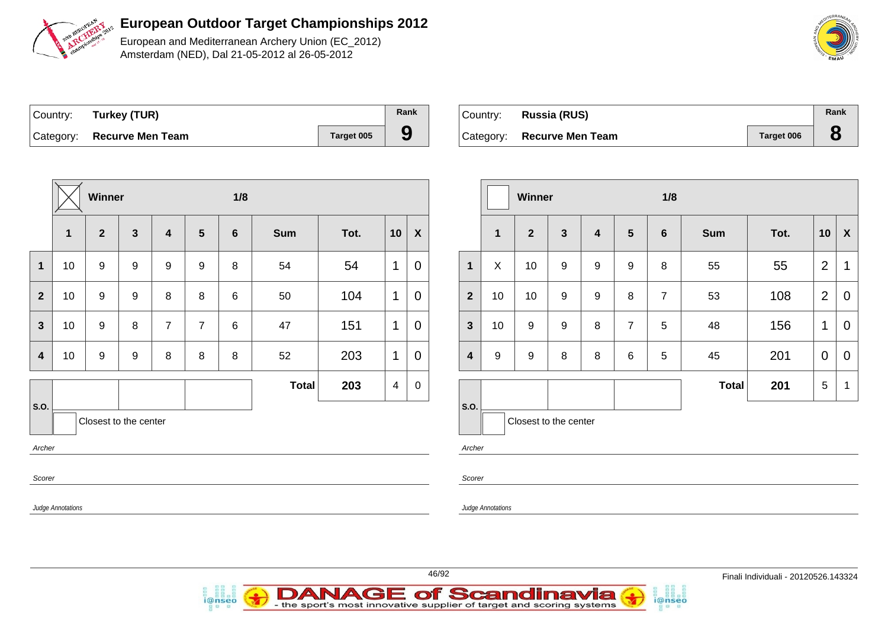# European Outdoor Target Championships 2012

European and Mediterranean Archery Union (EC_2012)
Amsterdam (NED), Dal 21-05-2012 al 26-05-2012

| Country: | **Turkey (TUR)** | | Rank |
|---|---|---|---|
| Category: | **Recurve Men Team** | Target 005 | **9** |

| | [X] Winner | | | | | 1/8 | | | | |
|---|---|---|---|---|---|---|---|---|---|---|
| | **1** | **2** | **3** | **4** | **5** | **6** | **Sum** | **Tot.** | **10** | **X** |
| **1** | 10 | 9 | 9 | 9 | 9 | 8 | 54 | 54 | 1 | 0 |
| **2** | 10 | 9 | 9 | 8 | 8 | 6 | 50 | 104 | 1 | 0 |
| **3** | 10 | 9 | 8 | 7 | 7 | 6 | 47 | 151 | 1 | 0 |
| **4** | 10 | 9 | 9 | 8 | 8 | 8 | 52 | 203 | 1 | 0 |
| | | | | | | | **Total** | **203** | 4 | 0 |

S.O.

Closest to the center

*Archer*

*Scorer*

*Judge Annotations*

| Country: | **Russia (RUS)** | | Rank |
|---|---|---|---|
| Category: | **Recurve Men Team** | Target 006 | **8** |

| | [ ] Winner | | | | | 1/8 | | | | |
|---|---|---|---|---|---|---|---|---|---|---|
| | **1** | **2** | **3** | **4** | **5** | **6** | **Sum** | **Tot.** | **10** | **X** |
| **1** | X | 10 | 9 | 9 | 9 | 8 | 55 | 55 | 2 | 1 |
| **2** | 10 | 10 | 9 | 9 | 8 | 7 | 53 | 108 | 2 | 0 |
| **3** | 10 | 9 | 9 | 8 | 7 | 5 | 48 | 156 | 1 | 0 |
| **4** | 9 | 9 | 8 | 8 | 6 | 5 | 45 | 201 | 0 | 0 |
| | | | | | | | **Total** | **201** | 5 | 1 |

S.O.

Closest to the center

*Archer*

*Scorer*

*Judge Annotations*

Finali Individuali - 20120526.143324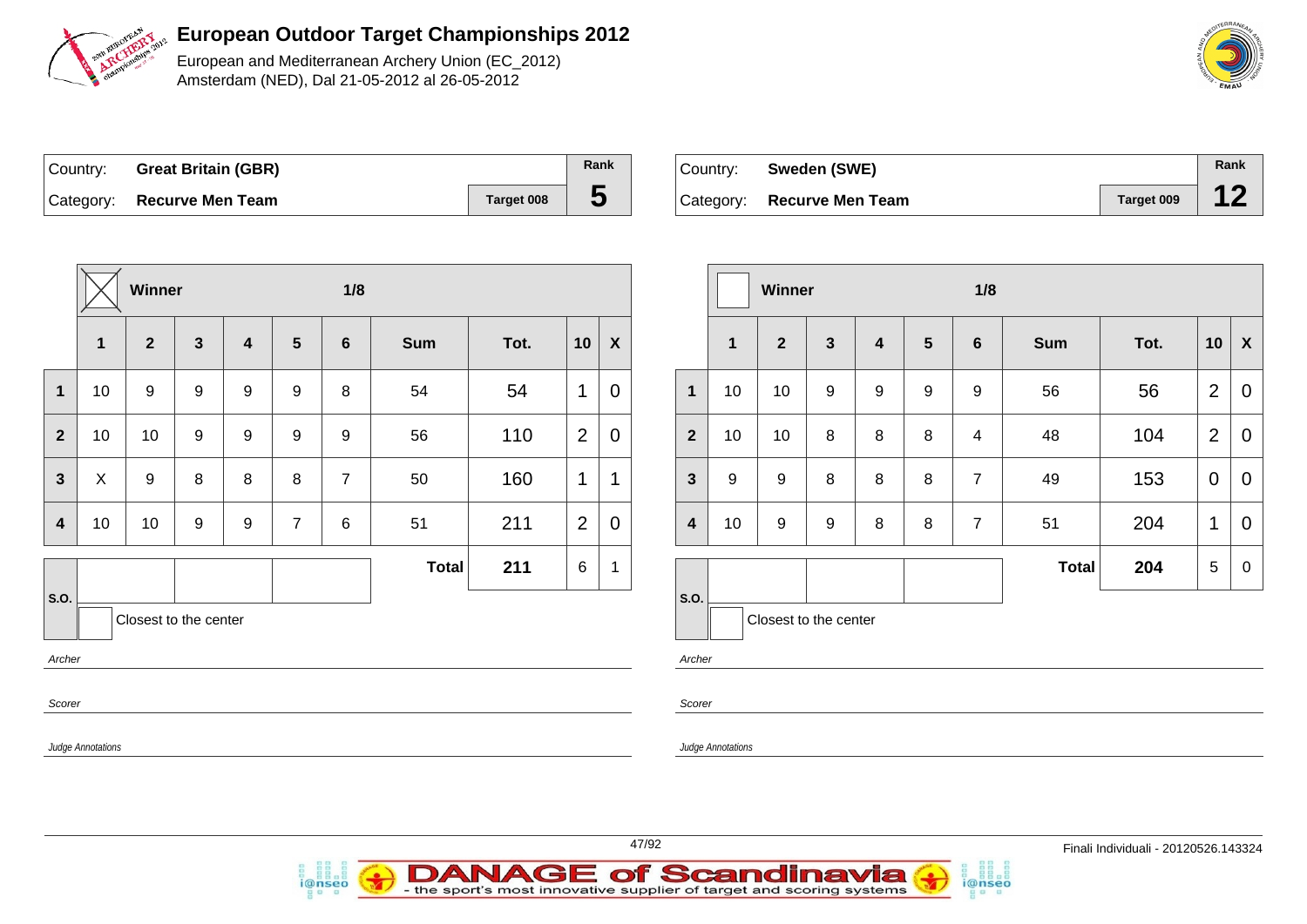# European Outdoor Target Championships 2012

European and Mediterranean Archery Union (EC_2012)
Amsterdam (NED), Dal 21-05-2012 al 26-05-2012

| Country: | Great Britain (GBR) | | Rank |
|---|---|---|---|
| Category: | Recurve Men Team | Target 008 | 5 |

**Winner** [X] — 1/8

| | 1 | 2 | 3 | 4 | 5 | 6 | Sum | Tot. | 10 | X |
|---|---|---|---|---|---|---|---|---|---|---|
| 1 | 10 | 9 | 9 | 9 | 9 | 8 | 54 | 54 | 1 | 0 |
| 2 | 10 | 10 | 9 | 9 | 9 | 9 | 56 | 110 | 2 | 0 |
| 3 | X | 9 | 8 | 8 | 8 | 7 | 50 | 160 | 1 | 1 |
| 4 | 10 | 10 | 9 | 9 | 7 | 6 | 51 | 211 | 2 | 0 |
| | | | | | | | **Total** | 211 | 6 | 1 |

S.O. | | | |

Closest to the center

*Archer*

*Scorer*

*Judge Annotations*

| Country: | Sweden (SWE) | | Rank |
|---|---|---|---|
| Category: | Recurve Men Team | Target 009 | 12 |

**Winner** [ ] — 1/8

| | 1 | 2 | 3 | 4 | 5 | 6 | Sum | Tot. | 10 | X |
|---|---|---|---|---|---|---|---|---|---|---|
| 1 | 10 | 10 | 9 | 9 | 9 | 9 | 56 | 56 | 2 | 0 |
| 2 | 10 | 10 | 8 | 8 | 8 | 4 | 48 | 104 | 2 | 0 |
| 3 | 9 | 9 | 8 | 8 | 8 | 7 | 49 | 153 | 0 | 0 |
| 4 | 10 | 9 | 9 | 8 | 8 | 7 | 51 | 204 | 1 | 0 |
| | | | | | | | **Total** | 204 | 5 | 0 |

S.O. | | | |

Closest to the center

*Archer*

*Scorer*

*Judge Annotations*

Finali Individuali - 20120526.143324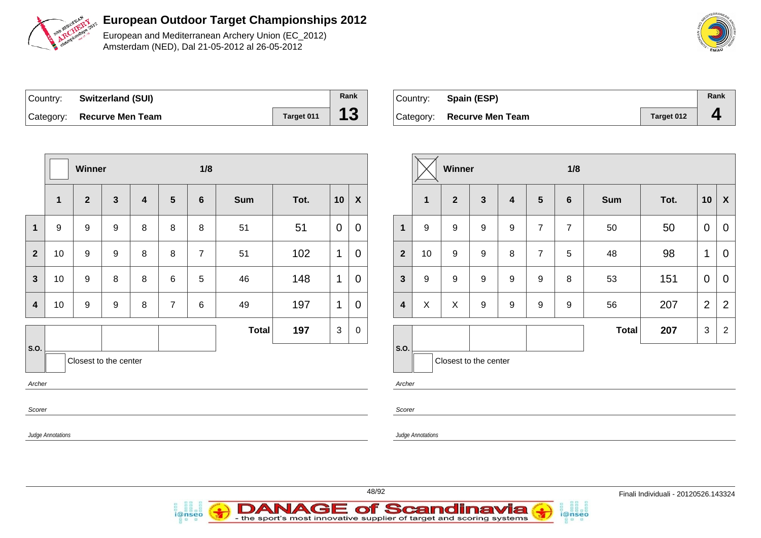# European Outdoor Target Championships 2012

European and Mediterranean Archery Union (EC_2012)
Amsterdam (NED), Dal 21-05-2012 al 26-05-2012

| Country: | Switzerland (SUI) | | Rank |
|---|---|---|---|
| Category: | Recurve Men Team | Target 011 | 13 |

Winner ☐ — 1/8

| | 1 | 2 | 3 | 4 | 5 | 6 | Sum | Tot. | 10 | X |
|---|---|---|---|---|---|---|---|---|---|---|
| 1 | 9 | 9 | 9 | 8 | 8 | 8 | 51 | 51 | 0 | 0 |
| 2 | 10 | 9 | 9 | 8 | 8 | 7 | 51 | 102 | 1 | 0 |
| 3 | 10 | 9 | 8 | 8 | 6 | 5 | 46 | 148 | 1 | 0 |
| 4 | 10 | 9 | 9 | 8 | 7 | 6 | 49 | 197 | 1 | 0 |
| | | | | | | | **Total** | **197** | 3 | 0 |

S.O. ☐ Closest to the center

*Archer*

*Scorer*

*Judge Annotations*

| Country: | Spain (ESP) | | Rank |
|---|---|---|---|
| Category: | Recurve Men Team | Target 012 | 4 |

Winner ☒ — 1/8

| | 1 | 2 | 3 | 4 | 5 | 6 | Sum | Tot. | 10 | X |
|---|---|---|---|---|---|---|---|---|---|---|
| 1 | 9 | 9 | 9 | 9 | 7 | 7 | 50 | 50 | 0 | 0 |
| 2 | 10 | 9 | 9 | 8 | 7 | 5 | 48 | 98 | 1 | 0 |
| 3 | 9 | 9 | 9 | 9 | 9 | 8 | 53 | 151 | 0 | 0 |
| 4 | X | X | 9 | 9 | 9 | 9 | 56 | 207 | 2 | 2 |
| | | | | | | | **Total** | **207** | 3 | 2 |

S.O. ☐ Closest to the center

*Archer*

*Scorer*

*Judge Annotations*

Finali Individuali - 20120526.143324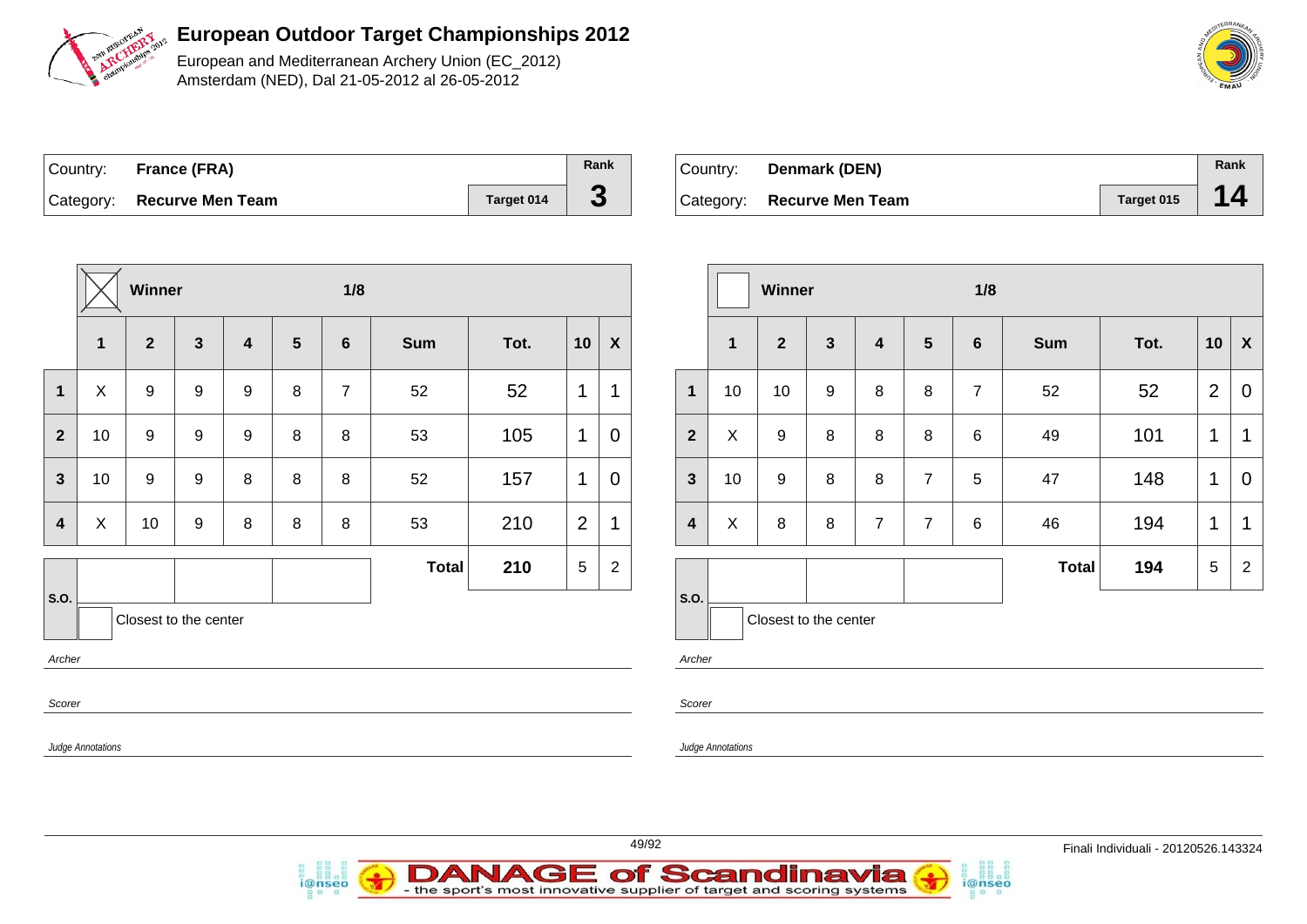# European Outdoor Target Championships 2012

European and Mediterranean Archery Union (EC_2012)
Amsterdam (NED), Dal 21-05-2012 al 26-05-2012

| Country: | France (FRA) | | Rank |
|---|---|---|---|
| Category: | Recurve Men Team | Target 014 | 3 |

| | Winner ☒ | | | | | 1/8 | | | | |
|---|---|---|---|---|---|---|---|---|---|---|
| | 1 | 2 | 3 | 4 | 5 | 6 | Sum | Tot. | 10 | X |
| 1 | X | 9 | 9 | 9 | 8 | 7 | 52 | 52 | 1 | 1 |
| 2 | 10 | 9 | 9 | 9 | 8 | 8 | 53 | 105 | 1 | 0 |
| 3 | 10 | 9 | 9 | 8 | 8 | 8 | 52 | 157 | 1 | 0 |
| 4 | X | 10 | 9 | 8 | 8 | 8 | 53 | 210 | 2 | 1 |
| | | | | | | | Total | 210 | 5 | 2 |

S.O.

Closest to the center

*Archer*

*Scorer*

*Judge Annotations*

| Country: | Denmark (DEN) | | Rank |
|---|---|---|---|
| Category: | Recurve Men Team | Target 015 | 14 |

| | Winner ☐ | | | | | 1/8 | | | | |
|---|---|---|---|---|---|---|---|---|---|---|
| | 1 | 2 | 3 | 4 | 5 | 6 | Sum | Tot. | 10 | X |
| 1 | 10 | 10 | 9 | 8 | 8 | 7 | 52 | 52 | 2 | 0 |
| 2 | X | 9 | 8 | 8 | 8 | 6 | 49 | 101 | 1 | 1 |
| 3 | 10 | 9 | 8 | 8 | 7 | 5 | 47 | 148 | 1 | 0 |
| 4 | X | 8 | 8 | 7 | 7 | 6 | 46 | 194 | 1 | 1 |
| | | | | | | | Total | 194 | 5 | 2 |

S.O.

Closest to the center

*Archer*

*Scorer*

*Judge Annotations*

Finali Individuali - 20120526.143324

DANAGE of Scandinavia - the sport's most innovative supplier of target and scoring systems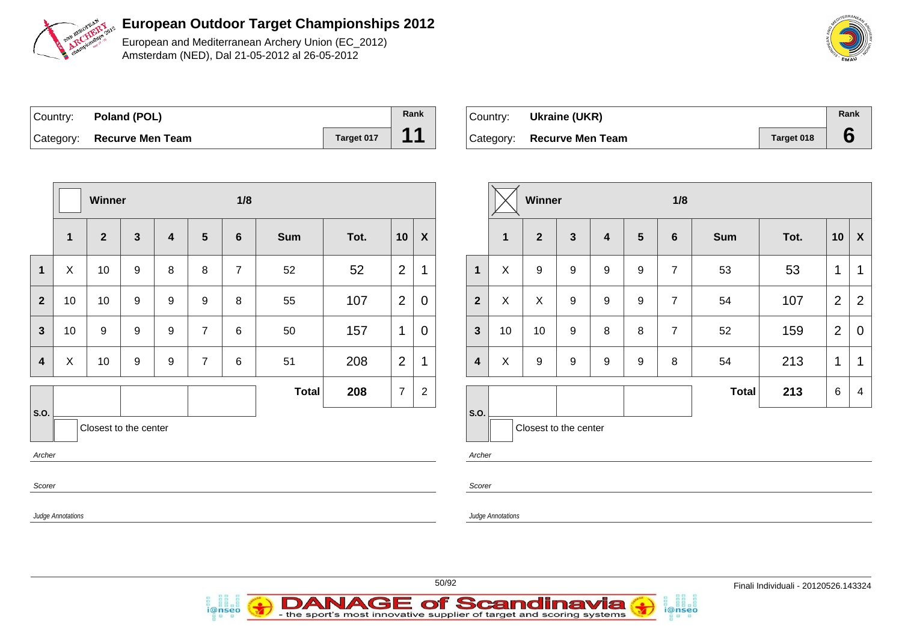# European Outdoor Target Championships 2012

European and Mediterranean Archery Union (EC_2012)
Amsterdam (NED), Dal 21-05-2012 al 26-05-2012

| Country: | Poland (POL) | | Rank |
|---|---|---|---|
| Category: | Recurve Men Team | Target 017 | 11 |

| | Winner | | | | | 1/8 | | | | |
|---|---|---|---|---|---|---|---|---|---|---|
| | 1 | 2 | 3 | 4 | 5 | 6 | Sum | Tot. | 10 | X |
| 1 | X | 10 | 9 | 8 | 8 | 7 | 52 | 52 | 2 | 1 |
| 2 | 10 | 10 | 9 | 9 | 9 | 8 | 55 | 107 | 2 | 0 |
| 3 | 10 | 9 | 9 | 9 | 7 | 6 | 50 | 157 | 1 | 0 |
| 4 | X | 10 | 9 | 9 | 7 | 6 | 51 | 208 | 2 | 1 |
| | | | | | | | Total | 208 | 7 | 2 |

S.O.

Closest to the center

*Archer*

*Scorer*

*Judge Annotations*

| Country: | Ukraine (UKR) | | Rank |
|---|---|---|---|
| Category: | Recurve Men Team | Target 018 | 6 |

| | Winner (X) | | | | | 1/8 | | | | |
|---|---|---|---|---|---|---|---|---|---|---|
| | 1 | 2 | 3 | 4 | 5 | 6 | Sum | Tot. | 10 | X |
| 1 | X | 9 | 9 | 9 | 9 | 7 | 53 | 53 | 1 | 1 |
| 2 | X | X | 9 | 9 | 9 | 7 | 54 | 107 | 2 | 2 |
| 3 | 10 | 10 | 9 | 8 | 8 | 7 | 52 | 159 | 2 | 0 |
| 4 | X | 9 | 9 | 9 | 9 | 8 | 54 | 213 | 1 | 1 |
| | | | | | | | Total | 213 | 6 | 4 |

S.O.

Closest to the center

*Archer*

*Scorer*

*Judge Annotations*

Finali Individuali - 20120526.143324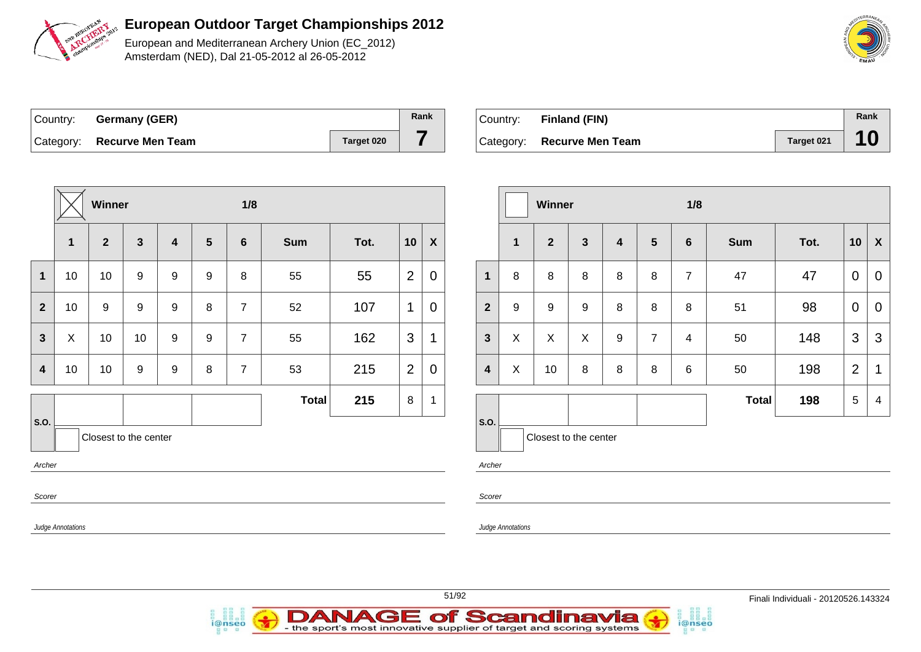# European Outdoor Target Championships 2012

European and Mediterranean Archery Union (EC_2012)
Amsterdam (NED), Dal 21-05-2012 al 26-05-2012

| Country: | Germany (GER) | | Rank |
|---|---|---|---|
| Category: | Recurve Men Team | Target 020 | 7 |

| | Winner: X | | | | | 1/8 | | | | |
|---|---|---|---|---|---|---|---|---|---|---|
| | 1 | 2 | 3 | 4 | 5 | 6 | Sum | Tot. | 10 | X |
| 1 | 10 | 10 | 9 | 9 | 9 | 8 | 55 | 55 | 2 | 0 |
| 2 | 10 | 9 | 9 | 9 | 8 | 7 | 52 | 107 | 1 | 0 |
| 3 | X | 10 | 10 | 9 | 9 | 7 | 55 | 162 | 3 | 1 |
| 4 | 10 | 10 | 9 | 9 | 8 | 7 | 53 | 215 | 2 | 0 |
| | | | | | | | Total | 215 | 8 | 1 |

S.O.

Closest to the center

*Archer*

*Scorer*

*Judge Annotations*

| Country: | Finland (FIN) | | Rank |
|---|---|---|---|
| Category: | Recurve Men Team | Target 021 | 10 |

| | Winner | | | | | 1/8 | | | | |
|---|---|---|---|---|---|---|---|---|---|---|
| | 1 | 2 | 3 | 4 | 5 | 6 | Sum | Tot. | 10 | X |
| 1 | 8 | 8 | 8 | 8 | 8 | 7 | 47 | 47 | 0 | 0 |
| 2 | 9 | 9 | 9 | 8 | 8 | 8 | 51 | 98 | 0 | 0 |
| 3 | X | X | X | 9 | 7 | 4 | 50 | 148 | 3 | 3 |
| 4 | X | 10 | 8 | 8 | 8 | 6 | 50 | 198 | 2 | 1 |
| | | | | | | | Total | 198 | 5 | 4 |

S.O.

Closest to the center

*Archer*

*Scorer*

*Judge Annotations*

Finali Individuali - 20120526.143324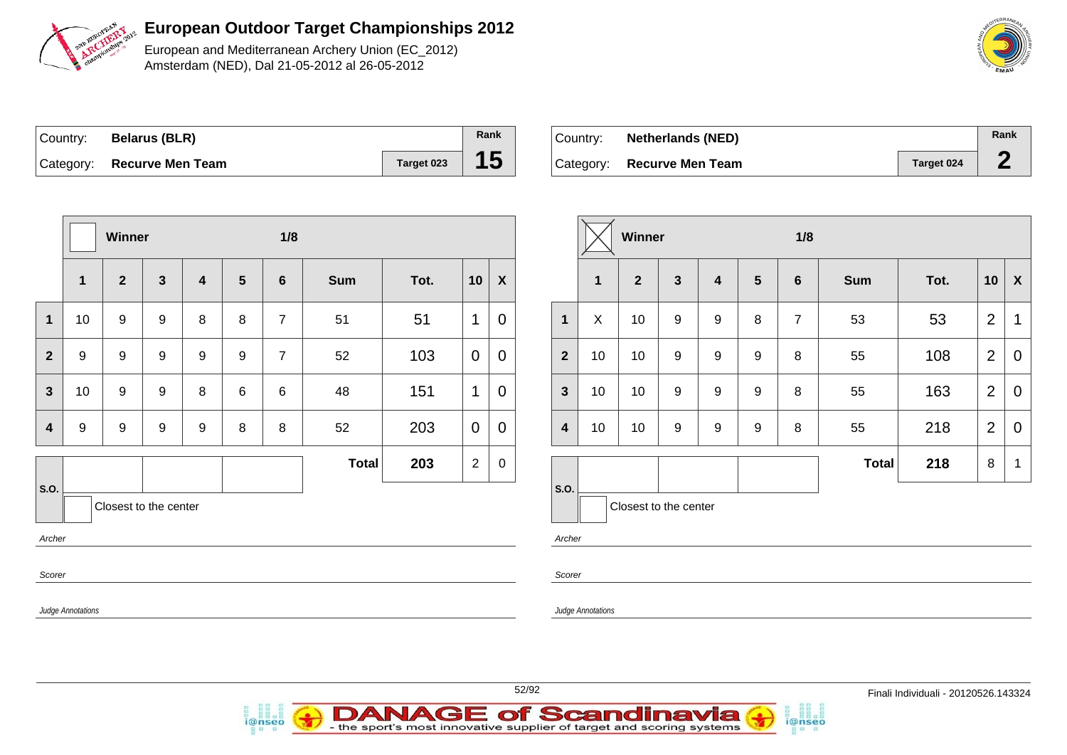# European Outdoor Target Championships 2012

European and Mediterranean Archery Union (EC_2012)
Amsterdam (NED), Dal 21-05-2012 al 26-05-2012

| Country: | Belarus (BLR) | | Rank |
|---|---|---|---|
| Category: | Recurve Men Team | Target 023 | 15 |

| | Winner | | | | | 1/8 | | | | |
|---|---|---|---|---|---|---|---|---|---|---|
| | 1 | 2 | 3 | 4 | 5 | 6 | Sum | Tot. | 10 | X |
| 1 | 10 | 9 | 9 | 8 | 8 | 7 | 51 | 51 | 1 | 0 |
| 2 | 9 | 9 | 9 | 9 | 9 | 7 | 52 | 103 | 0 | 0 |
| 3 | 10 | 9 | 9 | 8 | 6 | 6 | 48 | 151 | 1 | 0 |
| 4 | 9 | 9 | 9 | 9 | 8 | 8 | 52 | 203 | 0 | 0 |
| | | | | | | | Total | 203 | 2 | 0 |

S.O.

Closest to the center

*Archer*

*Scorer*

*Judge Annotations*

| Country: | Netherlands (NED) | | Rank |
|---|---|---|---|
| Category: | Recurve Men Team | Target 024 | 2 |

| | Winner ☒ | | | | | 1/8 | | | | |
|---|---|---|---|---|---|---|---|---|---|---|
| | 1 | 2 | 3 | 4 | 5 | 6 | Sum | Tot. | 10 | X |
| 1 | X | 10 | 9 | 9 | 8 | 7 | 53 | 53 | 2 | 1 |
| 2 | 10 | 10 | 9 | 9 | 9 | 8 | 55 | 108 | 2 | 0 |
| 3 | 10 | 10 | 9 | 9 | 9 | 8 | 55 | 163 | 2 | 0 |
| 4 | 10 | 10 | 9 | 9 | 9 | 8 | 55 | 218 | 2 | 0 |
| | | | | | | | Total | 218 | 8 | 1 |

S.O.

Closest to the center

*Archer*

*Scorer*

*Judge Annotations*

Finali Individuali - 20120526.143324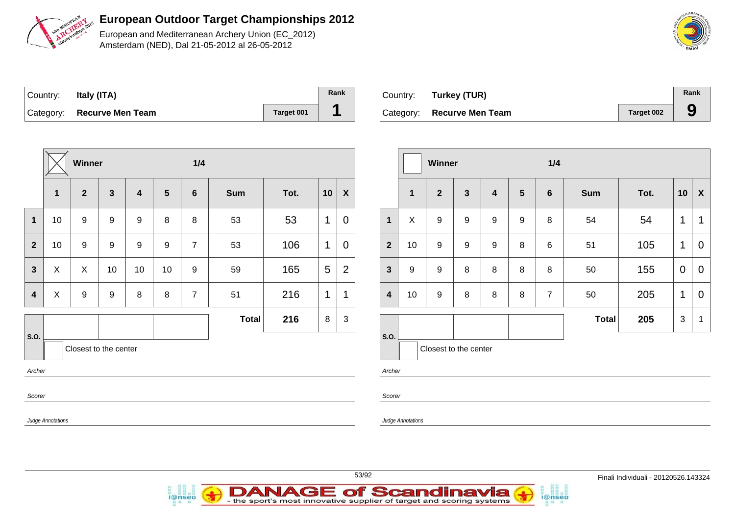# European Outdoor Target Championships 2012

European and Mediterranean Archery Union (EC_2012)
Amsterdam (NED), Dal 21-05-2012 al 26-05-2012

| Country: | Italy (ITA) | | Rank |
|---|---|---|---|
| Category: | Recurve Men Team | Target 001 | 1 |

| | ☒ Winner | | | | | 1/4 | | | | |
|---|---|---|---|---|---|---|---|---|---|---|
| | 1 | 2 | 3 | 4 | 5 | 6 | Sum | Tot. | 10 | X |
| 1 | 10 | 9 | 9 | 9 | 8 | 8 | 53 | 53 | 1 | 0 |
| 2 | 10 | 9 | 9 | 9 | 9 | 7 | 53 | 106 | 1 | 0 |
| 3 | X | X | 10 | 10 | 10 | 9 | 59 | 165 | 5 | 2 |
| 4 | X | 9 | 9 | 8 | 8 | 7 | 51 | 216 | 1 | 1 |
| | | | | | | | Total | 216 | 8 | 3 |

S.O.

Closest to the center

*Archer*

*Scorer*

*Judge Annotations*

| Country: | Turkey (TUR) | | Rank |
|---|---|---|---|
| Category: | Recurve Men Team | Target 002 | 9 |

| | ☐ Winner | | | | | 1/4 | | | | |
|---|---|---|---|---|---|---|---|---|---|---|
| | 1 | 2 | 3 | 4 | 5 | 6 | Sum | Tot. | 10 | X |
| 1 | X | 9 | 9 | 9 | 9 | 8 | 54 | 54 | 1 | 1 |
| 2 | 10 | 9 | 9 | 9 | 8 | 6 | 51 | 105 | 1 | 0 |
| 3 | 9 | 9 | 8 | 8 | 8 | 8 | 50 | 155 | 0 | 0 |
| 4 | 10 | 9 | 8 | 8 | 8 | 7 | 50 | 205 | 1 | 0 |
| | | | | | | | Total | 205 | 3 | 1 |

S.O.

Closest to the center

*Archer*

*Scorer*

*Judge Annotations*

Finali Individuali - 20120526.143324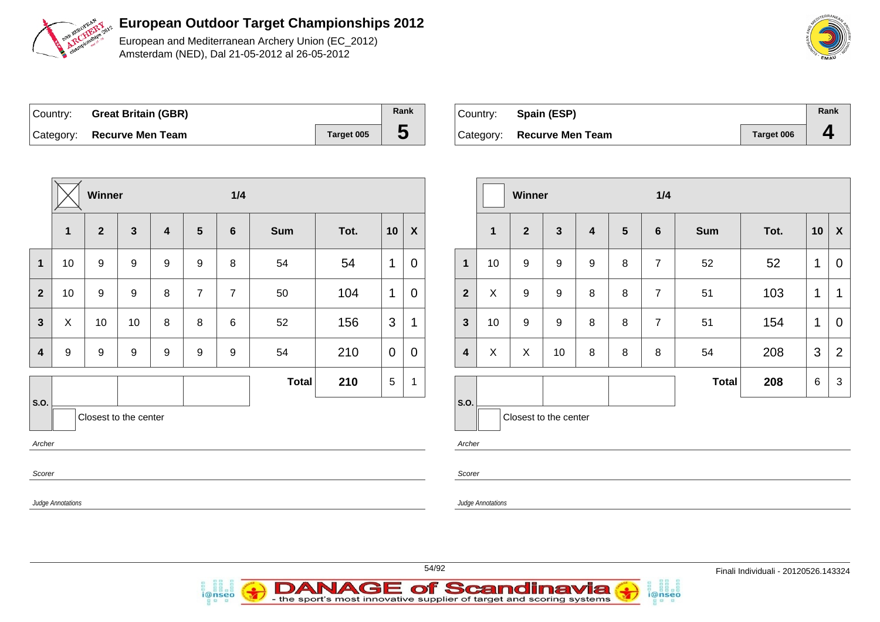# European Outdoor Target Championships 2012

European and Mediterranean Archery Union (EC_2012)
Amsterdam (NED), Dal 21-05-2012 al 26-05-2012

| Country: | **Great Britain (GBR)** | | Rank |
|---|---|---|---|
| Category: | **Recurve Men Team** | Target 005 | **5** |

| | Winner [X] | | | | | 1/4 | | | | |
|---|---|---|---|---|---|---|---|---|---|---|
| | **1** | **2** | **3** | **4** | **5** | **6** | **Sum** | **Tot.** | **10** | **X** |
| **1** | 10 | 9 | 9 | 9 | 9 | 8 | 54 | 54 | 1 | 0 |
| **2** | 10 | 9 | 9 | 8 | 7 | 7 | 50 | 104 | 1 | 0 |
| **3** | X | 10 | 10 | 8 | 8 | 6 | 52 | 156 | 3 | 1 |
| **4** | 9 | 9 | 9 | 9 | 9 | 9 | 54 | 210 | 0 | 0 |
| | | | | | | | **Total** | **210** | 5 | 1 |

S.O.

Closest to the center

*Archer*

*Scorer*

*Judge Annotations*

| Country: | **Spain (ESP)** | | Rank |
|---|---|---|---|
| Category: | **Recurve Men Team** | Target 006 | **4** |

| | Winner [ ] | | | | | 1/4 | | | | |
|---|---|---|---|---|---|---|---|---|---|---|
| | **1** | **2** | **3** | **4** | **5** | **6** | **Sum** | **Tot.** | **10** | **X** |
| **1** | 10 | 9 | 9 | 9 | 8 | 7 | 52 | 52 | 1 | 0 |
| **2** | X | 9 | 9 | 8 | 8 | 7 | 51 | 103 | 1 | 1 |
| **3** | 10 | 9 | 9 | 8 | 8 | 7 | 51 | 154 | 1 | 0 |
| **4** | X | X | 10 | 8 | 8 | 8 | 54 | 208 | 3 | 2 |
| | | | | | | | **Total** | **208** | 6 | 3 |

S.O.

Closest to the center

*Archer*

*Scorer*

*Judge Annotations*

Finali Individuali - 20120526.143324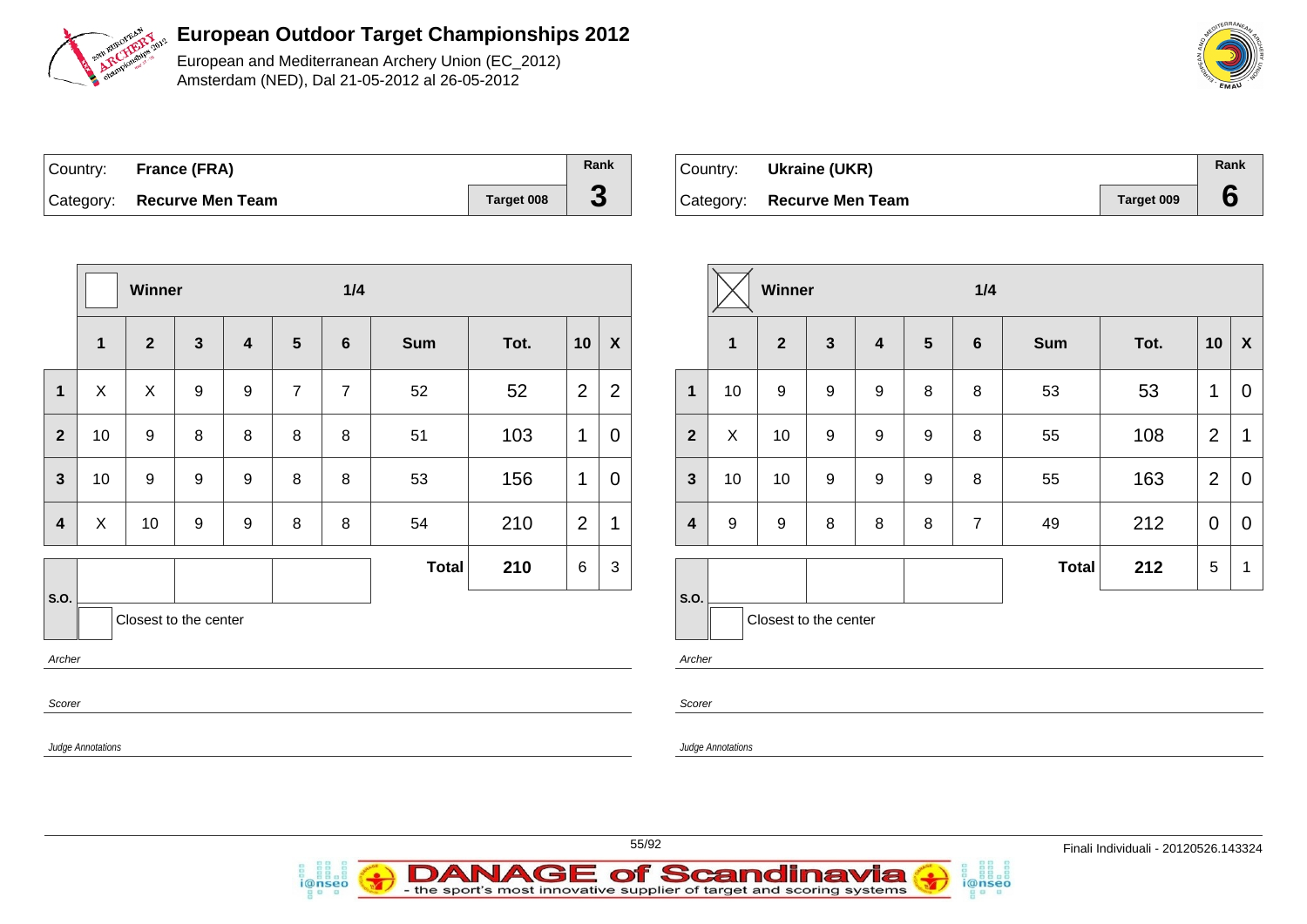# European Outdoor Target Championships 2012

European and Mediterranean Archery Union (EC_2012)
Amsterdam (NED), Dal 21-05-2012 al 26-05-2012

| Country: | France (FRA) | | Rank |
|---|---|---|---|
| Category: | Recurve Men Team | Target 008 | 3 |

| | Winner | | | | | 1/4 | | | | |
|---|---|---|---|---|---|---|---|---|---|---|
| | 1 | 2 | 3 | 4 | 5 | 6 | Sum | Tot. | 10 | X |
| 1 | X | X | 9 | 9 | 7 | 7 | 52 | 52 | 2 | 2 |
| 2 | 10 | 9 | 8 | 8 | 8 | 8 | 51 | 103 | 1 | 0 |
| 3 | 10 | 9 | 9 | 9 | 8 | 8 | 53 | 156 | 1 | 0 |
| 4 | X | 10 | 9 | 9 | 8 | 8 | 54 | 210 | 2 | 1 |
| | | | | | | | Total | 210 | 6 | 3 |

S.O.

Closest to the center

*Archer*

*Scorer*

*Judge Annotations*

| Country: | Ukraine (UKR) | | Rank |
|---|---|---|---|
| Category: | Recurve Men Team | Target 009 | 6 |

| | Winner (X) | | | | | 1/4 | | | | |
|---|---|---|---|---|---|---|---|---|---|---|
| | 1 | 2 | 3 | 4 | 5 | 6 | Sum | Tot. | 10 | X |
| 1 | 10 | 9 | 9 | 9 | 8 | 8 | 53 | 53 | 1 | 0 |
| 2 | X | 10 | 9 | 9 | 9 | 8 | 55 | 108 | 2 | 1 |
| 3 | 10 | 10 | 9 | 9 | 9 | 8 | 55 | 163 | 2 | 0 |
| 4 | 9 | 9 | 8 | 8 | 8 | 7 | 49 | 212 | 0 | 0 |
| | | | | | | | Total | 212 | 5 | 1 |

S.O.

Closest to the center

*Archer*

*Scorer*

*Judge Annotations*

Finali Individuali - 20120526.143324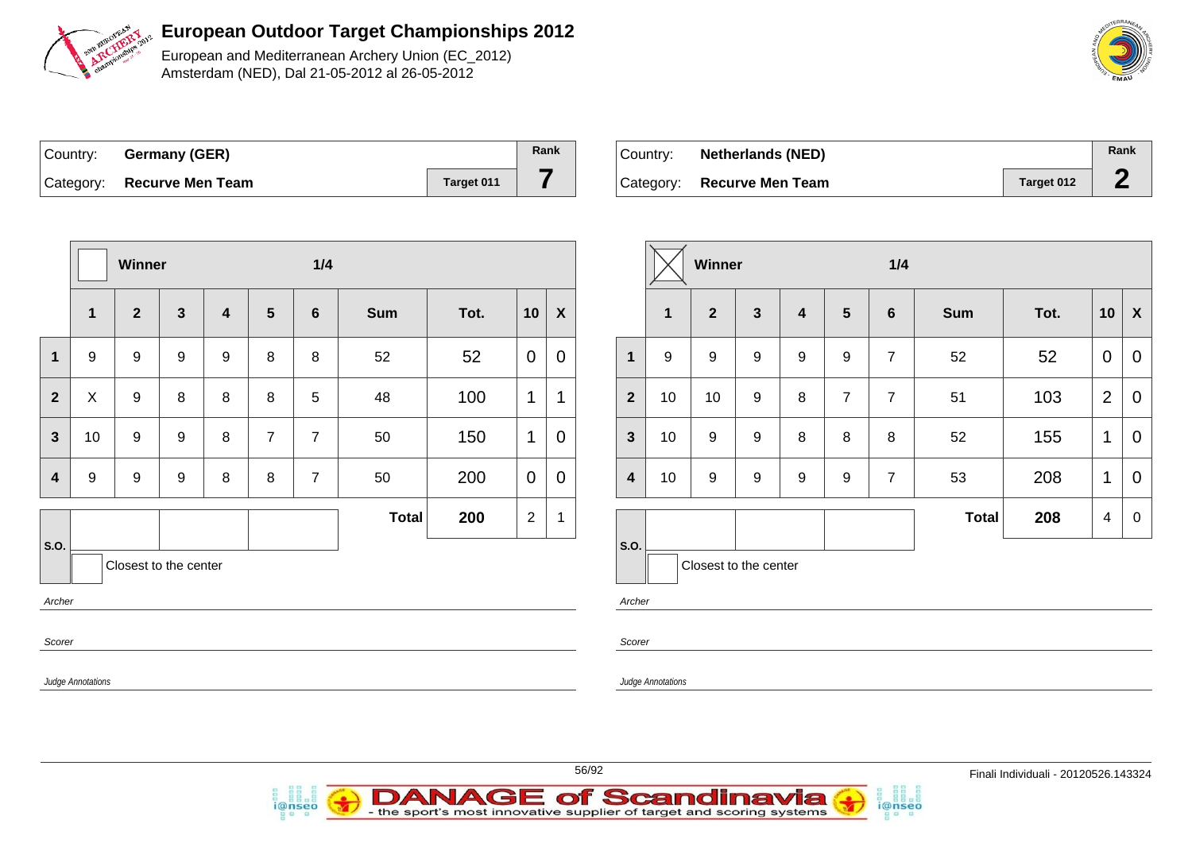# European Outdoor Target Championships 2012

European and Mediterranean Archery Union (EC_2012)
Amsterdam (NED), Dal 21-05-2012 al 26-05-2012

| Country: | Germany (GER) | | Rank |
|---|---|---|---|
| Category: | Recurve Men Team | Target 011 | 7 |

| | Winner | | | | | 1/4 | | | | |
|---|---|---|---|---|---|---|---|---|---|---|
| | 1 | 2 | 3 | 4 | 5 | 6 | Sum | Tot. | 10 | X |
| 1 | 9 | 9 | 9 | 9 | 8 | 8 | 52 | 52 | 0 | 0 |
| 2 | X | 9 | 8 | 8 | 8 | 5 | 48 | 100 | 1 | 1 |
| 3 | 10 | 9 | 9 | 8 | 7 | 7 | 50 | 150 | 1 | 0 |
| 4 | 9 | 9 | 9 | 8 | 8 | 7 | 50 | 200 | 0 | 0 |
| | | | | | | | Total | 200 | 2 | 1 |

S.O.

Closest to the center

*Archer*

*Scorer*

*Judge Annotations*

| Country: | Netherlands (NED) | | Rank |
|---|---|---|---|
| Category: | Recurve Men Team | Target 012 | 2 |

| | Winner ☒ | | | | | 1/4 | | | | |
|---|---|---|---|---|---|---|---|---|---|---|
| | 1 | 2 | 3 | 4 | 5 | 6 | Sum | Tot. | 10 | X |
| 1 | 9 | 9 | 9 | 9 | 9 | 7 | 52 | 52 | 0 | 0 |
| 2 | 10 | 10 | 9 | 8 | 7 | 7 | 51 | 103 | 2 | 0 |
| 3 | 10 | 9 | 9 | 8 | 8 | 8 | 52 | 155 | 1 | 0 |
| 4 | 10 | 9 | 9 | 9 | 9 | 7 | 53 | 208 | 1 | 0 |
| | | | | | | | Total | 208 | 4 | 0 |

S.O.

Closest to the center

*Archer*

*Scorer*

*Judge Annotations*

Finali Individuali - 20120526.143324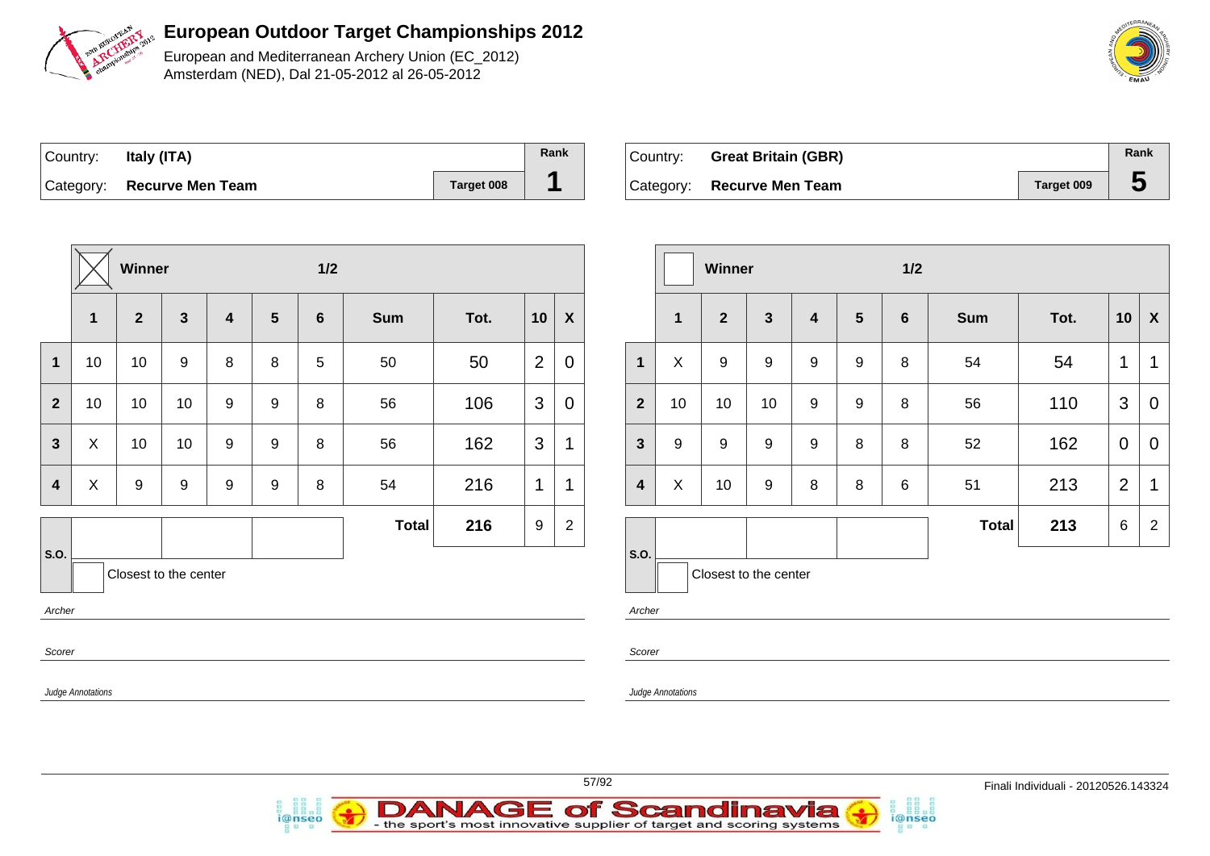# European Outdoor Target Championships 2012

European and Mediterranean Archery Union (EC_2012)
Amsterdam (NED), Dal 21-05-2012 al 26-05-2012

| Country: | Italy (ITA) | | Rank |
|---|---|---|---|
| Category: | Recurve Men Team | Target 008 | 1 |

| | ☒ Winner | | | | | 1/2 | | | | |
|---|---|---|---|---|---|---|---|---|---|---|
| | 1 | 2 | 3 | 4 | 5 | 6 | Sum | Tot. | 10 | X |
| 1 | 10 | 10 | 9 | 8 | 8 | 5 | 50 | 50 | 2 | 0 |
| 2 | 10 | 10 | 10 | 9 | 9 | 8 | 56 | 106 | 3 | 0 |
| 3 | X | 10 | 10 | 9 | 9 | 8 | 56 | 162 | 3 | 1 |
| 4 | X | 9 | 9 | 9 | 9 | 8 | 54 | 216 | 1 | 1 |
| | | | | | | | Total | 216 | 9 | 2 |

S.O.

Closest to the center

*Archer*

*Scorer*

*Judge Annotations*

| Country: | Great Britain (GBR) | | Rank |
|---|---|---|---|
| Category: | Recurve Men Team | Target 009 | 5 |

| | ☐ Winner | | | | | 1/2 | | | | |
|---|---|---|---|---|---|---|---|---|---|---|
| | 1 | 2 | 3 | 4 | 5 | 6 | Sum | Tot. | 10 | X |
| 1 | X | 9 | 9 | 9 | 9 | 8 | 54 | 54 | 1 | 1 |
| 2 | 10 | 10 | 10 | 9 | 9 | 8 | 56 | 110 | 3 | 0 |
| 3 | 9 | 9 | 9 | 9 | 8 | 8 | 52 | 162 | 0 | 0 |
| 4 | X | 10 | 9 | 8 | 8 | 6 | 51 | 213 | 2 | 1 |
| | | | | | | | Total | 213 | 6 | 2 |

S.O.

Closest to the center

*Archer*

*Scorer*

*Judge Annotations*

Finali Individuali - 20120526.143324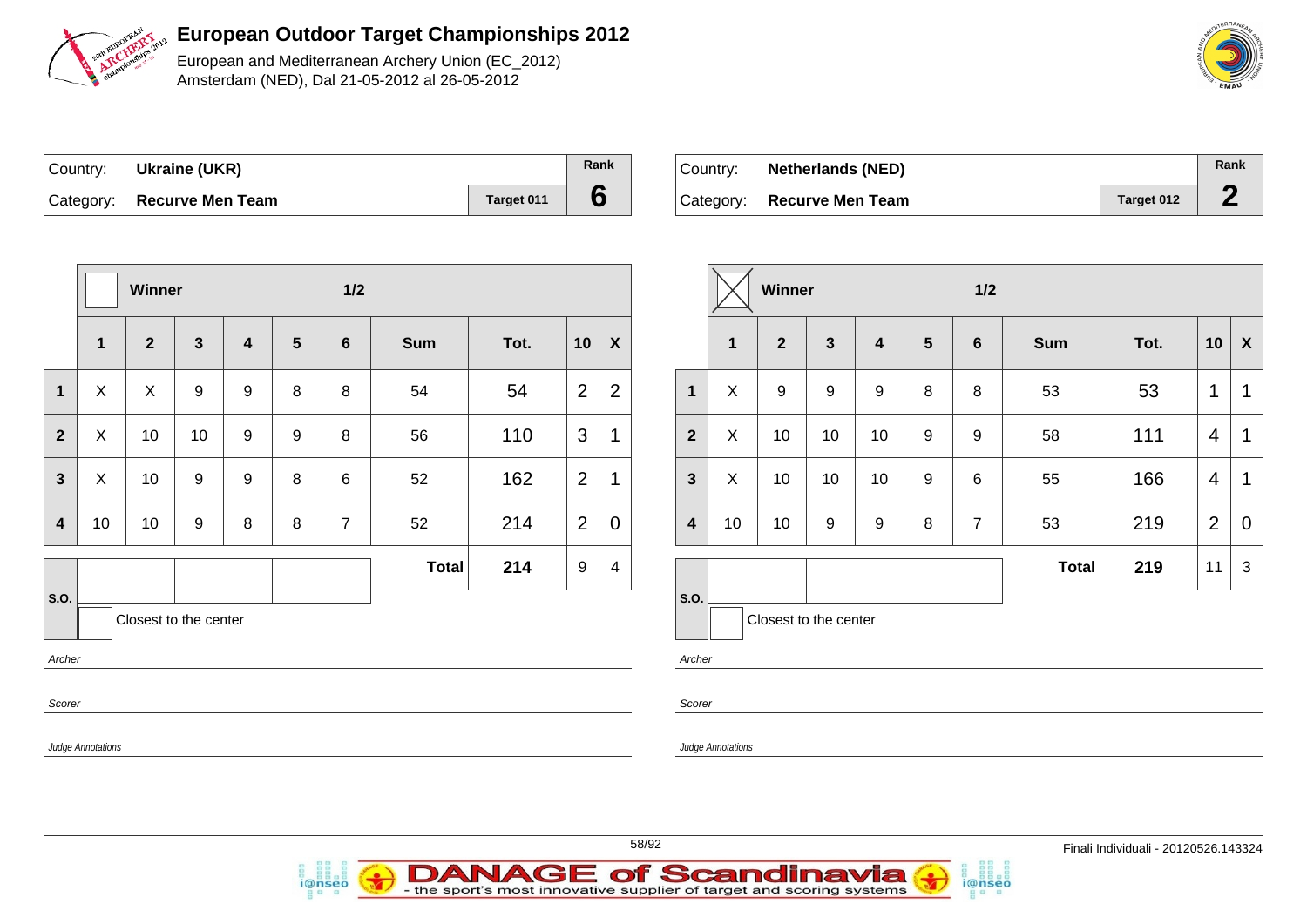# European Outdoor Target Championships 2012

European and Mediterranean Archery Union (EC_2012)
Amsterdam (NED), Dal 21-05-2012 al 26-05-2012

| Country: | Ukraine (UKR) | Rank |
|---|---|---|
| Category: | Recurve Men Team — Target 011 | 6 |

Winner: ☐ — 1/2

| | 1 | 2 | 3 | 4 | 5 | 6 | Sum | Tot. | 10 | X |
|---|---|---|---|---|---|---|---|---|---|---|
| 1 | X | X | 9 | 9 | 8 | 8 | 54 | 54 | 2 | 2 |
| 2 | X | 10 | 10 | 9 | 9 | 8 | 56 | 110 | 3 | 1 |
| 3 | X | 10 | 9 | 9 | 8 | 6 | 52 | 162 | 2 | 1 |
| 4 | 10 | 10 | 9 | 8 | 8 | 7 | 52 | 214 | 2 | 0 |
| | | | | | | | **Total** | **214** | 9 | 4 |

S.O.: ☐ Closest to the center

*Archer*

*Scorer*

*Judge Annotations*

| Country: | Netherlands (NED) | Rank |
|---|---|---|
| Category: | Recurve Men Team — Target 012 | 2 |

Winner: ☒ — 1/2

| | 1 | 2 | 3 | 4 | 5 | 6 | Sum | Tot. | 10 | X |
|---|---|---|---|---|---|---|---|---|---|---|
| 1 | X | 9 | 9 | 9 | 8 | 8 | 53 | 53 | 1 | 1 |
| 2 | X | 10 | 10 | 10 | 9 | 9 | 58 | 111 | 4 | 1 |
| 3 | X | 10 | 10 | 10 | 9 | 6 | 55 | 166 | 4 | 1 |
| 4 | 10 | 10 | 9 | 9 | 8 | 7 | 53 | 219 | 2 | 0 |
| | | | | | | | **Total** | **219** | 11 | 3 |

S.O.: ☐ Closest to the center

*Archer*

*Scorer*

*Judge Annotations*

Finali Individuali - 20120526.143324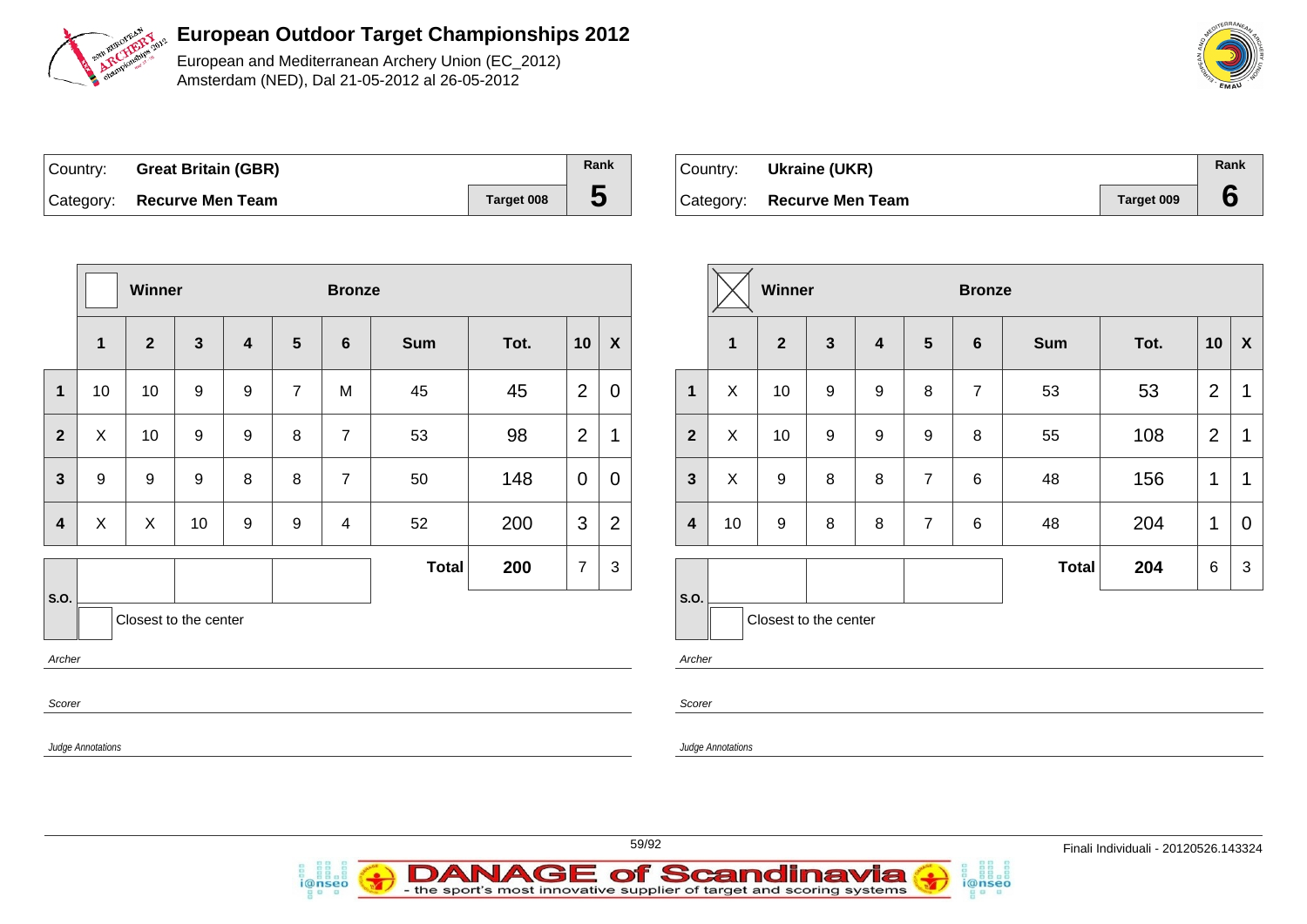# European Outdoor Target Championships 2012

European and Mediterranean Archery Union (EC_2012)
Amsterdam (NED), Dal 21-05-2012 al 26-05-2012

| Country: | Great Britain (GBR) | | Rank |
|---|---|---|---|
| Category: | Recurve Men Team | Target 008 | 5 |

| | Winner | | | | Bronze | | | | | |
|---|---|---|---|---|---|---|---|---|---|---|
| | 1 | 2 | 3 | 4 | 5 | 6 | Sum | Tot. | 10 | X |
| 1 | 10 | 10 | 9 | 9 | 7 | M | 45 | 45 | 2 | 0 |
| 2 | X | 10 | 9 | 9 | 8 | 7 | 53 | 98 | 2 | 1 |
| 3 | 9 | 9 | 9 | 8 | 8 | 7 | 50 | 148 | 0 | 0 |
| 4 | X | X | 10 | 9 | 9 | 4 | 52 | 200 | 3 | 2 |
| | | | | | | | Total | 200 | 7 | 3 |

S.O.

Closest to the center

*Archer*

*Scorer*

*Judge Annotations*

| Country: | Ukraine (UKR) | | Rank |
|---|---|---|---|
| Category: | Recurve Men Team | Target 009 | 6 |

| | Winner | | | | Bronze | | | | | |
|---|---|---|---|---|---|---|---|---|---|---|
| | 1 | 2 | 3 | 4 | 5 | 6 | Sum | Tot. | 10 | X |
| 1 | X | 10 | 9 | 9 | 8 | 7 | 53 | 53 | 2 | 1 |
| 2 | X | 10 | 9 | 9 | 9 | 8 | 55 | 108 | 2 | 1 |
| 3 | X | 9 | 8 | 8 | 7 | 6 | 48 | 156 | 1 | 1 |
| 4 | 10 | 9 | 8 | 8 | 7 | 6 | 48 | 204 | 1 | 0 |
| | | | | | | | Total | 204 | 6 | 3 |

S.O.

Closest to the center

*Archer*

*Scorer*

*Judge Annotations*

Finali Individuali - 20120526.143324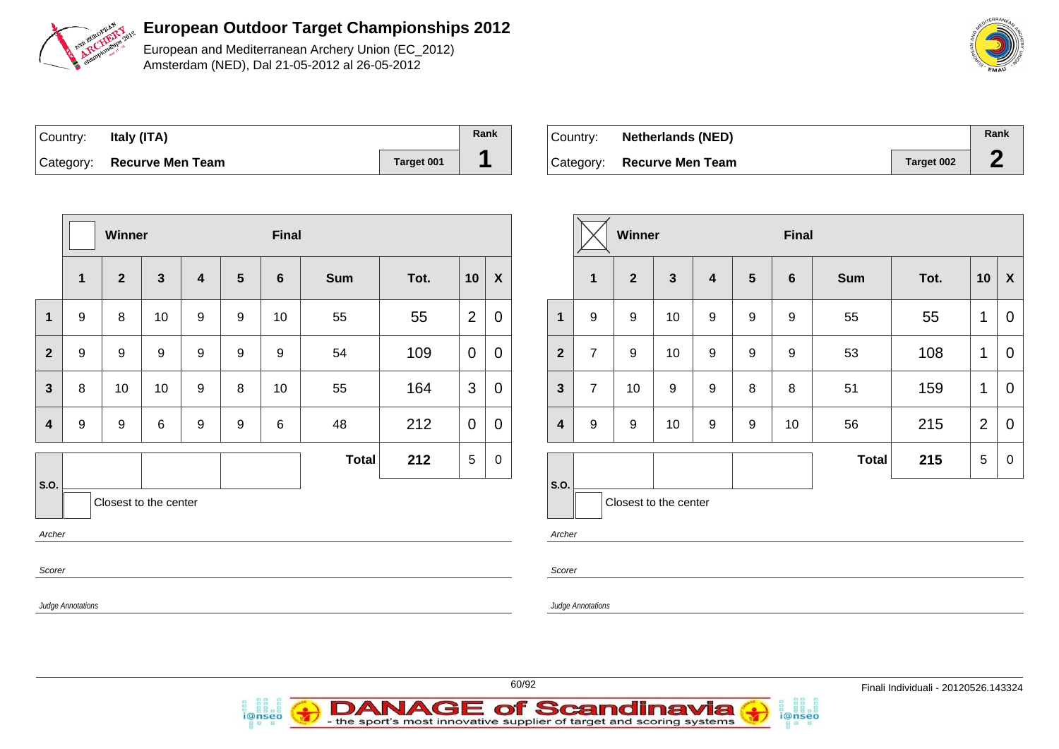# European Outdoor Target Championships 2012

European and Mediterranean Archery Union (EC_2012)
Amsterdam (NED), Dal 21-05-2012 al 26-05-2012

| Country: | **Italy (ITA)** | | Rank |
|---|---|---|---|
| Category: | **Recurve Men Team** | Target 001 | **1** |

| | Winner | | | | Final | | | | | |
|---|---|---|---|---|---|---|---|---|---|---|
| | **1** | **2** | **3** | **4** | **5** | **6** | **Sum** | **Tot.** | **10** | **X** |
| **1** | 9 | 8 | 10 | 9 | 9 | 10 | 55 | 55 | 2 | 0 |
| **2** | 9 | 9 | 9 | 9 | 9 | 9 | 54 | 109 | 0 | 0 |
| **3** | 8 | 10 | 10 | 9 | 8 | 10 | 55 | 164 | 3 | 0 |
| **4** | 9 | 9 | 6 | 9 | 9 | 6 | 48 | 212 | 0 | 0 |
| | | | | | | | **Total** | **212** | 5 | 0 |

S.O.

Closest to the center

*Archer*

*Scorer*

*Judge Annotations*

| Country: | **Netherlands (NED)** | | Rank |
|---|---|---|---|
| Category: | **Recurve Men Team** | Target 002 | **2** |

| | Winner (X) | | | | Final | | | | | |
|---|---|---|---|---|---|---|---|---|---|---|
| | **1** | **2** | **3** | **4** | **5** | **6** | **Sum** | **Tot.** | **10** | **X** |
| **1** | 9 | 9 | 10 | 9 | 9 | 9 | 55 | 55 | 1 | 0 |
| **2** | 7 | 9 | 10 | 9 | 9 | 9 | 53 | 108 | 1 | 0 |
| **3** | 7 | 10 | 9 | 9 | 8 | 8 | 51 | 159 | 1 | 0 |
| **4** | 9 | 9 | 10 | 9 | 9 | 10 | 56 | 215 | 2 | 0 |
| | | | | | | | **Total** | **215** | 5 | 0 |

S.O.

Closest to the center

*Archer*

*Scorer*

*Judge Annotations*

Finali Individuali - 20120526.143324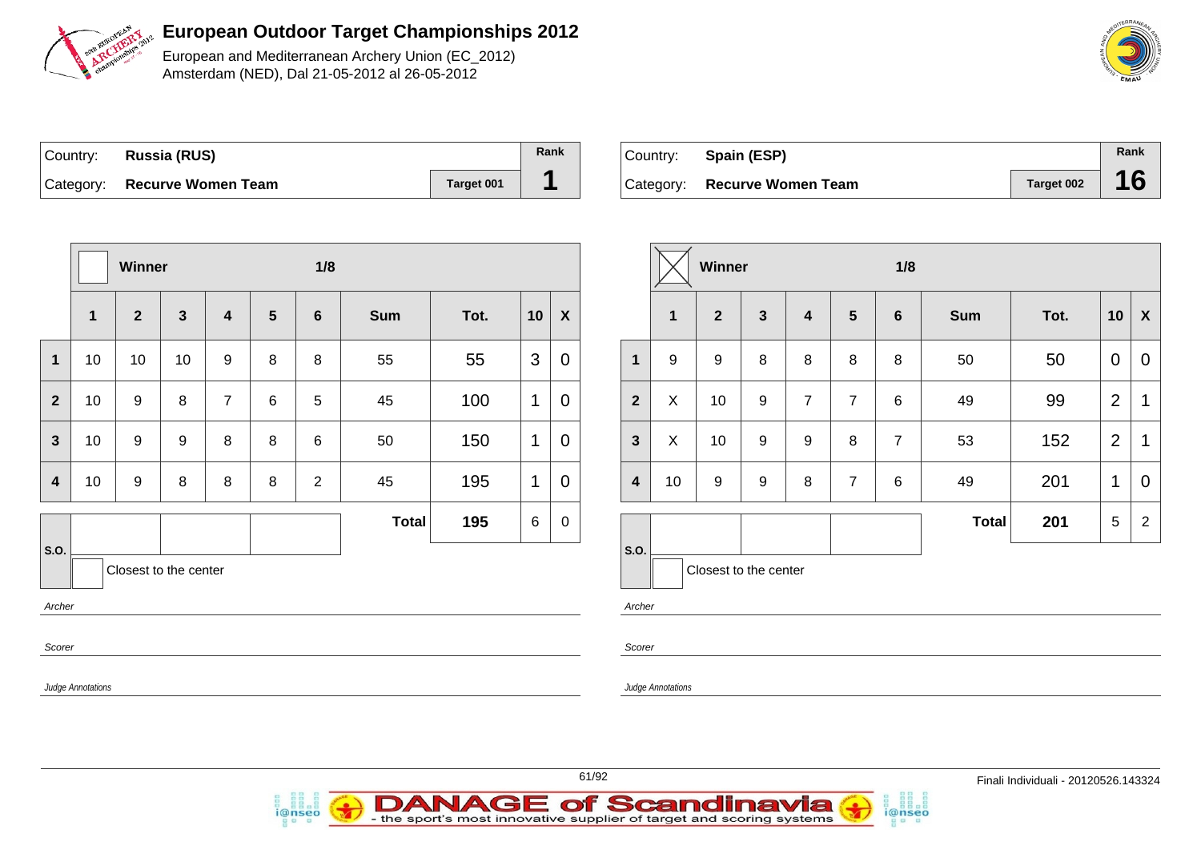# European Outdoor Target Championships 2012

European and Mediterranean Archery Union (EC_2012)
Amsterdam (NED), Dal 21-05-2012 al 26-05-2012

| Country: | **Russia (RUS)** | | Rank |
|---|---|---|---|
| Category: | **Recurve Women Team** | Target 001 | **1** |

| | Winner | | | | | 1/8 | | | | |
|---|---|---|---|---|---|---|---|---|---|---|
| | **1** | **2** | **3** | **4** | **5** | **6** | **Sum** | **Tot.** | **10** | **X** |
| **1** | 10 | 10 | 10 | 9 | 8 | 8 | 55 | 55 | 3 | 0 |
| **2** | 10 | 9 | 8 | 7 | 6 | 5 | 45 | 100 | 1 | 0 |
| **3** | 10 | 9 | 9 | 8 | 8 | 6 | 50 | 150 | 1 | 0 |
| **4** | 10 | 9 | 8 | 8 | 8 | 2 | 45 | 195 | 1 | 0 |
| | | | | | | | **Total** | **195** | 6 | 0 |

S.O.

Closest to the center

*Archer*

*Scorer*

*Judge Annotations*

| Country: | **Spain (ESP)** | | Rank |
|---|---|---|---|
| Category: | **Recurve Women Team** | Target 002 | **16** |

| | Winner ☒ | | | | | 1/8 | | | | |
|---|---|---|---|---|---|---|---|---|---|---|
| | **1** | **2** | **3** | **4** | **5** | **6** | **Sum** | **Tot.** | **10** | **X** |
| **1** | 9 | 9 | 8 | 8 | 8 | 8 | 50 | 50 | 0 | 0 |
| **2** | X | 10 | 9 | 7 | 7 | 6 | 49 | 99 | 2 | 1 |
| **3** | X | 10 | 9 | 9 | 8 | 7 | 53 | 152 | 2 | 1 |
| **4** | 10 | 9 | 9 | 8 | 7 | 6 | 49 | 201 | 1 | 0 |
| | | | | | | | **Total** | **201** | 5 | 2 |

S.O.

Closest to the center

*Archer*

*Scorer*

*Judge Annotations*

Finali Individuali - 20120526.143324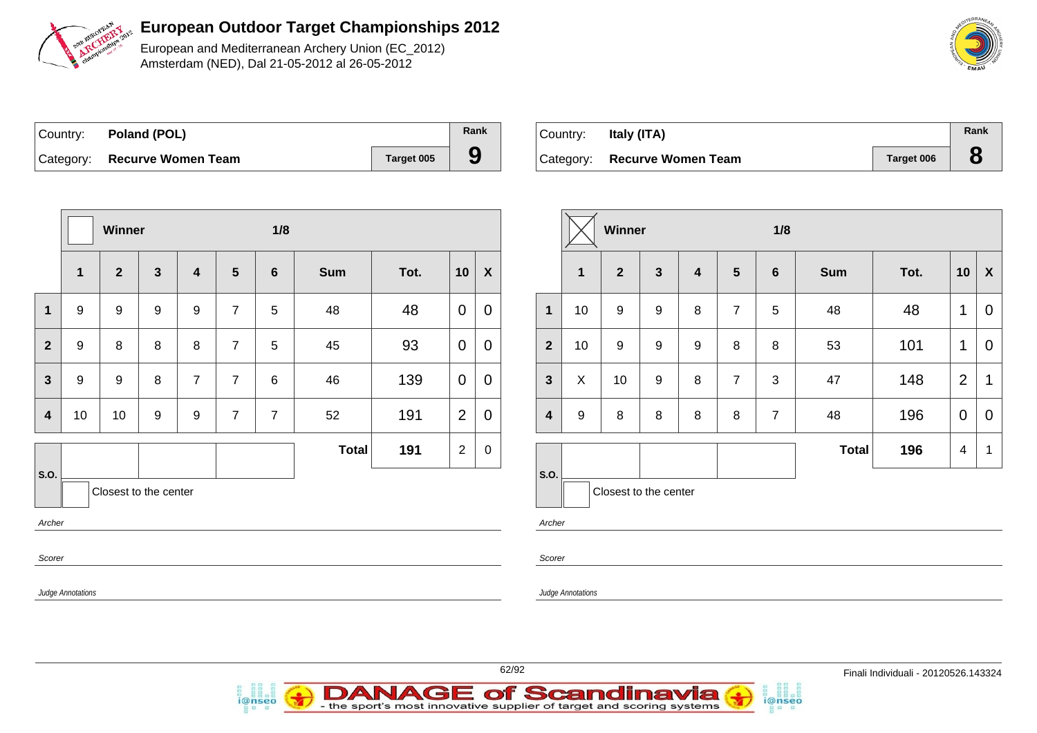# European Outdoor Target Championships 2012

European and Mediterranean Archery Union (EC_2012)
Amsterdam (NED), Dal 21-05-2012 al 26-05-2012

| Country: | Poland (POL) | | Rank |
|---|---|---|---|
| Category: | Recurve Women Team | Target 005 | 9 |

| | Winner | | | | | 1/8 | | | | |
|---|---|---|---|---|---|---|---|---|---|---|
| | 1 | 2 | 3 | 4 | 5 | 6 | Sum | Tot. | 10 | X |
| 1 | 9 | 9 | 9 | 9 | 7 | 5 | 48 | 48 | 0 | 0 |
| 2 | 9 | 8 | 8 | 8 | 7 | 5 | 45 | 93 | 0 | 0 |
| 3 | 9 | 9 | 8 | 7 | 7 | 6 | 46 | 139 | 0 | 0 |
| 4 | 10 | 10 | 9 | 9 | 7 | 7 | 52 | 191 | 2 | 0 |
| | | | | | | | Total | 191 | 2 | 0 |

S.O.

Closest to the center

*Archer*

*Scorer*

*Judge Annotations*

| Country: | Italy (ITA) | | Rank |
|---|---|---|---|
| Category: | Recurve Women Team | Target 006 | 8 |

| | Winner (X) | | | | | 1/8 | | | | |
|---|---|---|---|---|---|---|---|---|---|---|
| | 1 | 2 | 3 | 4 | 5 | 6 | Sum | Tot. | 10 | X |
| 1 | 10 | 9 | 9 | 8 | 7 | 5 | 48 | 48 | 1 | 0 |
| 2 | 10 | 9 | 9 | 9 | 8 | 8 | 53 | 101 | 1 | 0 |
| 3 | X | 10 | 9 | 8 | 7 | 3 | 47 | 148 | 2 | 1 |
| 4 | 9 | 8 | 8 | 8 | 8 | 7 | 48 | 196 | 0 | 0 |
| | | | | | | | Total | 196 | 4 | 1 |

S.O.

Closest to the center

*Archer*

*Scorer*

*Judge Annotations*

Finali Individuali - 20120526.143324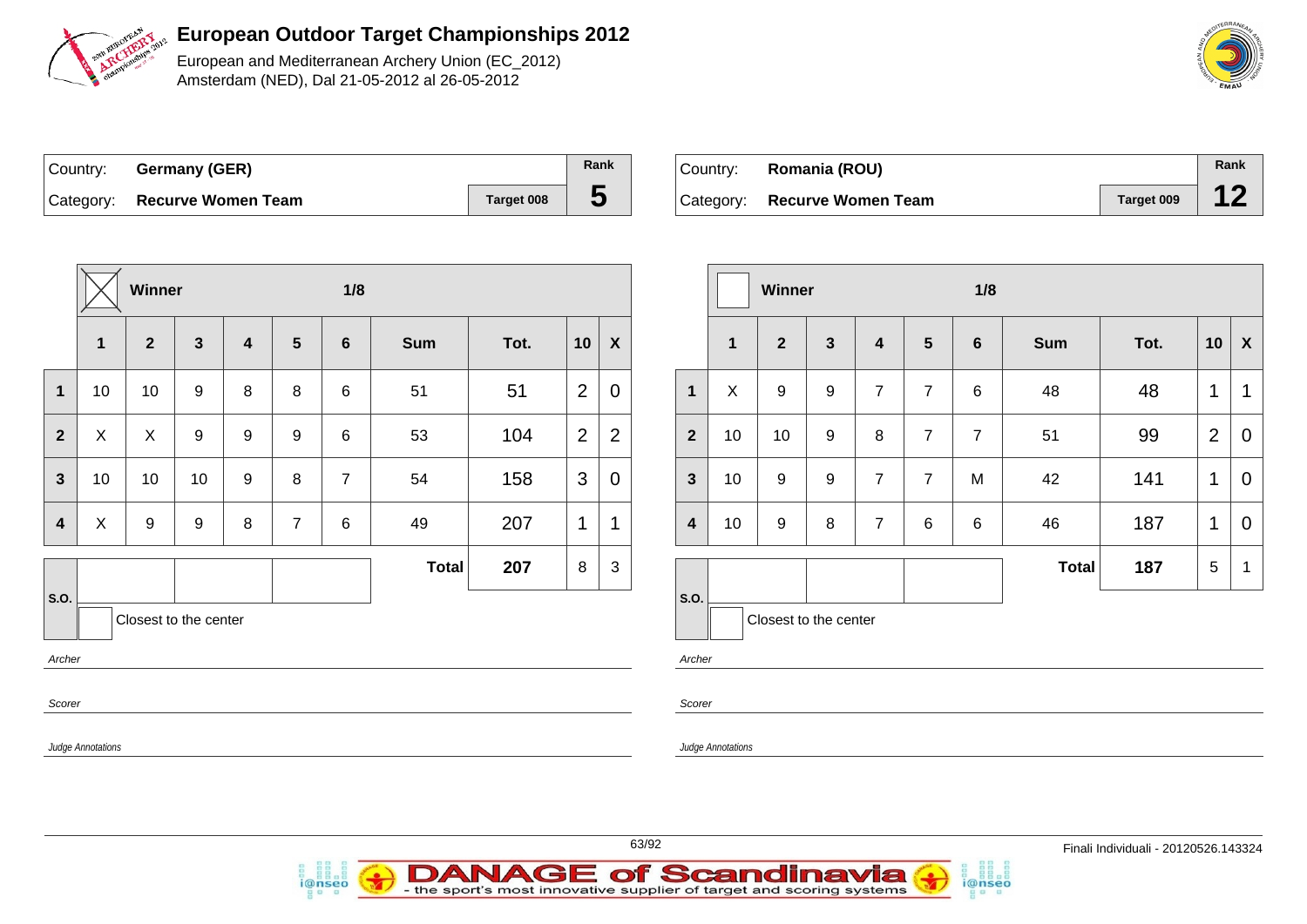# European Outdoor Target Championships 2012

European and Mediterranean Archery Union (EC_2012)
Amsterdam (NED), Dal 21-05-2012 al 26-05-2012

| Country: | Germany (GER) | | Rank |
|---|---|---|---|
| Category: | Recurve Women Team | Target 008 | 5 |

Winner: ☒ — 1/8

| | 1 | 2 | 3 | 4 | 5 | 6 | Sum | Tot. | 10 | X |
|---|---|---|---|---|---|---|---|---|---|---|
| 1 | 10 | 10 | 9 | 8 | 8 | 6 | 51 | 51 | 2 | 0 |
| 2 | X | X | 9 | 9 | 9 | 6 | 53 | 104 | 2 | 2 |
| 3 | 10 | 10 | 10 | 9 | 8 | 7 | 54 | 158 | 3 | 0 |
| 4 | X | 9 | 9 | 8 | 7 | 6 | 49 | 207 | 1 | 1 |
| | | | | | | | **Total** | **207** | 8 | 3 |

S.O.: | | | |

Closest to the center

*Archer*

*Scorer*

*Judge Annotations*

| Country: | Romania (ROU) | | Rank |
|---|---|---|---|
| Category: | Recurve Women Team | Target 009 | 12 |

Winner: ☐ — 1/8

| | 1 | 2 | 3 | 4 | 5 | 6 | Sum | Tot. | 10 | X |
|---|---|---|---|---|---|---|---|---|---|---|
| 1 | X | 9 | 9 | 7 | 7 | 6 | 48 | 48 | 1 | 1 |
| 2 | 10 | 10 | 9 | 8 | 7 | 7 | 51 | 99 | 2 | 0 |
| 3 | 10 | 9 | 9 | 7 | 7 | M | 42 | 141 | 1 | 0 |
| 4 | 10 | 9 | 8 | 7 | 6 | 6 | 46 | 187 | 1 | 0 |
| | | | | | | | **Total** | **187** | 5 | 1 |

S.O.: | | | |

Closest to the center

*Archer*

*Scorer*

*Judge Annotations*

Finali Individuali - 20120526.143324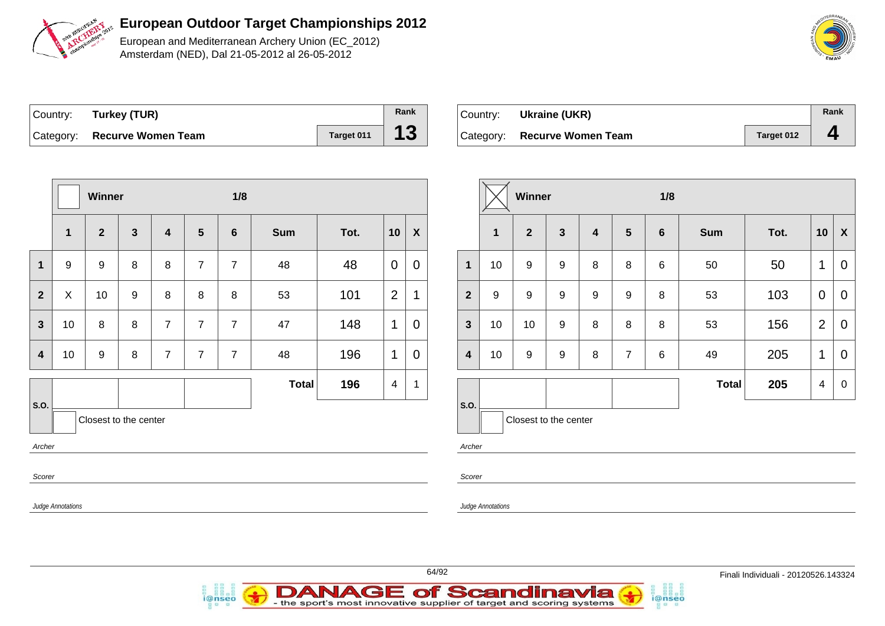# European Outdoor Target Championships 2012

European and Mediterranean Archery Union (EC_2012)
Amsterdam (NED), Dal 21-05-2012 al 26-05-2012

| Country: | Turkey (TUR) | | Rank |
|---|---|---|---|
| Category: | Recurve Women Team | Target 011 | 13 |

| | Winner ☐ | | | | | 1/8 | | | | |
|---|---|---|---|---|---|---|---|---|---|---|
| | 1 | 2 | 3 | 4 | 5 | 6 | Sum | Tot. | 10 | X |
| 1 | 9 | 9 | 8 | 8 | 7 | 7 | 48 | 48 | 0 | 0 |
| 2 | X | 10 | 9 | 8 | 8 | 8 | 53 | 101 | 2 | 1 |
| 3 | 10 | 8 | 8 | 7 | 7 | 7 | 47 | 148 | 1 | 0 |
| 4 | 10 | 9 | 8 | 7 | 7 | 7 | 48 | 196 | 1 | 0 |
| | | | | | | | Total | 196 | 4 | 1 |

S.O.

☐ Closest to the center

*Archer*

*Scorer*

*Judge Annotations*

| Country: | Ukraine (UKR) | | Rank |
|---|---|---|---|
| Category: | Recurve Women Team | Target 012 | 4 |

| | Winner ☒ | | | | | 1/8 | | | | |
|---|---|---|---|---|---|---|---|---|---|---|
| | 1 | 2 | 3 | 4 | 5 | 6 | Sum | Tot. | 10 | X |
| 1 | 10 | 9 | 9 | 8 | 8 | 6 | 50 | 50 | 1 | 0 |
| 2 | 9 | 9 | 9 | 9 | 9 | 8 | 53 | 103 | 0 | 0 |
| 3 | 10 | 10 | 9 | 8 | 8 | 8 | 53 | 156 | 2 | 0 |
| 4 | 10 | 9 | 9 | 8 | 7 | 6 | 49 | 205 | 1 | 0 |
| | | | | | | | Total | 205 | 4 | 0 |

S.O.

☐ Closest to the center

*Archer*

*Scorer*

*Judge Annotations*

Finali Individuali - 20120526.143324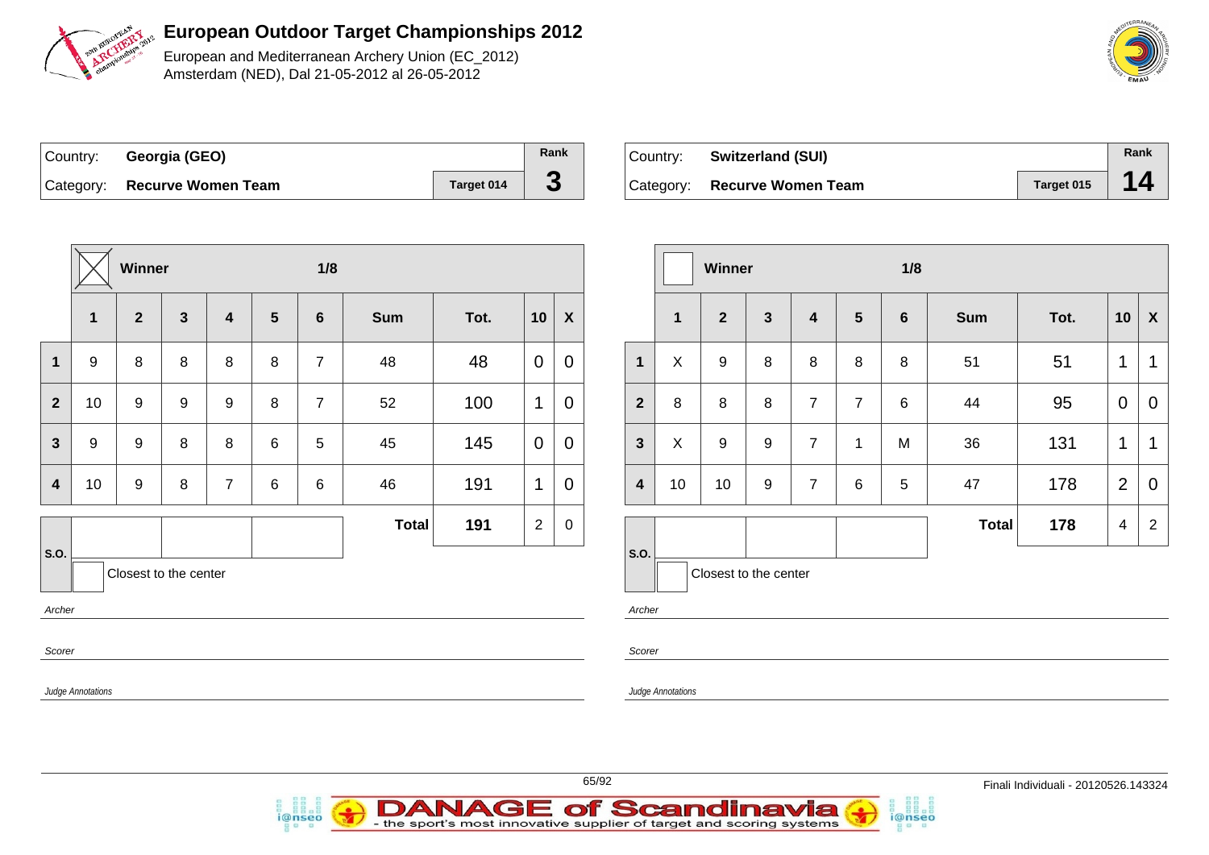# European Outdoor Target Championships 2012

European and Mediterranean Archery Union (EC_2012)
Amsterdam (NED), Dal 21-05-2012 al 26-05-2012

| Country: | Georgia (GEO) | | Rank |
|---|---|---|---|
| Category: | Recurve Women Team | Target 014 | 3 |

| | Winner (X) | | | | | 1/8 | | | | |
|---|---|---|---|---|---|---|---|---|---|---|
| | 1 | 2 | 3 | 4 | 5 | 6 | Sum | Tot. | 10 | X |
| 1 | 9 | 8 | 8 | 8 | 8 | 7 | 48 | 48 | 0 | 0 |
| 2 | 10 | 9 | 9 | 9 | 8 | 7 | 52 | 100 | 1 | 0 |
| 3 | 9 | 9 | 8 | 8 | 6 | 5 | 45 | 145 | 0 | 0 |
| 4 | 10 | 9 | 8 | 7 | 6 | 6 | 46 | 191 | 1 | 0 |
| | | | | | | | Total | 191 | 2 | 0 |

S.O.

Closest to the center

*Archer*

*Scorer*

*Judge Annotations*

| Country: | Switzerland (SUI) | | Rank |
|---|---|---|---|
| Category: | Recurve Women Team | Target 015 | 14 |

| | Winner | | | | | 1/8 | | | | |
|---|---|---|---|---|---|---|---|---|---|---|
| | 1 | 2 | 3 | 4 | 5 | 6 | Sum | Tot. | 10 | X |
| 1 | X | 9 | 8 | 8 | 8 | 8 | 51 | 51 | 1 | 1 |
| 2 | 8 | 8 | 8 | 7 | 7 | 6 | 44 | 95 | 0 | 0 |
| 3 | X | 9 | 9 | 7 | 1 | M | 36 | 131 | 1 | 1 |
| 4 | 10 | 10 | 9 | 7 | 6 | 5 | 47 | 178 | 2 | 0 |
| | | | | | | | Total | 178 | 4 | 2 |

S.O.

Closest to the center

*Archer*

*Scorer*

*Judge Annotations*

Finali Individuali - 20120526.143324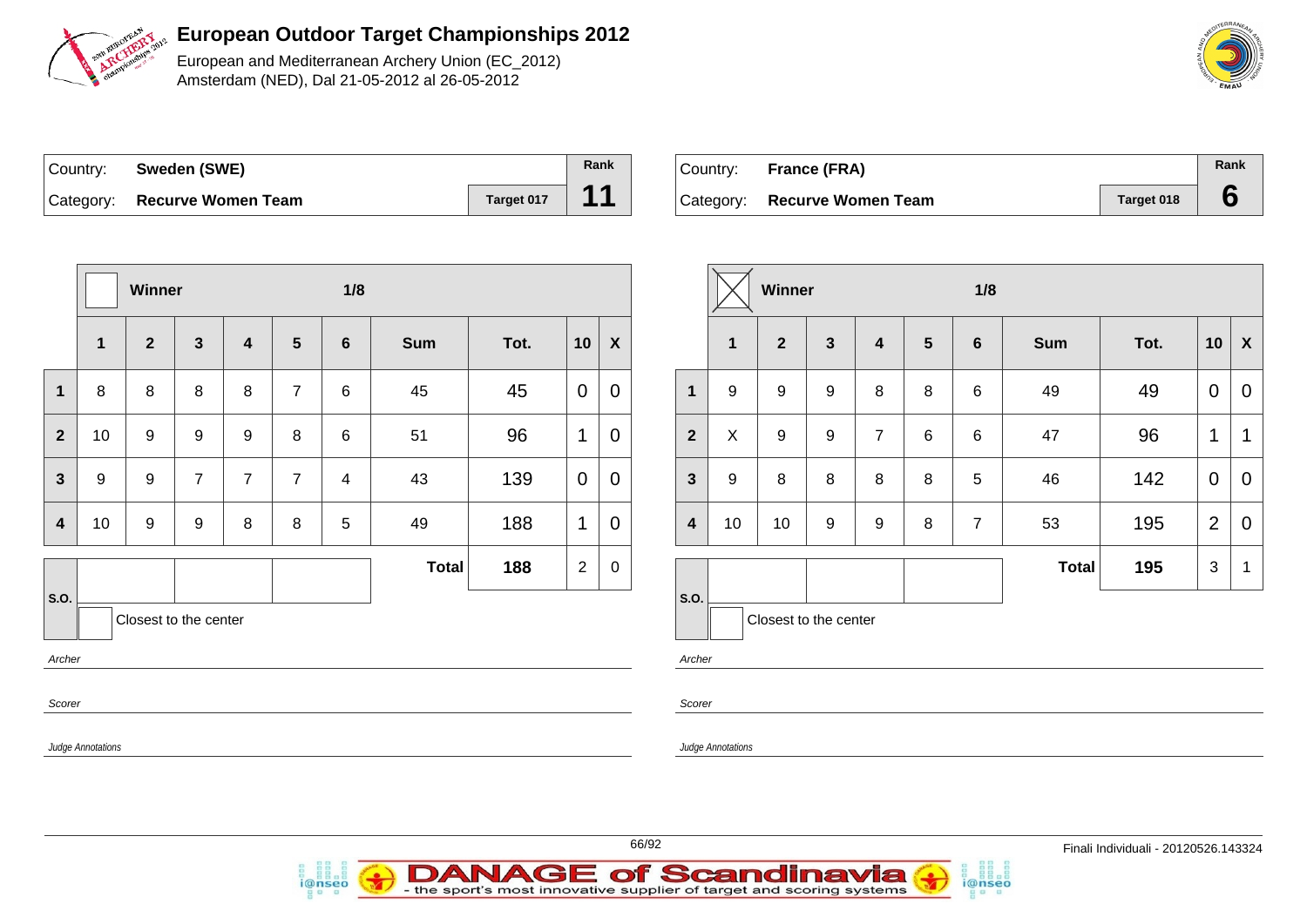# European Outdoor Target Championships 2012

European and Mediterranean Archery Union (EC_2012)
Amsterdam (NED), Dal 21-05-2012 al 26-05-2012

| Country: | Sweden (SWE) | | Rank |
|---|---|---|---|
| Category: | Recurve Women Team | Target 017 | 11 |

| | Winner | | | | | 1/8 | | | | |
|---|---|---|---|---|---|---|---|---|---|---|
| | 1 | 2 | 3 | 4 | 5 | 6 | Sum | Tot. | 10 | X |
| 1 | 8 | 8 | 8 | 8 | 7 | 6 | 45 | 45 | 0 | 0 |
| 2 | 10 | 9 | 9 | 9 | 8 | 6 | 51 | 96 | 1 | 0 |
| 3 | 9 | 9 | 7 | 7 | 7 | 4 | 43 | 139 | 0 | 0 |
| 4 | 10 | 9 | 9 | 8 | 8 | 5 | 49 | 188 | 1 | 0 |
| | | | | | | | Total | 188 | 2 | 0 |

S.O.

Closest to the center

*Archer*

*Scorer*

*Judge Annotations*

| Country: | France (FRA) | | Rank |
|---|---|---|---|
| Category: | Recurve Women Team | Target 018 | 6 |

| | Winner (X) | | | | | 1/8 | | | | |
|---|---|---|---|---|---|---|---|---|---|---|
| | 1 | 2 | 3 | 4 | 5 | 6 | Sum | Tot. | 10 | X |
| 1 | 9 | 9 | 9 | 8 | 8 | 6 | 49 | 49 | 0 | 0 |
| 2 | X | 9 | 9 | 7 | 6 | 6 | 47 | 96 | 1 | 1 |
| 3 | 9 | 8 | 8 | 8 | 8 | 5 | 46 | 142 | 0 | 0 |
| 4 | 10 | 10 | 9 | 9 | 8 | 7 | 53 | 195 | 2 | 0 |
| | | | | | | | Total | 195 | 3 | 1 |

S.O.

Closest to the center

*Archer*

*Scorer*

*Judge Annotations*

Finali Individuali - 20120526.143324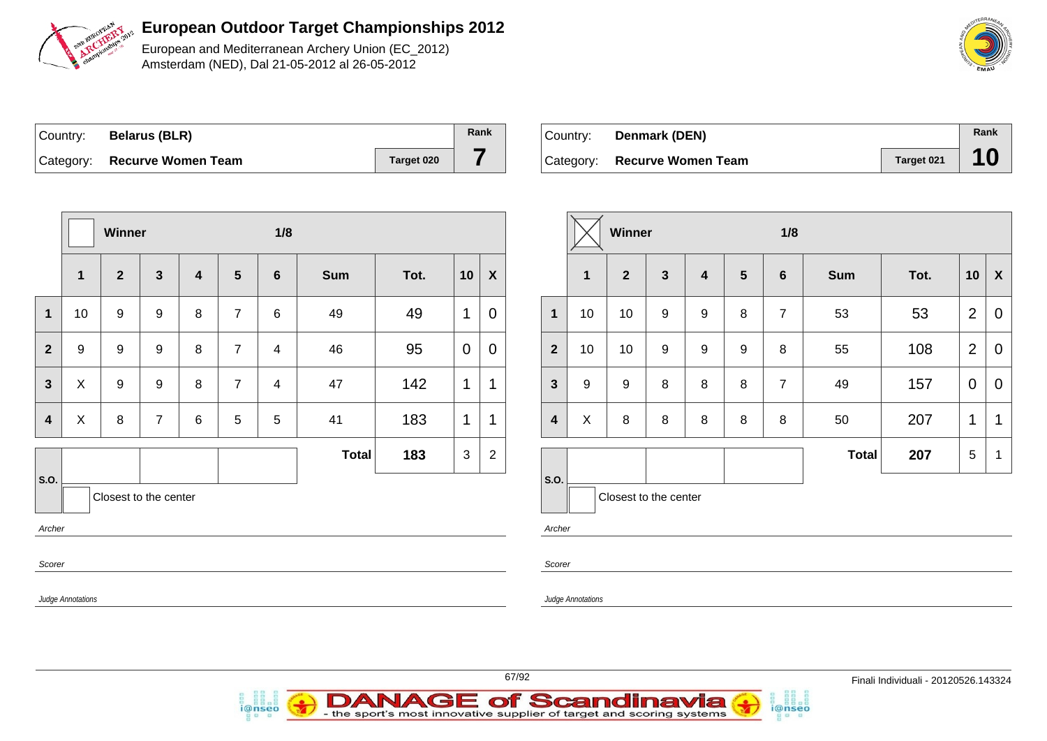# European Outdoor Target Championships 2012

European and Mediterranean Archery Union (EC_2012)
Amsterdam (NED), Dal 21-05-2012 al 26-05-2012

| Country: | Belarus (BLR) | | Rank |
|---|---|---|---|
| Category: | Recurve Women Team | Target 020 | 7 |

| | Winner | | | | 1/8 | | | | | |
|---|---|---|---|---|---|---|---|---|---|---|
| | 1 | 2 | 3 | 4 | 5 | 6 | Sum | Tot. | 10 | X |
| 1 | 10 | 9 | 9 | 8 | 7 | 6 | 49 | 49 | 1 | 0 |
| 2 | 9 | 9 | 9 | 8 | 7 | 4 | 46 | 95 | 0 | 0 |
| 3 | X | 9 | 9 | 8 | 7 | 4 | 47 | 142 | 1 | 1 |
| 4 | X | 8 | 7 | 6 | 5 | 5 | 41 | 183 | 1 | 1 |
| | | | | | | | Total | 183 | 3 | 2 |

S.O.

Closest to the center

*Archer*

*Scorer*

*Judge Annotations*

| Country: | Denmark (DEN) | | Rank |
|---|---|---|---|
| Category: | Recurve Women Team | Target 021 | 10 |

| | Winner | | | | 1/8 | | | | | |
|---|---|---|---|---|---|---|---|---|---|---|
| | 1 | 2 | 3 | 4 | 5 | 6 | Sum | Tot. | 10 | X |
| 1 | 10 | 10 | 9 | 9 | 8 | 7 | 53 | 53 | 2 | 0 |
| 2 | 10 | 10 | 9 | 9 | 9 | 8 | 55 | 108 | 2 | 0 |
| 3 | 9 | 9 | 8 | 8 | 8 | 7 | 49 | 157 | 0 | 0 |
| 4 | X | 8 | 8 | 8 | 8 | 8 | 50 | 207 | 1 | 1 |
| | | | | | | | Total | 207 | 5 | 1 |

S.O.

Closest to the center

*Archer*

*Scorer*

*Judge Annotations*

Finali Individuali - 20120526.143324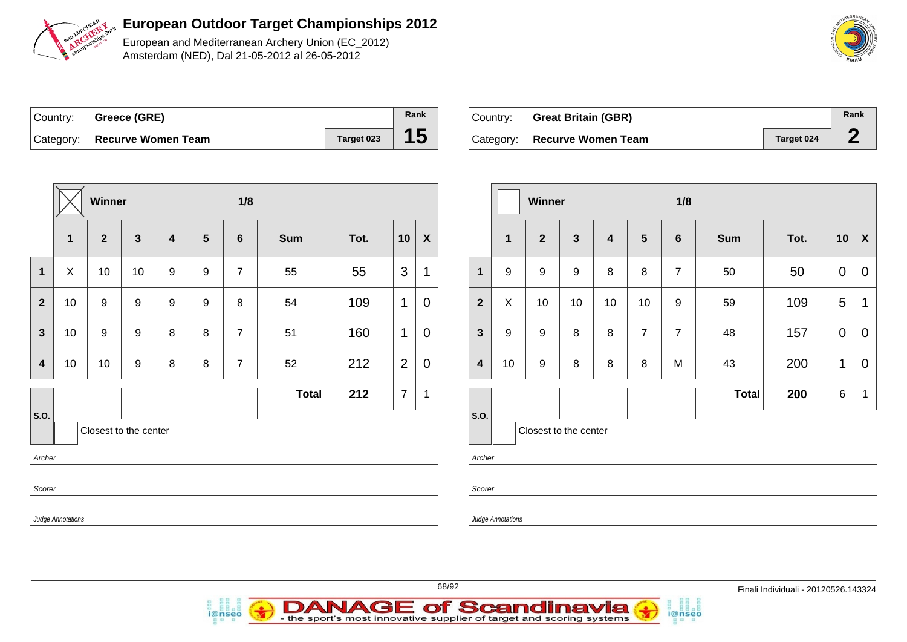# European Outdoor Target Championships 2012

European and Mediterranean Archery Union (EC_2012)
Amsterdam (NED), Dal 21-05-2012 al 26-05-2012

| Country: | Greece (GRE) | | Rank |
|---|---|---|---|
| Category: | Recurve Women Team | Target 023 | 15 |

| | Winner (X) | | | | | 1/8 | | | | |
|---|---|---|---|---|---|---|---|---|---|---|
| | 1 | 2 | 3 | 4 | 5 | 6 | Sum | Tot. | 10 | X |
| 1 | X | 10 | 10 | 9 | 9 | 7 | 55 | 55 | 3 | 1 |
| 2 | 10 | 9 | 9 | 9 | 9 | 8 | 54 | 109 | 1 | 0 |
| 3 | 10 | 9 | 9 | 8 | 8 | 7 | 51 | 160 | 1 | 0 |
| 4 | 10 | 10 | 9 | 8 | 8 | 7 | 52 | 212 | 2 | 0 |
| | | | | | | | Total | 212 | 7 | 1 |

S.O.

Closest to the center

*Archer*

*Scorer*

*Judge Annotations*

| Country: | Great Britain (GBR) | | Rank |
|---|---|---|---|
| Category: | Recurve Women Team | Target 024 | 2 |

| | Winner | | | | | 1/8 | | | | |
|---|---|---|---|---|---|---|---|---|---|---|
| | 1 | 2 | 3 | 4 | 5 | 6 | Sum | Tot. | 10 | X |
| 1 | 9 | 9 | 9 | 8 | 8 | 7 | 50 | 50 | 0 | 0 |
| 2 | X | 10 | 10 | 10 | 10 | 9 | 59 | 109 | 5 | 1 |
| 3 | 9 | 9 | 8 | 8 | 7 | 7 | 48 | 157 | 0 | 0 |
| 4 | 10 | 9 | 8 | 8 | 8 | M | 43 | 200 | 1 | 0 |
| | | | | | | | Total | 200 | 6 | 1 |

S.O.

Closest to the center

*Archer*

*Scorer*

*Judge Annotations*

Finali Individuali - 20120526.143324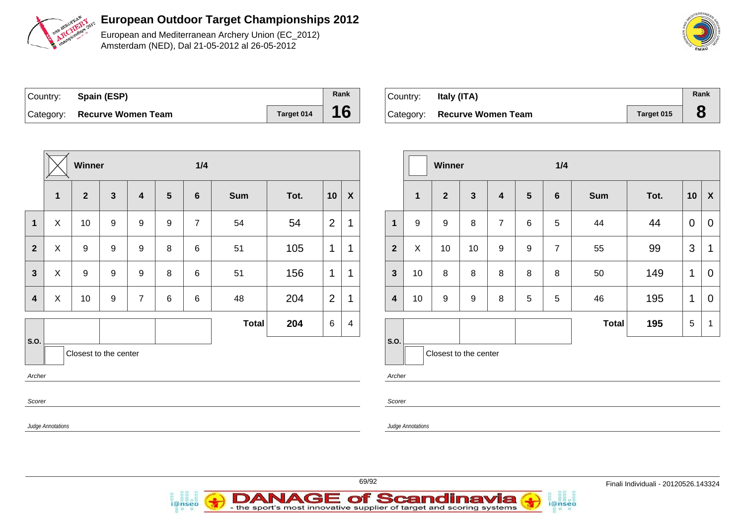# European Outdoor Target Championships 2012

European and Mediterranean Archery Union (EC_2012)
Amsterdam (NED), Dal 21-05-2012 al 26-05-2012

| Country: | Spain (ESP) | | Rank |
|---|---|---|---|
| Category: | Recurve Women Team | Target 014 | 16 |

| | Winner ☒ | | | | | 1/4 | | | | |
|---|---|---|---|---|---|---|---|---|---|---|
| | 1 | 2 | 3 | 4 | 5 | 6 | Sum | Tot. | 10 | X |
| 1 | X | 10 | 9 | 9 | 9 | 7 | 54 | 54 | 2 | 1 |
| 2 | X | 9 | 9 | 9 | 8 | 6 | 51 | 105 | 1 | 1 |
| 3 | X | 9 | 9 | 9 | 8 | 6 | 51 | 156 | 1 | 1 |
| 4 | X | 10 | 9 | 7 | 6 | 6 | 48 | 204 | 2 | 1 |
| | | | | | | | Total | 204 | 6 | 4 |

S.O.

Closest to the center

*Archer*

*Scorer*

*Judge Annotations*

| Country: | Italy (ITA) | | Rank |
|---|---|---|---|
| Category: | Recurve Women Team | Target 015 | 8 |

| | Winner ☐ | | | | | 1/4 | | | | |
|---|---|---|---|---|---|---|---|---|---|---|
| | 1 | 2 | 3 | 4 | 5 | 6 | Sum | Tot. | 10 | X |
| 1 | 9 | 9 | 8 | 7 | 6 | 5 | 44 | 44 | 0 | 0 |
| 2 | X | 10 | 10 | 9 | 9 | 7 | 55 | 99 | 3 | 1 |
| 3 | 10 | 8 | 8 | 8 | 8 | 8 | 50 | 149 | 1 | 0 |
| 4 | 10 | 9 | 9 | 8 | 5 | 5 | 46 | 195 | 1 | 0 |
| | | | | | | | Total | 195 | 5 | 1 |

S.O.

Closest to the center

*Archer*

*Scorer*

*Judge Annotations*

Finali Individuali - 20120526.143324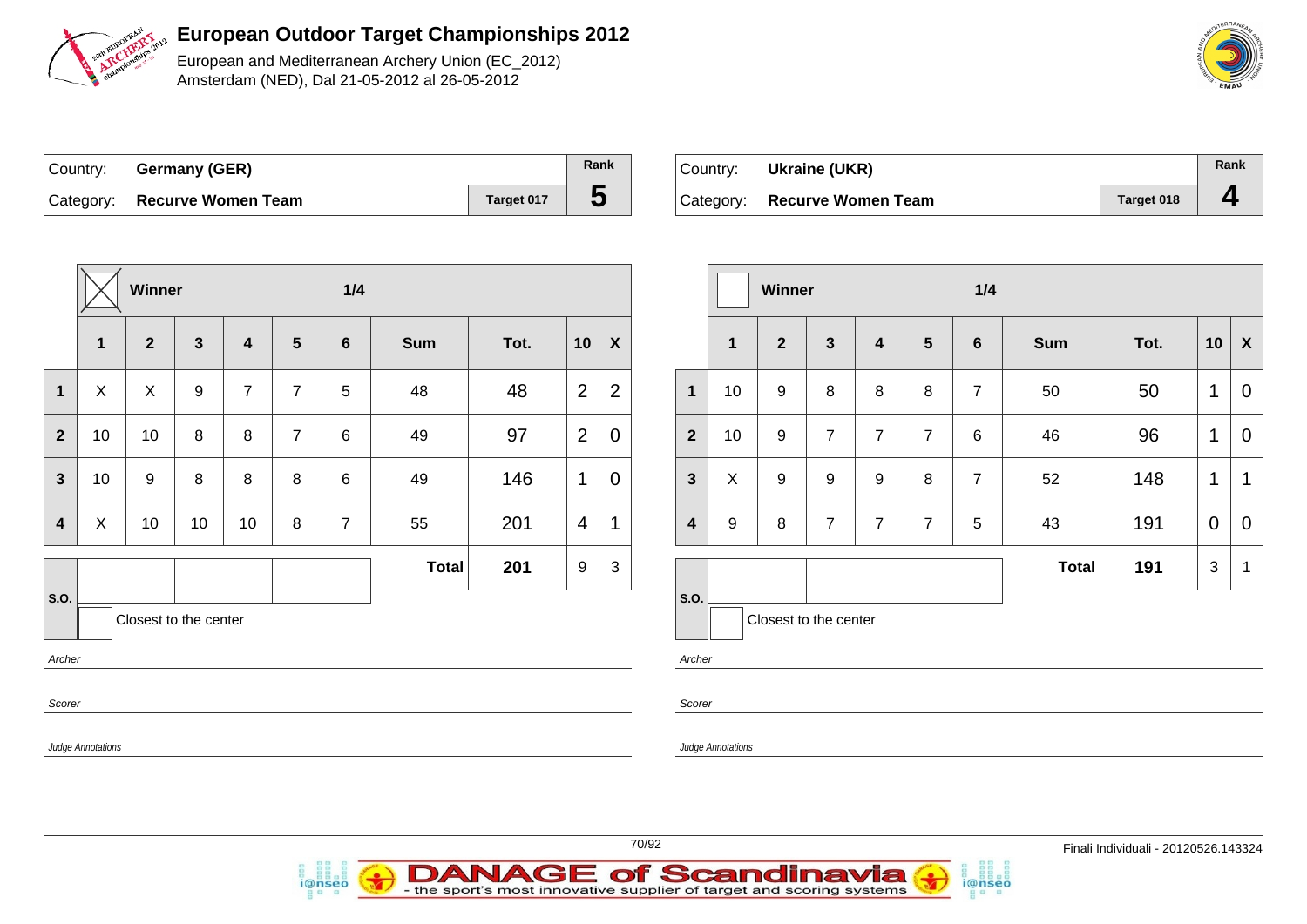# European Outdoor Target Championships 2012

European and Mediterranean Archery Union (EC_2012)
Amsterdam (NED), Dal 21-05-2012 al 26-05-2012

| Country: | Germany (GER) | | Rank |
|---|---|---|---|
| Category: | Recurve Women Team | Target 017 | 5 |

| | Winner ☒ | | | | | 1/4 | | | | |
|---|---|---|---|---|---|---|---|---|---|---|
| | 1 | 2 | 3 | 4 | 5 | 6 | Sum | Tot. | 10 | X |
| 1 | X | X | 9 | 7 | 7 | 5 | 48 | 48 | 2 | 2 |
| 2 | 10 | 10 | 8 | 8 | 7 | 6 | 49 | 97 | 2 | 0 |
| 3 | 10 | 9 | 8 | 8 | 8 | 6 | 49 | 146 | 1 | 0 |
| 4 | X | 10 | 10 | 10 | 8 | 7 | 55 | 201 | 4 | 1 |
| | | | | | | | Total | 201 | 9 | 3 |

S.O.

Closest to the center

*Archer*

*Scorer*

*Judge Annotations*

| Country: | Ukraine (UKR) | | Rank |
|---|---|---|---|
| Category: | Recurve Women Team | Target 018 | 4 |

| | Winner ☐ | | | | | 1/4 | | | | |
|---|---|---|---|---|---|---|---|---|---|---|
| | 1 | 2 | 3 | 4 | 5 | 6 | Sum | Tot. | 10 | X |
| 1 | 10 | 9 | 8 | 8 | 8 | 7 | 50 | 50 | 1 | 0 |
| 2 | 10 | 9 | 7 | 7 | 7 | 6 | 46 | 96 | 1 | 0 |
| 3 | X | 9 | 9 | 9 | 8 | 7 | 52 | 148 | 1 | 1 |
| 4 | 9 | 8 | 7 | 7 | 7 | 5 | 43 | 191 | 0 | 0 |
| | | | | | | | Total | 191 | 3 | 1 |

S.O.

Closest to the center

*Archer*

*Scorer*

*Judge Annotations*

Finali Individuali - 20120526.143324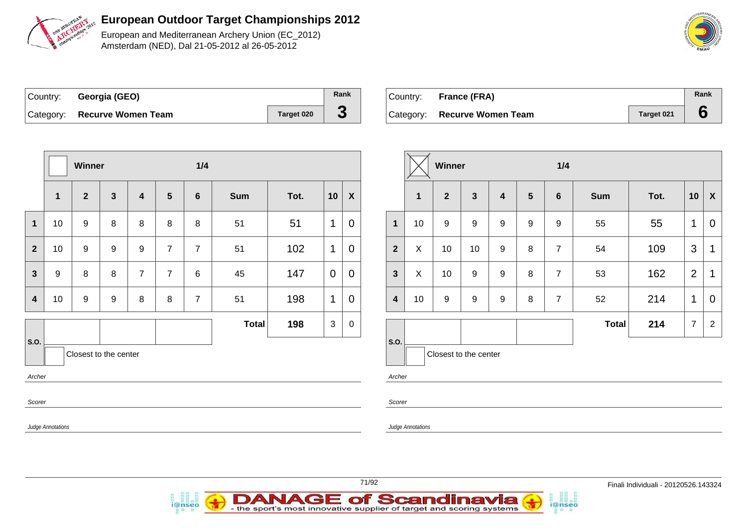# European Outdoor Target Championships 2012

European and Mediterranean Archery Union (EC_2012)
Amsterdam (NED), Dal 21-05-2012 al 26-05-2012

| Country: | Georgia (GEO) | | Rank |
|---|---|---|---|
| Category: | Recurve Women Team | Target 020 | 3 |

| | Winner | | | | | 1/4 | | | | |
|---|---|---|---|---|---|---|---|---|---|---|
| | 1 | 2 | 3 | 4 | 5 | 6 | Sum | Tot. | 10 | X |
| 1 | 10 | 9 | 8 | 8 | 8 | 8 | 51 | 51 | 1 | 0 |
| 2 | 10 | 9 | 9 | 9 | 7 | 7 | 51 | 102 | 1 | 0 |
| 3 | 9 | 8 | 8 | 7 | 7 | 6 | 45 | 147 | 0 | 0 |
| 4 | 10 | 9 | 9 | 8 | 8 | 7 | 51 | 198 | 1 | 0 |
| | | | | | | | Total | 198 | 3 | 0 |

S.O.

Closest to the center

*Archer*

*Scorer*

*Judge Annotations*

| Country: | France (FRA) | | Rank |
|---|---|---|---|
| Category: | Recurve Women Team | Target 021 | 6 |

| | Winner (X) | | | | | 1/4 | | | | |
|---|---|---|---|---|---|---|---|---|---|---|
| | 1 | 2 | 3 | 4 | 5 | 6 | Sum | Tot. | 10 | X |
| 1 | 10 | 9 | 9 | 9 | 9 | 9 | 55 | 55 | 1 | 0 |
| 2 | X | 10 | 10 | 9 | 8 | 7 | 54 | 109 | 3 | 1 |
| 3 | X | 10 | 9 | 9 | 8 | 7 | 53 | 162 | 2 | 1 |
| 4 | 10 | 9 | 9 | 9 | 8 | 7 | 52 | 214 | 1 | 0 |
| | | | | | | | Total | 214 | 7 | 2 |

S.O.

Closest to the center

*Archer*

*Scorer*

*Judge Annotations*

Finali Individuali - 20120526.143324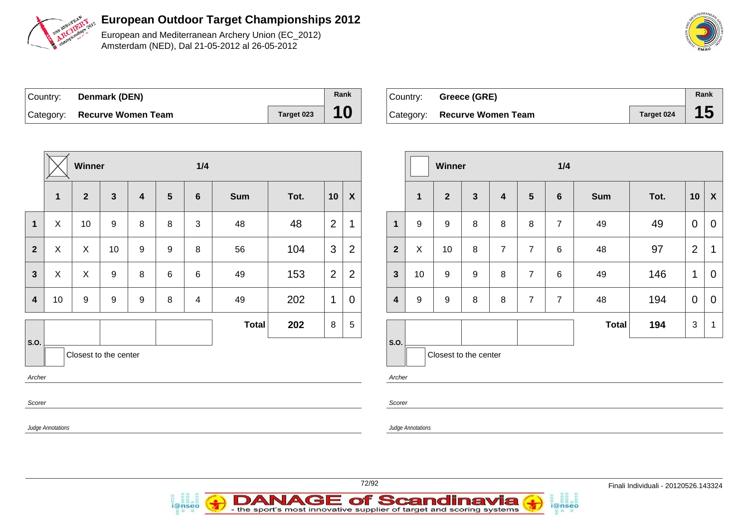# European Outdoor Target Championships 2012

European and Mediterranean Archery Union (EC_2012)
Amsterdam (NED), Dal 21-05-2012 al 26-05-2012

| Country: | Denmark (DEN) | | Rank |
|---|---|---|---|
| Category: | Recurve Women Team | Target 023 | 10 |

| | Winner ☒ | | | | | 1/4 | | | | |
|---|---|---|---|---|---|---|---|---|---|---|
| | 1 | 2 | 3 | 4 | 5 | 6 | Sum | Tot. | 10 | X |
| 1 | X | 10 | 9 | 8 | 8 | 3 | 48 | 48 | 2 | 1 |
| 2 | X | X | 10 | 9 | 9 | 8 | 56 | 104 | 3 | 2 |
| 3 | X | X | 9 | 8 | 6 | 6 | 49 | 153 | 2 | 2 |
| 4 | 10 | 9 | 9 | 9 | 8 | 4 | 49 | 202 | 1 | 0 |
| | | | | | | | Total | 202 | 8 | 5 |

S.O.

Closest to the center

*Archer*

*Scorer*

*Judge Annotations*

| Country: | Greece (GRE) | | Rank |
|---|---|---|---|
| Category: | Recurve Women Team | Target 024 | 15 |

| | Winner ☐ | | | | | 1/4 | | | | |
|---|---|---|---|---|---|---|---|---|---|---|
| | 1 | 2 | 3 | 4 | 5 | 6 | Sum | Tot. | 10 | X |
| 1 | 9 | 9 | 8 | 8 | 8 | 7 | 49 | 49 | 0 | 0 |
| 2 | X | 10 | 8 | 7 | 7 | 6 | 48 | 97 | 2 | 1 |
| 3 | 10 | 9 | 9 | 8 | 7 | 6 | 49 | 146 | 1 | 0 |
| 4 | 9 | 9 | 8 | 8 | 7 | 7 | 48 | 194 | 0 | 0 |
| | | | | | | | Total | 194 | 3 | 1 |

S.O.

Closest to the center

*Archer*

*Scorer*

*Judge Annotations*

Finali Individuali - 20120526.143324

DANAGE of Scandinavia - the sport's most innovative supplier of target and scoring systems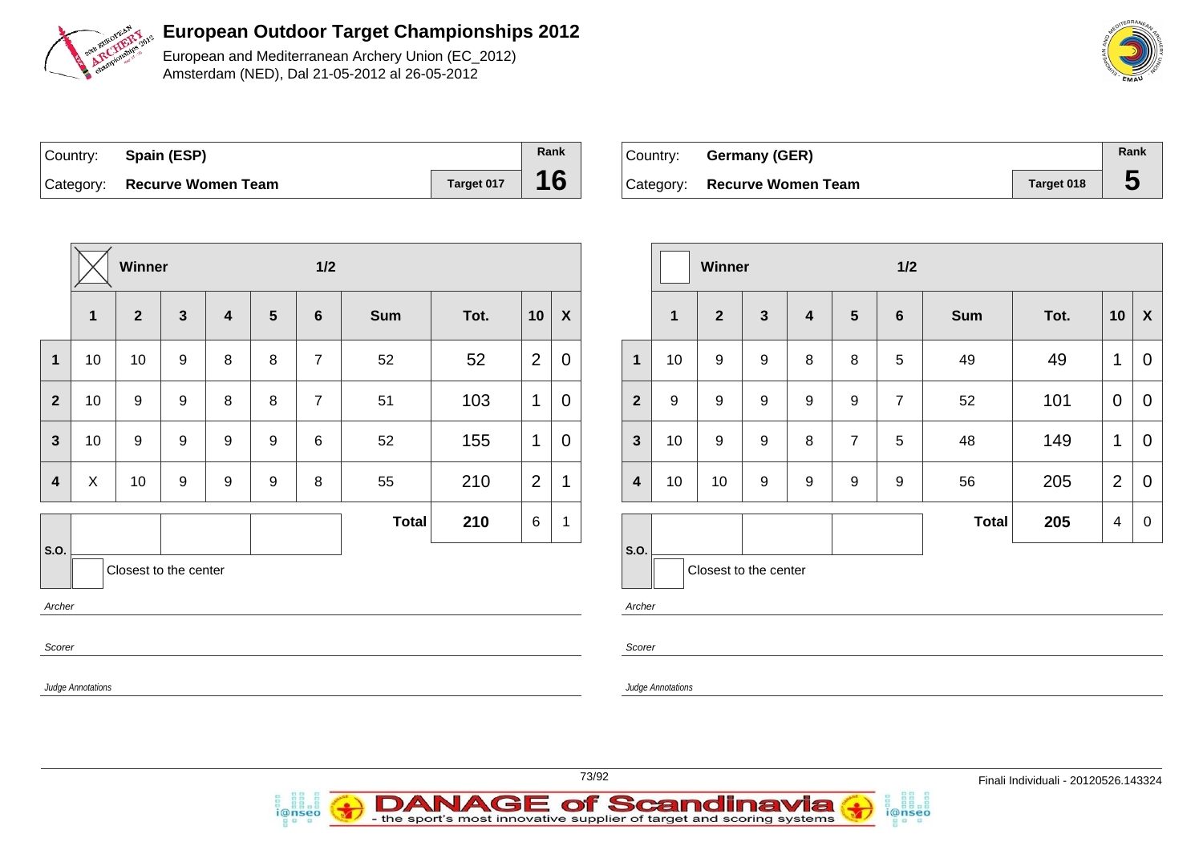# European Outdoor Target Championships 2012

European and Mediterranean Archery Union (EC_2012)
Amsterdam (NED), Dal 21-05-2012 al 26-05-2012

| Country: | Spain (ESP) | | Rank |
|---|---|---|---|
| Category: | Recurve Women Team | Target 017 | 16 |

Winner: ☒ — 1/2

| | 1 | 2 | 3 | 4 | 5 | 6 | Sum | Tot. | 10 | X |
|---|---|---|---|---|---|---|---|---|---|---|
| 1 | 10 | 10 | 9 | 8 | 8 | 7 | 52 | 52 | 2 | 0 |
| 2 | 10 | 9 | 9 | 8 | 8 | 7 | 51 | 103 | 1 | 0 |
| 3 | 10 | 9 | 9 | 9 | 9 | 6 | 52 | 155 | 1 | 0 |
| 4 | X | 10 | 9 | 9 | 9 | 8 | 55 | 210 | 2 | 1 |
| | | | | | | | **Total** | **210** | 6 | 1 |

S.O.

Closest to the center

*Archer*

*Scorer*

*Judge Annotations*

| Country: | Germany (GER) | | Rank |
|---|---|---|---|
| Category: | Recurve Women Team | Target 018 | 5 |

Winner: ☐ — 1/2

| | 1 | 2 | 3 | 4 | 5 | 6 | Sum | Tot. | 10 | X |
|---|---|---|---|---|---|---|---|---|---|---|
| 1 | 10 | 9 | 9 | 8 | 8 | 5 | 49 | 49 | 1 | 0 |
| 2 | 9 | 9 | 9 | 9 | 9 | 7 | 52 | 101 | 0 | 0 |
| 3 | 10 | 9 | 9 | 8 | 7 | 5 | 48 | 149 | 1 | 0 |
| 4 | 10 | 10 | 9 | 9 | 9 | 9 | 56 | 205 | 2 | 0 |
| | | | | | | | **Total** | **205** | 4 | 0 |

S.O.

Closest to the center

*Archer*

*Scorer*

*Judge Annotations*

Finali Individuali - 20120526.143324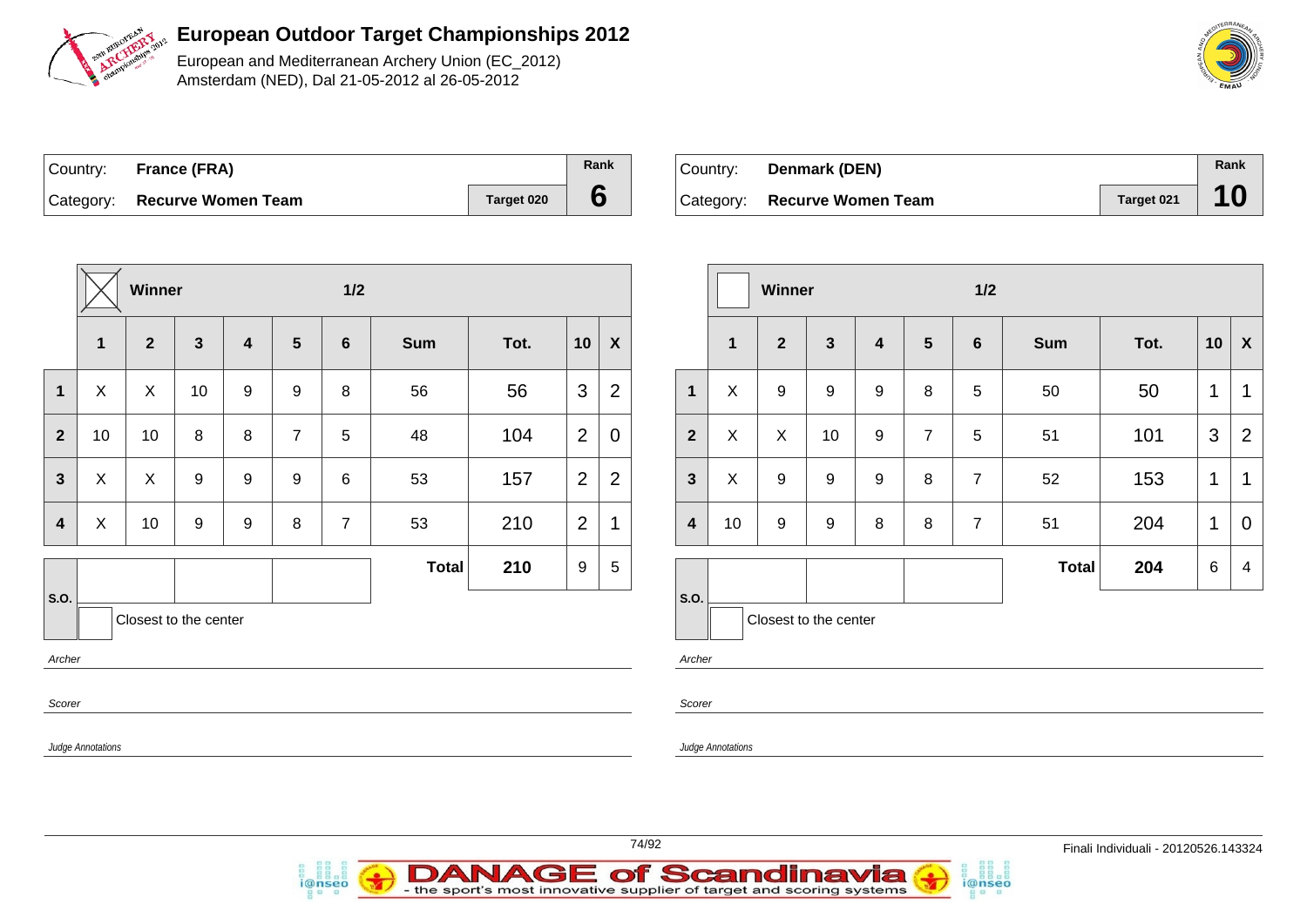# European Outdoor Target Championships 2012

European and Mediterranean Archery Union (EC_2012)
Amsterdam (NED), Dal 21-05-2012 al 26-05-2012

| Country: | France (FRA) | | Rank |
|---|---|---|---|
| Category: | Recurve Women Team | Target 020 | 6 |

| | Winner (X) | | | | | 1/2 | | | | |
|---|---|---|---|---|---|---|---|---|---|---|
| | 1 | 2 | 3 | 4 | 5 | 6 | Sum | Tot. | 10 | X |
| 1 | X | X | 10 | 9 | 9 | 8 | 56 | 56 | 3 | 2 |
| 2 | 10 | 10 | 8 | 8 | 7 | 5 | 48 | 104 | 2 | 0 |
| 3 | X | X | 9 | 9 | 9 | 6 | 53 | 157 | 2 | 2 |
| 4 | X | 10 | 9 | 9 | 8 | 7 | 53 | 210 | 2 | 1 |
| | | | | | | | Total | 210 | 9 | 5 |

S.O.

Closest to the center

*Archer*

*Scorer*

*Judge Annotations*

| Country: | Denmark (DEN) | | Rank |
|---|---|---|---|
| Category: | Recurve Women Team | Target 021 | 10 |

| | Winner | | | | | 1/2 | | | | |
|---|---|---|---|---|---|---|---|---|---|---|
| | 1 | 2 | 3 | 4 | 5 | 6 | Sum | Tot. | 10 | X |
| 1 | X | 9 | 9 | 9 | 8 | 5 | 50 | 50 | 1 | 1 |
| 2 | X | X | 10 | 9 | 7 | 5 | 51 | 101 | 3 | 2 |
| 3 | X | 9 | 9 | 9 | 8 | 7 | 52 | 153 | 1 | 1 |
| 4 | 10 | 9 | 9 | 8 | 8 | 7 | 51 | 204 | 1 | 0 |
| | | | | | | | Total | 204 | 6 | 4 |

S.O.

Closest to the center

*Archer*

*Scorer*

*Judge Annotations*

Finali Individuali - 20120526.143324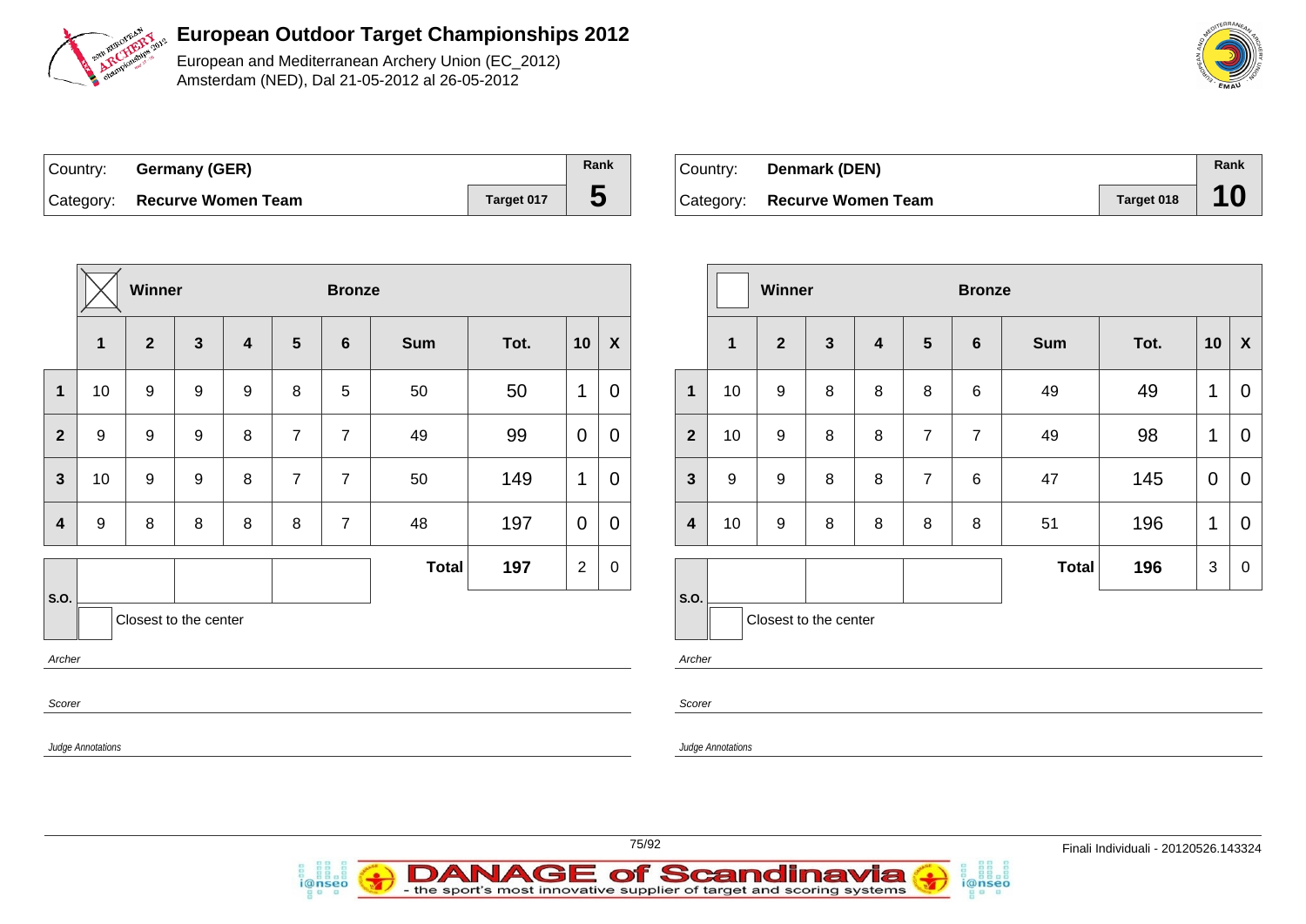# European Outdoor Target Championships 2012

European and Mediterranean Archery Union (EC_2012)
Amsterdam (NED), Dal 21-05-2012 al 26-05-2012

| Country: | Germany (GER) | | Rank |
|---|---|---|---|
| Category: | Recurve Women Team | Target 017 | 5 |

| | Winner (X) | | | Bronze | | | | | | |
|---|---|---|---|---|---|---|---|---|---|---|
| | 1 | 2 | 3 | 4 | 5 | 6 | Sum | Tot. | 10 | X |
| 1 | 10 | 9 | 9 | 9 | 8 | 5 | 50 | 50 | 1 | 0 |
| 2 | 9 | 9 | 9 | 8 | 7 | 7 | 49 | 99 | 0 | 0 |
| 3 | 10 | 9 | 9 | 8 | 7 | 7 | 50 | 149 | 1 | 0 |
| 4 | 9 | 8 | 8 | 8 | 8 | 7 | 48 | 197 | 0 | 0 |
| | | | | | | | Total | 197 | 2 | 0 |

S.O.

Closest to the center

*Archer*

*Scorer*

*Judge Annotations*

| Country: | Denmark (DEN) | | Rank |
|---|---|---|---|
| Category: | Recurve Women Team | Target 018 | 10 |

| | Winner | | | Bronze | | | | | | |
|---|---|---|---|---|---|---|---|---|---|---|
| | 1 | 2 | 3 | 4 | 5 | 6 | Sum | Tot. | 10 | X |
| 1 | 10 | 9 | 8 | 8 | 8 | 6 | 49 | 49 | 1 | 0 |
| 2 | 10 | 9 | 8 | 8 | 7 | 7 | 49 | 98 | 1 | 0 |
| 3 | 9 | 9 | 8 | 8 | 7 | 6 | 47 | 145 | 0 | 0 |
| 4 | 10 | 9 | 8 | 8 | 8 | 8 | 51 | 196 | 1 | 0 |
| | | | | | | | Total | 196 | 3 | 0 |

S.O.

Closest to the center

*Archer*

*Scorer*

*Judge Annotations*

Finali Individuali - 20120526.143324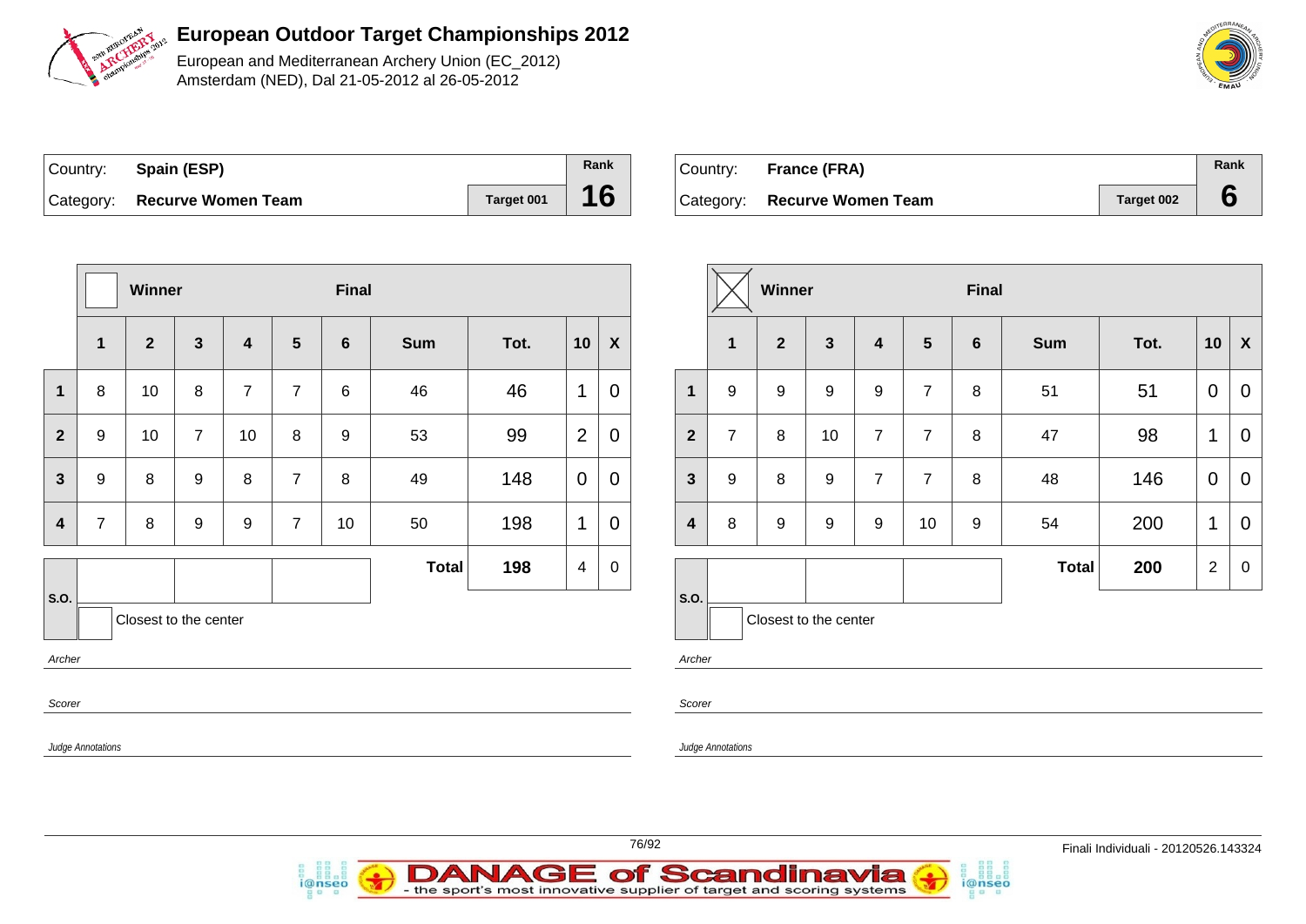# European Outdoor Target Championships 2012

European and Mediterranean Archery Union (EC_2012)
Amsterdam (NED), Dal 21-05-2012 al 26-05-2012

| Country: | **Spain (ESP)** | | Rank |
|---|---|---|---|
| Category: | **Recurve Women Team** | Target 001 | **16** |

| | Winner ☐ | | | | | Final | | | | |
|---|---|---|---|---|---|---|---|---|---|---|
| | **1** | **2** | **3** | **4** | **5** | **6** | **Sum** | **Tot.** | **10** | **X** |
| **1** | 8 | 10 | 8 | 7 | 7 | 6 | 46 | 46 | 1 | 0 |
| **2** | 9 | 10 | 7 | 10 | 8 | 9 | 53 | 99 | 2 | 0 |
| **3** | 9 | 8 | 9 | 8 | 7 | 8 | 49 | 148 | 0 | 0 |
| **4** | 7 | 8 | 9 | 9 | 7 | 10 | 50 | 198 | 1 | 0 |
| | | | | | | | **Total** | **198** | 4 | 0 |

S.O.: Closest to the center

*Archer*

*Scorer*

*Judge Annotations*

| Country: | **France (FRA)** | | Rank |
|---|---|---|---|
| Category: | **Recurve Women Team** | Target 002 | **6** |

| | Winner ☒ | | | | | Final | | | | |
|---|---|---|---|---|---|---|---|---|---|---|
| | **1** | **2** | **3** | **4** | **5** | **6** | **Sum** | **Tot.** | **10** | **X** |
| **1** | 9 | 9 | 9 | 9 | 7 | 8 | 51 | 51 | 0 | 0 |
| **2** | 7 | 8 | 10 | 7 | 7 | 8 | 47 | 98 | 1 | 0 |
| **3** | 9 | 8 | 9 | 7 | 7 | 8 | 48 | 146 | 0 | 0 |
| **4** | 8 | 9 | 9 | 9 | 10 | 9 | 54 | 200 | 1 | 0 |
| | | | | | | | **Total** | **200** | 2 | 0 |

S.O.: Closest to the center

*Archer*

*Scorer*

*Judge Annotations*

Finali Individuali - 20120526.143324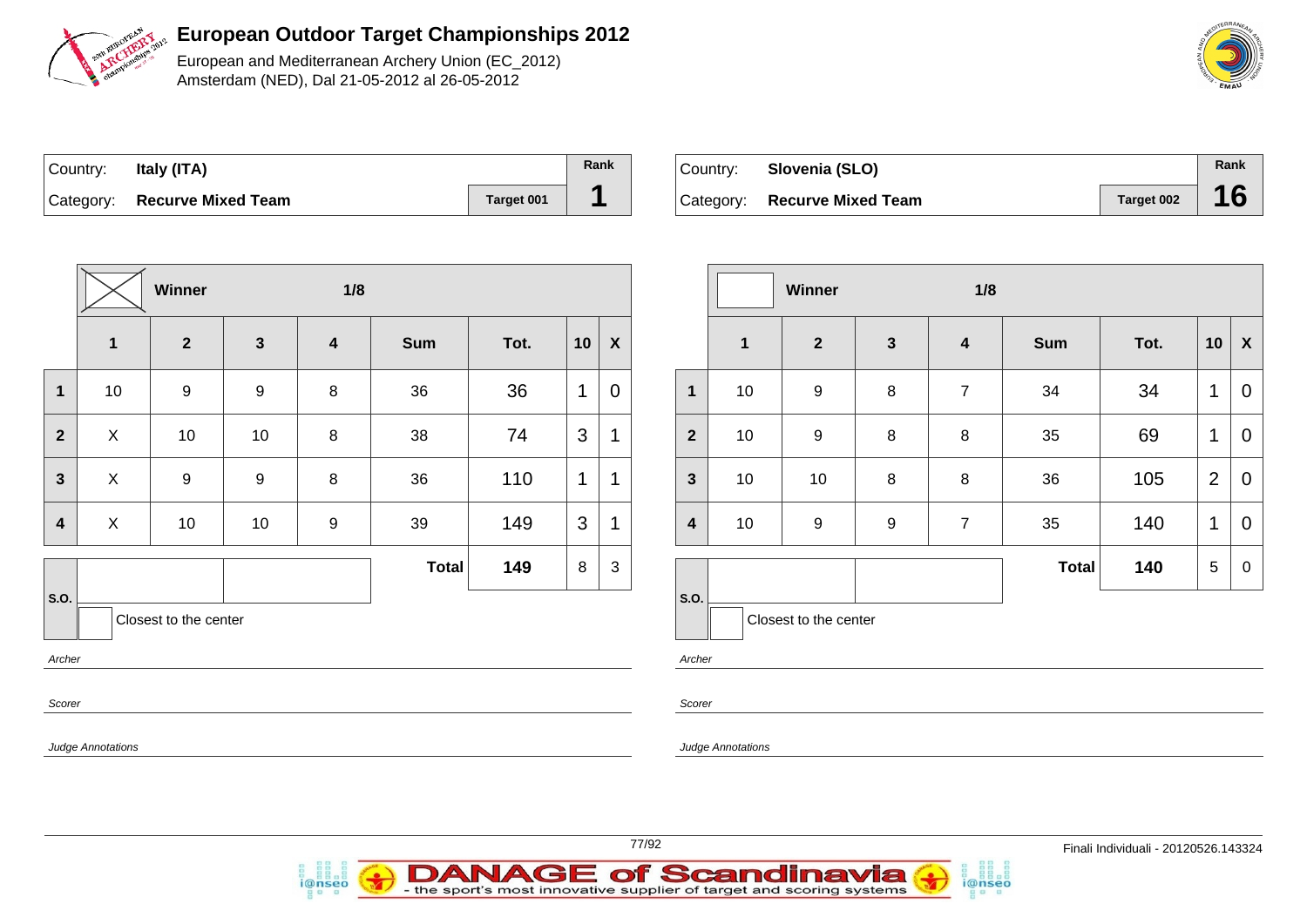# European Outdoor Target Championships 2012

European and Mediterranean Archery Union (EC_2012)
Amsterdam (NED), Dal 21-05-2012 al 26-05-2012

| Country: | Italy (ITA) | | Rank |
|---|---|---|---|
| Category: | Recurve Mixed Team | Target 001 | 1 |

| | Winner (X) | | 1/8 | | | | | |
|---|---|---|---|---|---|---|---|---|
| | 1 | 2 | 3 | 4 | Sum | Tot. | 10 | X |
| 1 | 10 | 9 | 9 | 8 | 36 | 36 | 1 | 0 |
| 2 | X | 10 | 10 | 8 | 38 | 74 | 3 | 1 |
| 3 | X | 9 | 9 | 8 | 36 | 110 | 1 | 1 |
| 4 | X | 10 | 10 | 9 | 39 | 149 | 3 | 1 |
| | | | | | Total | 149 | 8 | 3 |

S.O.

Closest to the center

*Archer*

*Scorer*

*Judge Annotations*

| Country: | Slovenia (SLO) | | Rank |
|---|---|---|---|
| Category: | Recurve Mixed Team | Target 002 | 16 |

| | Winner | | 1/8 | | | | | |
|---|---|---|---|---|---|---|---|---|
| | 1 | 2 | 3 | 4 | Sum | Tot. | 10 | X |
| 1 | 10 | 9 | 8 | 7 | 34 | 34 | 1 | 0 |
| 2 | 10 | 9 | 8 | 8 | 35 | 69 | 1 | 0 |
| 3 | 10 | 10 | 8 | 8 | 36 | 105 | 2 | 0 |
| 4 | 10 | 9 | 9 | 7 | 35 | 140 | 1 | 0 |
| | | | | | Total | 140 | 5 | 0 |

S.O.

Closest to the center

*Archer*

*Scorer*

*Judge Annotations*

Finali Individuali - 20120526.143324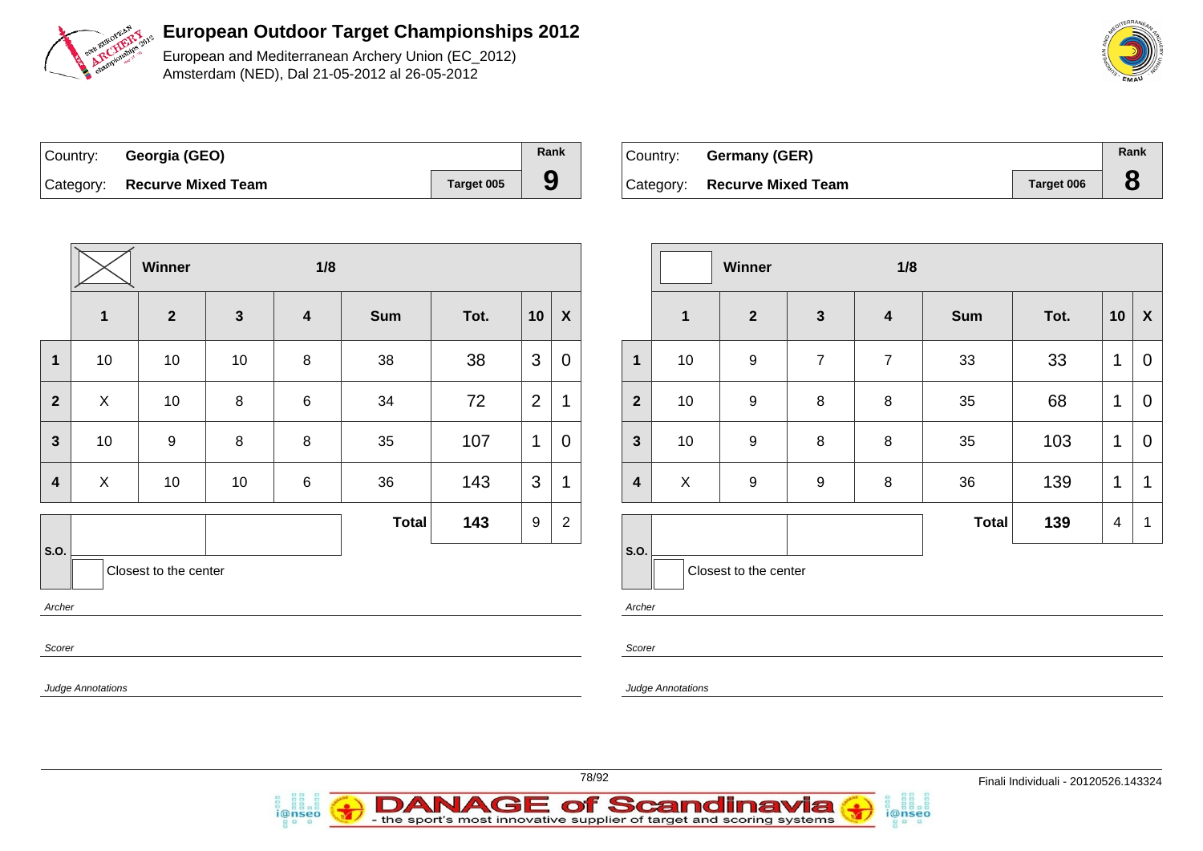# European Outdoor Target Championships 2012

European and Mediterranean Archery Union (EC_2012)
Amsterdam (NED), Dal 21-05-2012 al 26-05-2012

| Country: | **Georgia (GEO)** | | Rank |
|---|---|---|---|
| Category: | **Recurve Mixed Team** | Target 005 | **9** |

| | Winner | | 1/8 | | | | | |
|---|---|---|---|---|---|---|---|---|
| | **1** | **2** | **3** | **4** | **Sum** | **Tot.** | **10** | **X** |
| **1** | 10 | 10 | 10 | 8 | 38 | 38 | 3 | 0 |
| **2** | X | 10 | 8 | 6 | 34 | 72 | 2 | 1 |
| **3** | 10 | 9 | 8 | 8 | 35 | 107 | 1 | 0 |
| **4** | X | 10 | 10 | 6 | 36 | 143 | 3 | 1 |
| | | | | | **Total** | **143** | 9 | 2 |

S.O.

Closest to the center

*Archer*

*Scorer*

*Judge Annotations*

| Country: | **Germany (GER)** | | Rank |
|---|---|---|---|
| Category: | **Recurve Mixed Team** | Target 006 | **8** |

| | Winner | | 1/8 | | | | | |
|---|---|---|---|---|---|---|---|---|
| | **1** | **2** | **3** | **4** | **Sum** | **Tot.** | **10** | **X** |
| **1** | 10 | 9 | 7 | 7 | 33 | 33 | 1 | 0 |
| **2** | 10 | 9 | 8 | 8 | 35 | 68 | 1 | 0 |
| **3** | 10 | 9 | 8 | 8 | 35 | 103 | 1 | 0 |
| **4** | X | 9 | 9 | 8 | 36 | 139 | 1 | 1 |
| | | | | | **Total** | **139** | 4 | 1 |

S.O.

Closest to the center

*Archer*

*Scorer*

*Judge Annotations*

Finali Individuali - 20120526.143324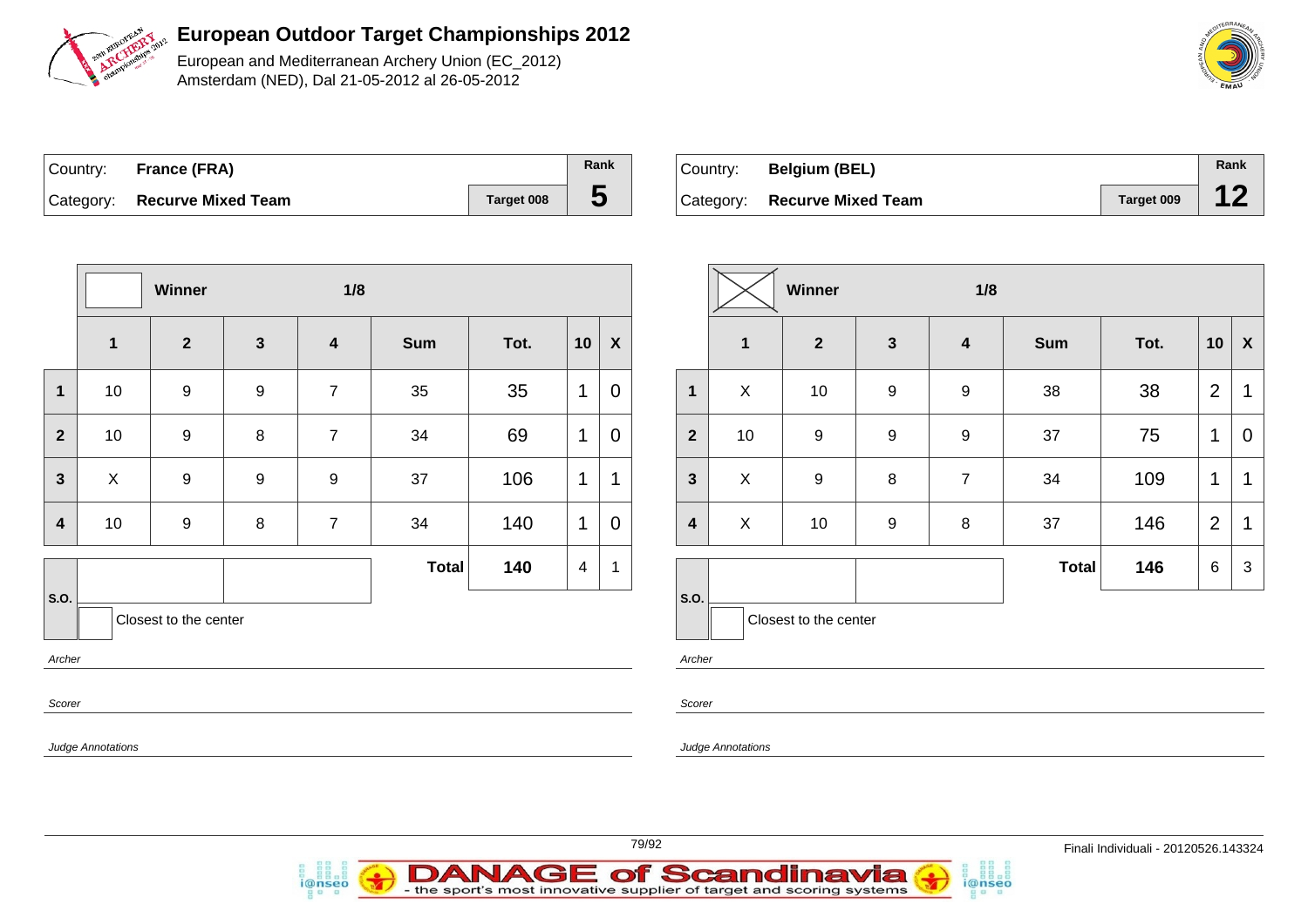# European Outdoor Target Championships 2012

European and Mediterranean Archery Union (EC_2012)
Amsterdam (NED), Dal 21-05-2012 al 26-05-2012

| Country: | France (FRA) | | Rank |
|---|---|---|---|
| Category: | Recurve Mixed Team | Target 008 | 5 |

| | Winner | | 1/8 | | | | | |
|---|---|---|---|---|---|---|---|---|
| | 1 | 2 | 3 | 4 | Sum | Tot. | 10 | X |
| 1 | 10 | 9 | 9 | 7 | 35 | 35 | 1 | 0 |
| 2 | 10 | 9 | 8 | 7 | 34 | 69 | 1 | 0 |
| 3 | X | 9 | 9 | 9 | 37 | 106 | 1 | 1 |
| 4 | 10 | 9 | 8 | 7 | 34 | 140 | 1 | 0 |
| S.O. | | | | | Total | 140 | 4 | 1 |

Closest to the center

*Archer*

*Scorer*

*Judge Annotations*

| Country: | Belgium (BEL) | | Rank |
|---|---|---|---|
| Category: | Recurve Mixed Team | Target 009 | 12 |

| | Winner | | 1/8 | | | | | |
|---|---|---|---|---|---|---|---|---|
| | 1 | 2 | 3 | 4 | Sum | Tot. | 10 | X |
| 1 | X | 10 | 9 | 9 | 38 | 38 | 2 | 1 |
| 2 | 10 | 9 | 9 | 9 | 37 | 75 | 1 | 0 |
| 3 | X | 9 | 8 | 7 | 34 | 109 | 1 | 1 |
| 4 | X | 10 | 9 | 8 | 37 | 146 | 2 | 1 |
| S.O. | | | | | Total | 146 | 6 | 3 |

Closest to the center

*Archer*

*Scorer*

*Judge Annotations*

Finali Individuali - 20120526.143324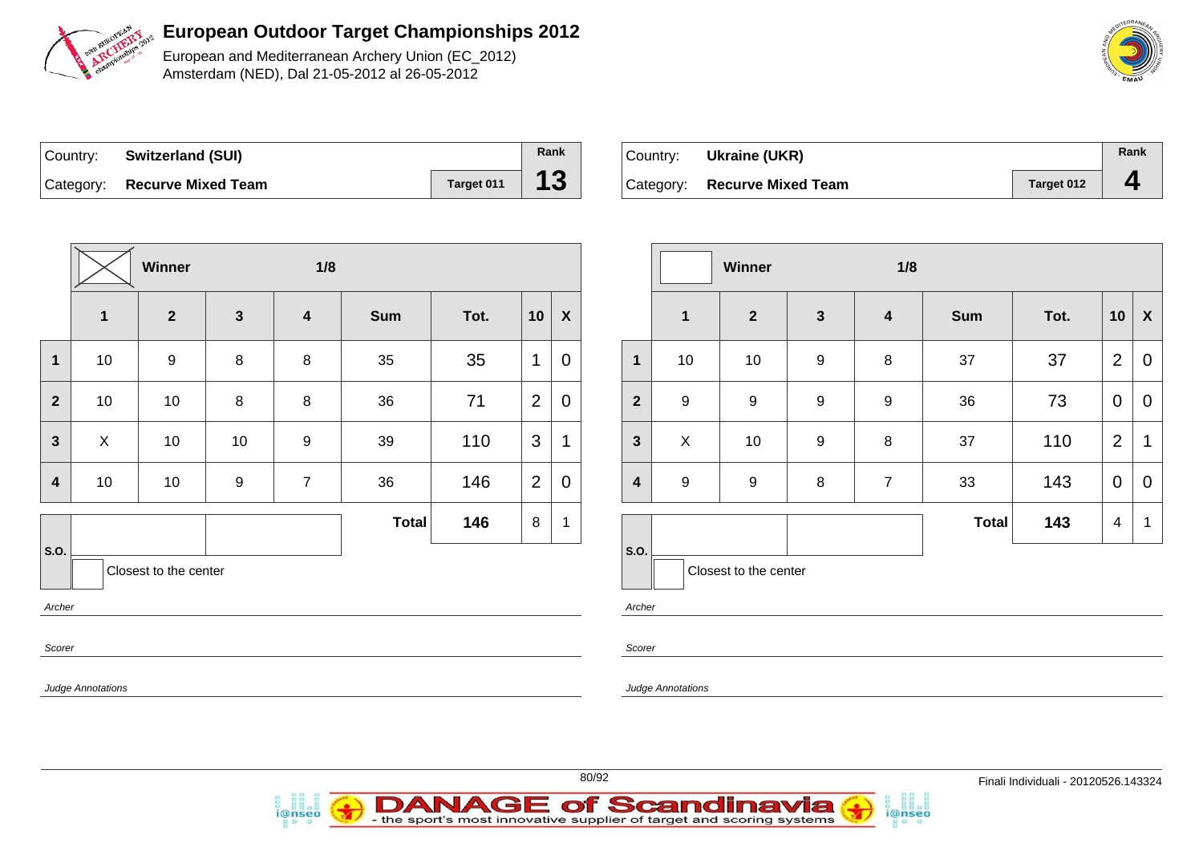# European Outdoor Target Championships 2012

European and Mediterranean Archery Union (EC_2012)
Amsterdam (NED), Dal 21-05-2012 al 26-05-2012

| Country: | Switzerland (SUI) | | Rank |
|---|---|---|---|
| Category: | Recurve Mixed Team | Target 011 | 13 |

| | Winner ☒ | 1/8 | | | | | | |
|---|---|---|---|---|---|---|---|---|
| | 1 | 2 | 3 | 4 | Sum | Tot. | 10 | X |
| 1 | 10 | 9 | 8 | 8 | 35 | 35 | 1 | 0 |
| 2 | 10 | 10 | 8 | 8 | 36 | 71 | 2 | 0 |
| 3 | X | 10 | 10 | 9 | 39 | 110 | 3 | 1 |
| 4 | 10 | 10 | 9 | 7 | 36 | 146 | 2 | 0 |
| | | | | | Total | 146 | 8 | 1 |

S.O.

Closest to the center

*Archer*

*Scorer*

*Judge Annotations*

| Country: | Ukraine (UKR) | | Rank |
|---|---|---|---|
| Category: | Recurve Mixed Team | Target 012 | 4 |

| | Winner ☐ | 1/8 | | | | | | |
|---|---|---|---|---|---|---|---|---|
| | 1 | 2 | 3 | 4 | Sum | Tot. | 10 | X |
| 1 | 10 | 10 | 9 | 8 | 37 | 37 | 2 | 0 |
| 2 | 9 | 9 | 9 | 9 | 36 | 73 | 0 | 0 |
| 3 | X | 10 | 9 | 8 | 37 | 110 | 2 | 1 |
| 4 | 9 | 9 | 8 | 7 | 33 | 143 | 0 | 0 |
| | | | | | Total | 143 | 4 | 1 |

S.O.

Closest to the center

*Archer*

*Scorer*

*Judge Annotations*

Finali Individuali - 20120526.143324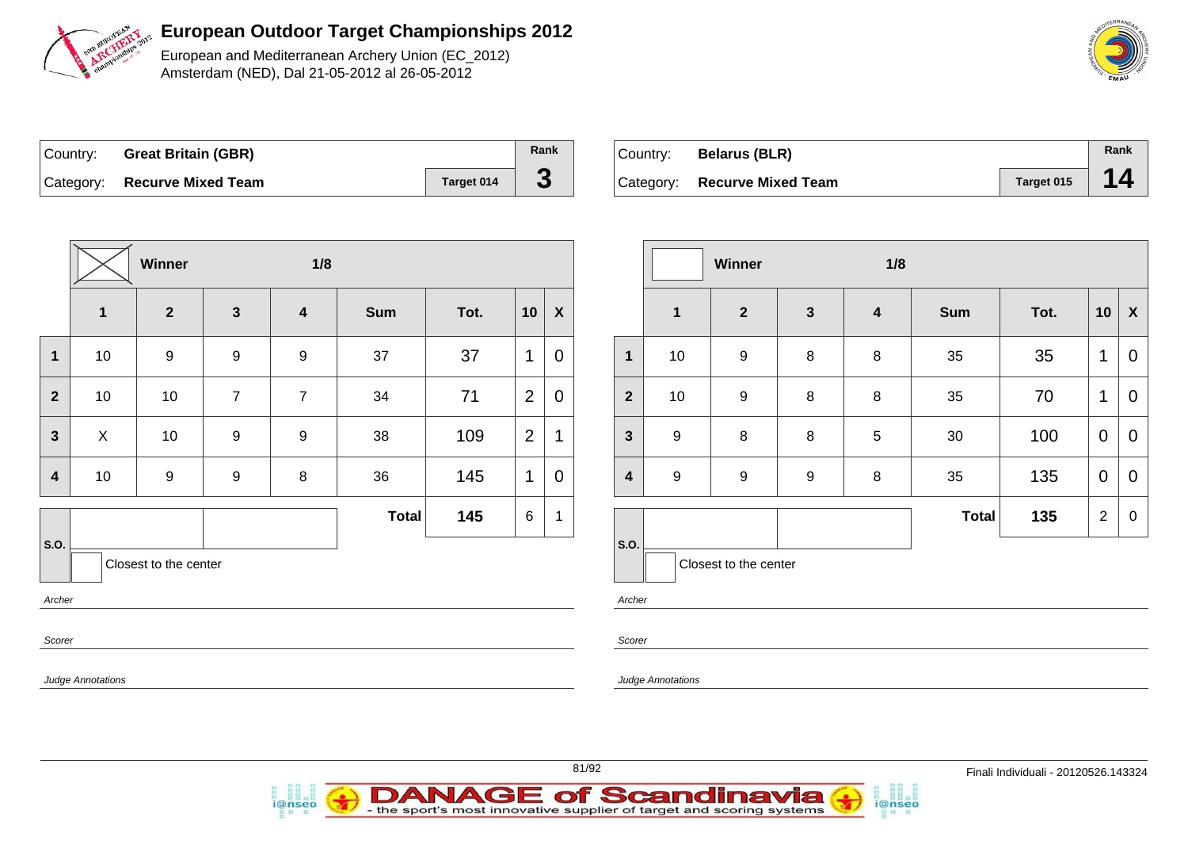# European Outdoor Target Championships 2012

European and Mediterranean Archery Union (EC_2012)
Amsterdam (NED), Dal 21-05-2012 al 26-05-2012

| Country: | Great Britain (GBR) | | Rank |
|---|---|---|---|
| Category: | Recurve Mixed Team | Target 014 | 3 |

| | ☒ Winner | | 1/8 | | | | | |
|---|---|---|---|---|---|---|---|---|
| | 1 | 2 | 3 | 4 | Sum | Tot. | 10 | X |
| 1 | 10 | 9 | 9 | 9 | 37 | 37 | 1 | 0 |
| 2 | 10 | 10 | 7 | 7 | 34 | 71 | 2 | 0 |
| 3 | X | 10 | 9 | 9 | 38 | 109 | 2 | 1 |
| 4 | 10 | 9 | 9 | 8 | 36 | 145 | 1 | 0 |
| | | | | | Total | 145 | 6 | 1 |

S.O.

☐ Closest to the center

*Archer*

*Scorer*

*Judge Annotations*

| Country: | Belarus (BLR) | | Rank |
|---|---|---|---|
| Category: | Recurve Mixed Team | Target 015 | 14 |

| | ☐ Winner | | 1/8 | | | | | |
|---|---|---|---|---|---|---|---|---|
| | 1 | 2 | 3 | 4 | Sum | Tot. | 10 | X |
| 1 | 10 | 9 | 8 | 8 | 35 | 35 | 1 | 0 |
| 2 | 10 | 9 | 8 | 8 | 35 | 70 | 1 | 0 |
| 3 | 9 | 8 | 8 | 5 | 30 | 100 | 0 | 0 |
| 4 | 9 | 9 | 9 | 8 | 35 | 135 | 0 | 0 |
| | | | | | Total | 135 | 2 | 0 |

S.O.

☐ Closest to the center

*Archer*

*Scorer*

*Judge Annotations*

Finali Individuali - 20120526.143324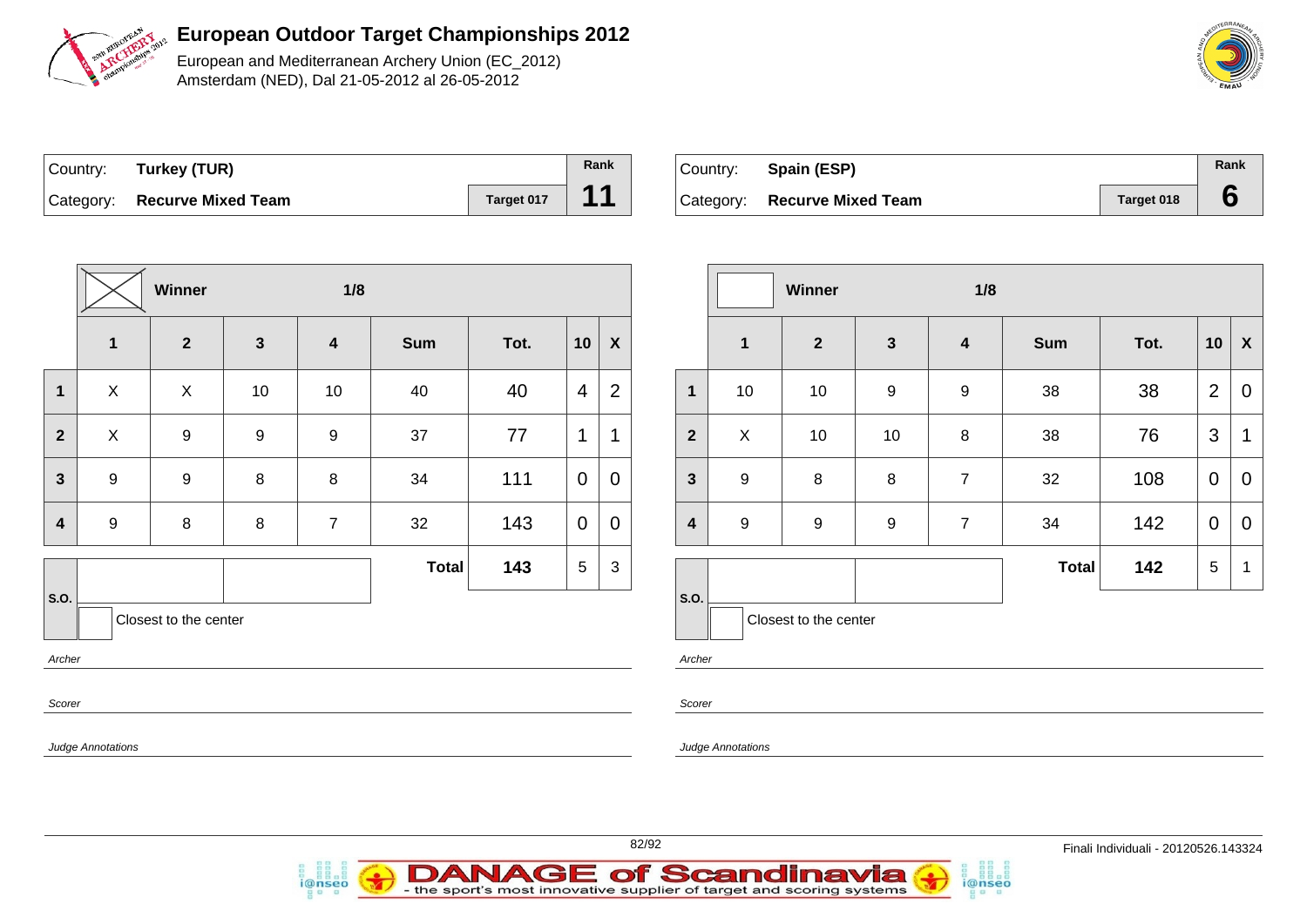# European Outdoor Target Championships 2012

European and Mediterranean Archery Union (EC_2012)
Amsterdam (NED), Dal 21-05-2012 al 26-05-2012

| Country: | Turkey (TUR) | | Rank |
|---|---|---|---|
| Category: | Recurve Mixed Team | Target 017 | 11 |

| | Winner (X) | | 1/8 | | | | | |
|---|---|---|---|---|---|---|---|---|
| | 1 | 2 | 3 | 4 | Sum | Tot. | 10 | X |
| 1 | X | X | 10 | 10 | 40 | 40 | 4 | 2 |
| 2 | X | 9 | 9 | 9 | 37 | 77 | 1 | 1 |
| 3 | 9 | 9 | 8 | 8 | 34 | 111 | 0 | 0 |
| 4 | 9 | 8 | 8 | 7 | 32 | 143 | 0 | 0 |
| | | | | | Total | 143 | 5 | 3 |

S.O.

Closest to the center

*Archer*

*Scorer*

*Judge Annotations*

| Country: | Spain (ESP) | | Rank |
|---|---|---|---|
| Category: | Recurve Mixed Team | Target 018 | 6 |

| | Winner | | 1/8 | | | | | |
|---|---|---|---|---|---|---|---|---|
| | 1 | 2 | 3 | 4 | Sum | Tot. | 10 | X |
| 1 | 10 | 10 | 9 | 9 | 38 | 38 | 2 | 0 |
| 2 | X | 10 | 10 | 8 | 38 | 76 | 3 | 1 |
| 3 | 9 | 8 | 8 | 7 | 32 | 108 | 0 | 0 |
| 4 | 9 | 9 | 9 | 7 | 34 | 142 | 0 | 0 |
| | | | | | Total | 142 | 5 | 1 |

S.O.

Closest to the center

*Archer*

*Scorer*

*Judge Annotations*

Finali Individuali - 20120526.143324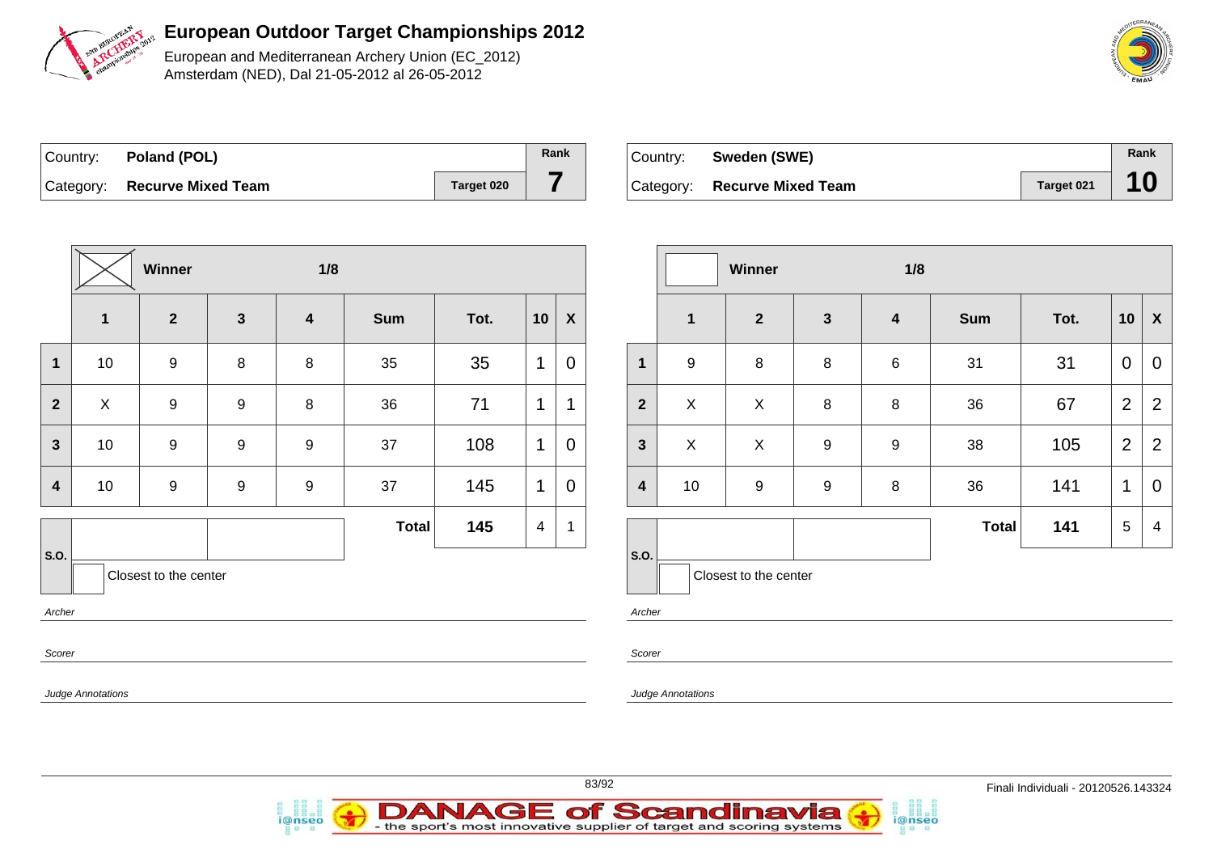# European Outdoor Target Championships 2012

European and Mediterranean Archery Union (EC_2012)
Amsterdam (NED), Dal 21-05-2012 al 26-05-2012

| Country: | Poland (POL) | | Rank |
|---|---|---|---|
| Category: | Recurve Mixed Team | Target 020 | 7 |

| | Winner (X) | | 1/8 | | | | | |
|---|---|---|---|---|---|---|---|---|
| | 1 | 2 | 3 | 4 | Sum | Tot. | 10 | X |
| 1 | 10 | 9 | 8 | 8 | 35 | 35 | 1 | 0 |
| 2 | X | 9 | 9 | 8 | 36 | 71 | 1 | 1 |
| 3 | 10 | 9 | 9 | 9 | 37 | 108 | 1 | 0 |
| 4 | 10 | 9 | 9 | 9 | 37 | 145 | 1 | 0 |
| | | | | | Total | 145 | 4 | 1 |

S.O.

Closest to the center

*Archer*

*Scorer*

*Judge Annotations*

| Country: | Sweden (SWE) | | Rank |
|---|---|---|---|
| Category: | Recurve Mixed Team | Target 021 | 10 |

| | Winner | | 1/8 | | | | | |
|---|---|---|---|---|---|---|---|---|
| | 1 | 2 | 3 | 4 | Sum | Tot. | 10 | X |
| 1 | 9 | 8 | 8 | 6 | 31 | 31 | 0 | 0 |
| 2 | X | X | 8 | 8 | 36 | 67 | 2 | 2 |
| 3 | X | X | 9 | 9 | 38 | 105 | 2 | 2 |
| 4 | 10 | 9 | 9 | 8 | 36 | 141 | 1 | 0 |
| | | | | | Total | 141 | 5 | 4 |

S.O.

Closest to the center

*Archer*

*Scorer*

*Judge Annotations*

Finali Individuali - 20120526.143324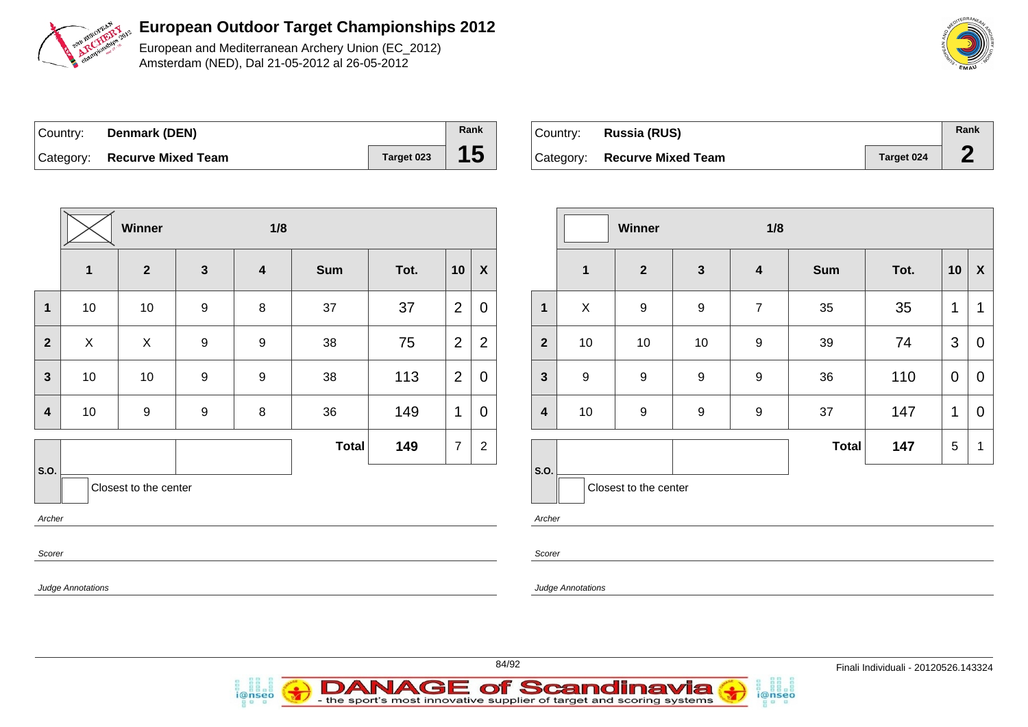# European Outdoor Target Championships 2012

European and Mediterranean Archery Union (EC_2012)
Amsterdam (NED), Dal 21-05-2012 al 26-05-2012

| Country: | Denmark (DEN) | | Rank |
|---|---|---|---|
| Category: | Recurve Mixed Team | Target 023 | 15 |

| | Winner ☒ | | 1/8 | | | | | |
|---|---|---|---|---|---|---|---|---|
| | 1 | 2 | 3 | 4 | Sum | Tot. | 10 | X |
| 1 | 10 | 10 | 9 | 8 | 37 | 37 | 2 | 0 |
| 2 | X | X | 9 | 9 | 38 | 75 | 2 | 2 |
| 3 | 10 | 10 | 9 | 9 | 38 | 113 | 2 | 0 |
| 4 | 10 | 9 | 9 | 8 | 36 | 149 | 1 | 0 |
| | | | | | Total | 149 | 7 | 2 |

S.O.

Closest to the center

*Archer*

*Scorer*

*Judge Annotations*

| Country: | Russia (RUS) | | Rank |
|---|---|---|---|
| Category: | Recurve Mixed Team | Target 024 | 2 |

| | Winner ☐ | | 1/8 | | | | | |
|---|---|---|---|---|---|---|---|---|
| | 1 | 2 | 3 | 4 | Sum | Tot. | 10 | X |
| 1 | X | 9 | 9 | 7 | 35 | 35 | 1 | 1 |
| 2 | 10 | 10 | 10 | 9 | 39 | 74 | 3 | 0 |
| 3 | 9 | 9 | 9 | 9 | 36 | 110 | 0 | 0 |
| 4 | 10 | 9 | 9 | 9 | 37 | 147 | 1 | 0 |
| | | | | | Total | 147 | 5 | 1 |

S.O.

Closest to the center

*Archer*

*Scorer*

*Judge Annotations*

Finali Individuali - 20120526.143324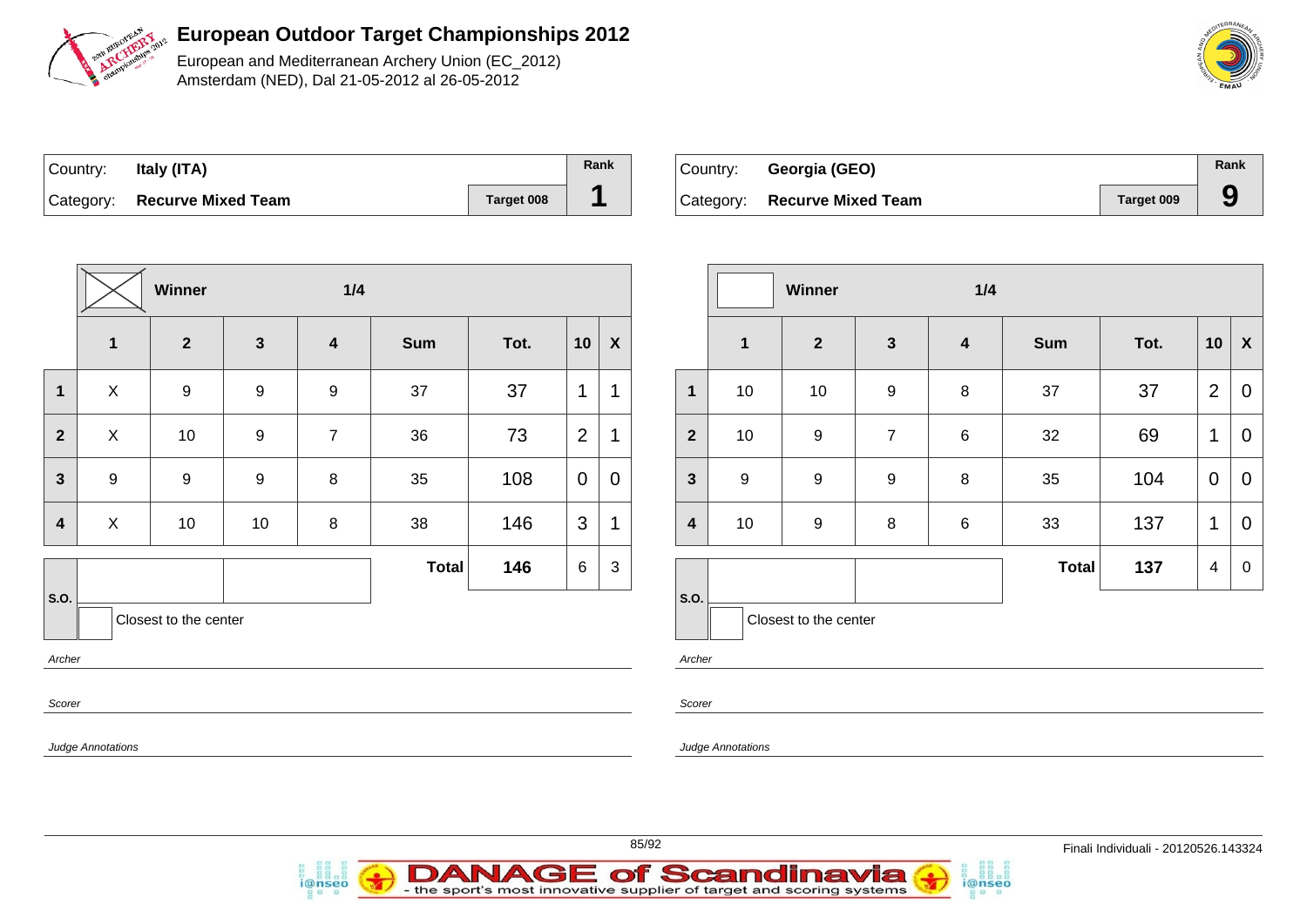# European Outdoor Target Championships 2012

European and Mediterranean Archery Union (EC_2012)
Amsterdam (NED), Dal 21-05-2012 al 26-05-2012

| Country: | Italy (ITA) | | Rank |
|---|---|---|---|
| Category: | Recurve Mixed Team | Target 008 | 1 |

| | Winner (X) | | 1/4 | | | | | |
|---|---|---|---|---|---|---|---|---|
| | 1 | 2 | 3 | 4 | Sum | Tot. | 10 | X |
| 1 | X | 9 | 9 | 9 | 37 | 37 | 1 | 1 |
| 2 | X | 10 | 9 | 7 | 36 | 73 | 2 | 1 |
| 3 | 9 | 9 | 9 | 8 | 35 | 108 | 0 | 0 |
| 4 | X | 10 | 10 | 8 | 38 | 146 | 3 | 1 |
| | | | | | Total | 146 | 6 | 3 |

S.O.

Closest to the center

*Archer*

*Scorer*

*Judge Annotations*

| Country: | Georgia (GEO) | | Rank |
|---|---|---|---|
| Category: | Recurve Mixed Team | Target 009 | 9 |

| | Winner | | 1/4 | | | | | |
|---|---|---|---|---|---|---|---|---|
| | 1 | 2 | 3 | 4 | Sum | Tot. | 10 | X |
| 1 | 10 | 10 | 9 | 8 | 37 | 37 | 2 | 0 |
| 2 | 10 | 9 | 7 | 6 | 32 | 69 | 1 | 0 |
| 3 | 9 | 9 | 9 | 8 | 35 | 104 | 0 | 0 |
| 4 | 10 | 9 | 8 | 6 | 33 | 137 | 1 | 0 |
| | | | | | Total | 137 | 4 | 0 |

S.O.

Closest to the center

*Archer*

*Scorer*

*Judge Annotations*

Finali Individuali - 20120526.143324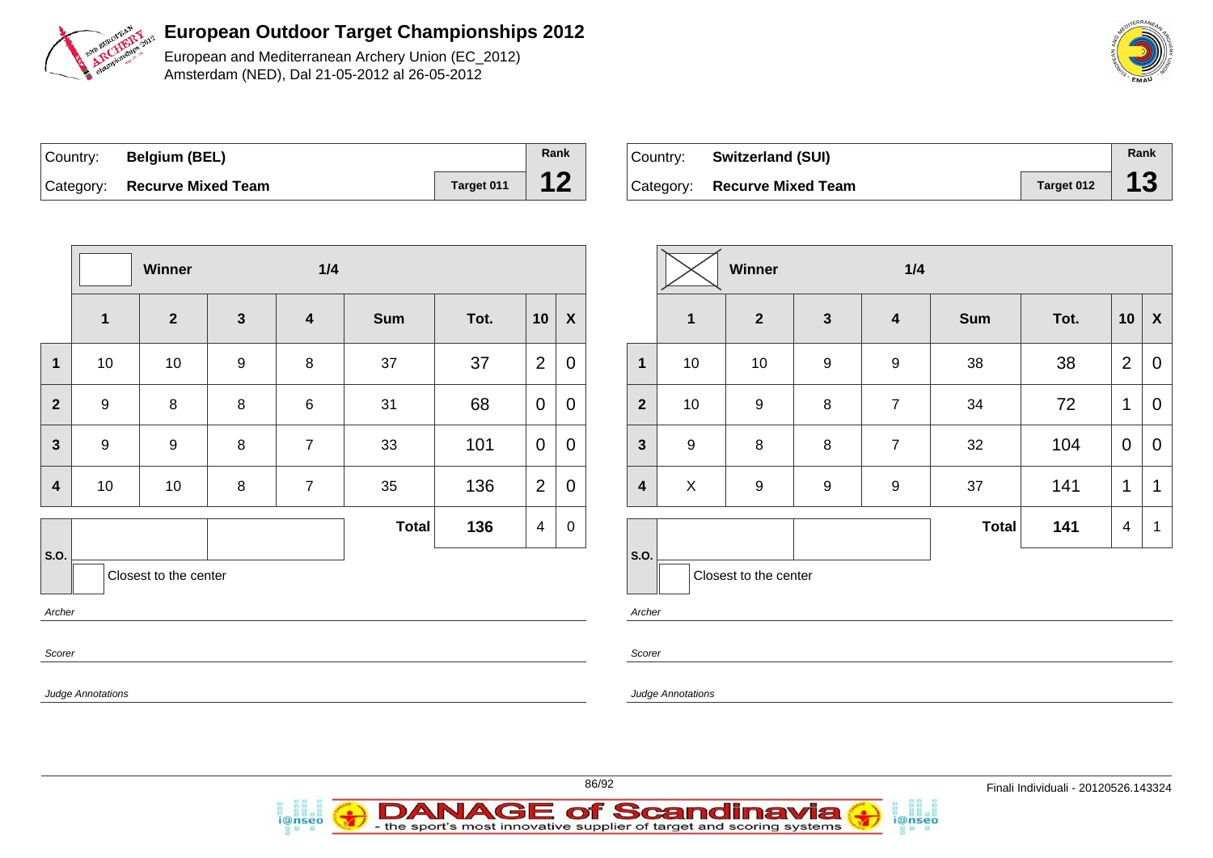# European Outdoor Target Championships 2012

European and Mediterranean Archery Union (EC_2012)
Amsterdam (NED), Dal 21-05-2012 al 26-05-2012

| Country: | Belgium (BEL) | | Rank |
|---|---|---|---|
| Category: | Recurve Mixed Team | Target 011 | 12 |

**Winner** **1/4**

| | 1 | 2 | 3 | 4 | Sum | Tot. | 10 | X |
|---|---|---|---|---|---|---|---|---|
| 1 | 10 | 10 | 9 | 8 | 37 | 37 | 2 | 0 |
| 2 | 9 | 8 | 8 | 6 | 31 | 68 | 0 | 0 |
| 3 | 9 | 9 | 8 | 7 | 33 | 101 | 0 | 0 |
| 4 | 10 | 10 | 8 | 7 | 35 | 136 | 2 | 0 |
| | | | | | **Total** | **136** | 4 | 0 |

S.O.

Closest to the center

*Archer*

*Scorer*

*Judge Annotations*

| Country: | Switzerland (SUI) | | Rank |
|---|---|---|---|
| Category: | Recurve Mixed Team | Target 012 | 13 |

**Winner** **1/4**

| | 1 | 2 | 3 | 4 | Sum | Tot. | 10 | X |
|---|---|---|---|---|---|---|---|---|
| 1 | 10 | 10 | 9 | 9 | 38 | 38 | 2 | 0 |
| 2 | 10 | 9 | 8 | 7 | 34 | 72 | 1 | 0 |
| 3 | 9 | 8 | 8 | 7 | 32 | 104 | 0 | 0 |
| 4 | X | 9 | 9 | 9 | 37 | 141 | 1 | 1 |
| | | | | | **Total** | **141** | 4 | 1 |

S.O.

Closest to the center

*Archer*

*Scorer*

*Judge Annotations*

Finali Individuali - 20120526.143324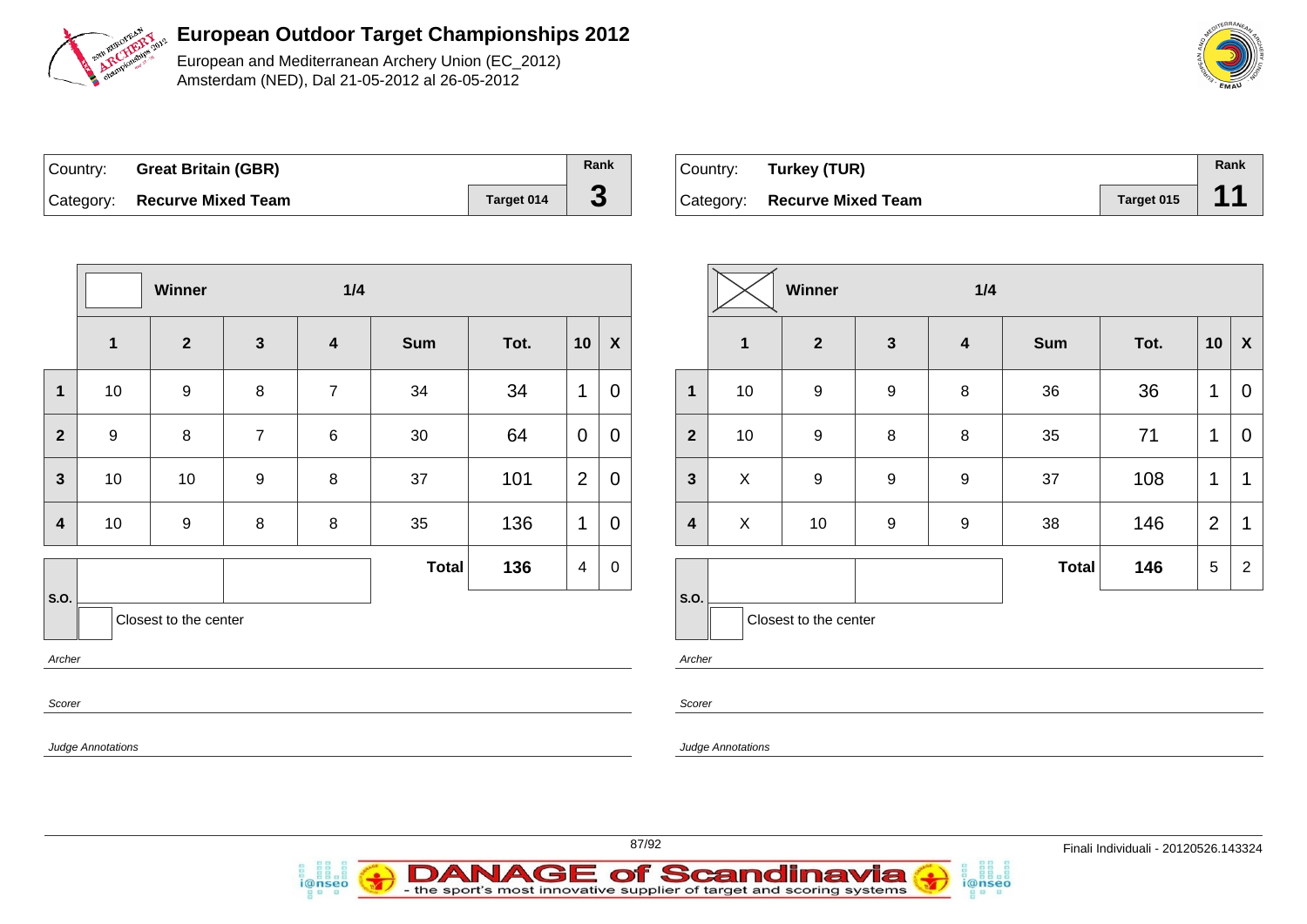# European Outdoor Target Championships 2012

European and Mediterranean Archery Union (EC_2012)
Amsterdam (NED), Dal 21-05-2012 al 26-05-2012

| Country: | Great Britain (GBR) | | Rank |
|---|---|---|---|
| Category: | Recurve Mixed Team | Target 014 | 3 |

| | Winner | | 1/4 | | | | | |
|---|---|---|---|---|---|---|---|---|
| | 1 | 2 | 3 | 4 | Sum | Tot. | 10 | X |
| 1 | 10 | 9 | 8 | 7 | 34 | 34 | 1 | 0 |
| 2 | 9 | 8 | 7 | 6 | 30 | 64 | 0 | 0 |
| 3 | 10 | 10 | 9 | 8 | 37 | 101 | 2 | 0 |
| 4 | 10 | 9 | 8 | 8 | 35 | 136 | 1 | 0 |
| | | | | | Total | 136 | 4 | 0 |

S.O.

Closest to the center

*Archer*

*Scorer*

*Judge Annotations*

| Country: | Turkey (TUR) | | Rank |
|---|---|---|---|
| Category: | Recurve Mixed Team | Target 015 | 11 |

| | Winner | | 1/4 | | | | | |
|---|---|---|---|---|---|---|---|---|
| | 1 | 2 | 3 | 4 | Sum | Tot. | 10 | X |
| 1 | 10 | 9 | 9 | 8 | 36 | 36 | 1 | 0 |
| 2 | 10 | 9 | 8 | 8 | 35 | 71 | 1 | 0 |
| 3 | X | 9 | 9 | 9 | 37 | 108 | 1 | 1 |
| 4 | X | 10 | 9 | 9 | 38 | 146 | 2 | 1 |
| | | | | | Total | 146 | 5 | 2 |

S.O.

Closest to the center

*Archer*

*Scorer*

*Judge Annotations*

Finali Individuali - 20120526.143324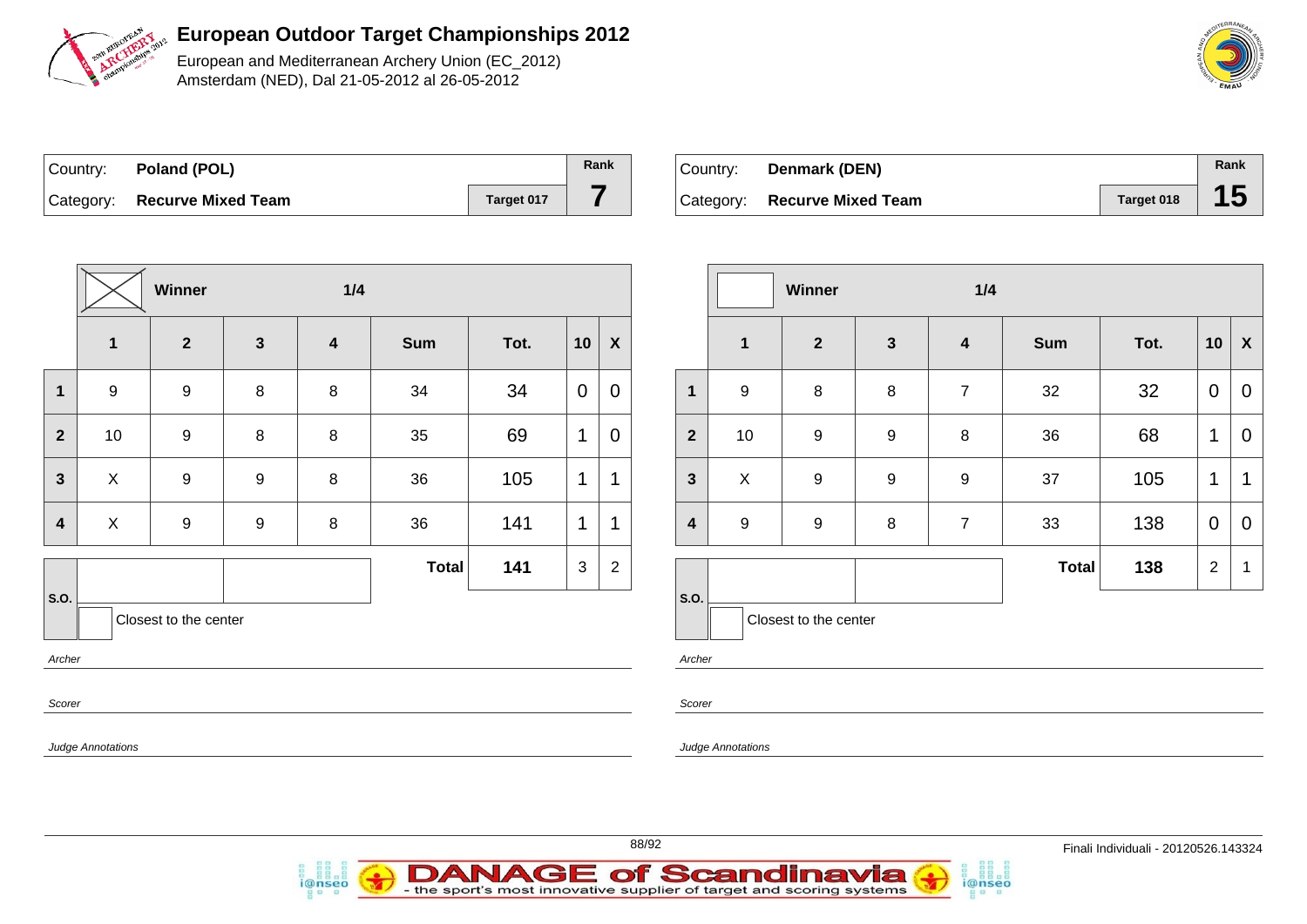# European Outdoor Target Championships 2012

European and Mediterranean Archery Union (EC_2012)
Amsterdam (NED), Dal 21-05-2012 al 26-05-2012

| Country: | Poland (POL) | | Rank |
|---|---|---|---|
| Category: | Recurve Mixed Team | Target 017 | 7 |

| | Winner ☒ | | 1/4 | | | | | |
|---|---|---|---|---|---|---|---|---|
| | 1 | 2 | 3 | 4 | Sum | Tot. | 10 | X |
| 1 | 9 | 9 | 8 | 8 | 34 | 34 | 0 | 0 |
| 2 | 10 | 9 | 8 | 8 | 35 | 69 | 1 | 0 |
| 3 | X | 9 | 9 | 8 | 36 | 105 | 1 | 1 |
| 4 | X | 9 | 9 | 8 | 36 | 141 | 1 | 1 |
| | | | | | Total | 141 | 3 | 2 |

S.O.

Closest to the center

*Archer*

*Scorer*

*Judge Annotations*

| Country: | Denmark (DEN) | | Rank |
|---|---|---|---|
| Category: | Recurve Mixed Team | Target 018 | 15 |

| | Winner ☐ | | 1/4 | | | | | |
|---|---|---|---|---|---|---|---|---|
| | 1 | 2 | 3 | 4 | Sum | Tot. | 10 | X |
| 1 | 9 | 8 | 8 | 7 | 32 | 32 | 0 | 0 |
| 2 | 10 | 9 | 9 | 8 | 36 | 68 | 1 | 0 |
| 3 | X | 9 | 9 | 9 | 37 | 105 | 1 | 1 |
| 4 | 9 | 9 | 8 | 7 | 33 | 138 | 0 | 0 |
| | | | | | Total | 138 | 2 | 1 |

S.O.

Closest to the center

*Archer*

*Scorer*

*Judge Annotations*

Finali Individuali - 20120526.143324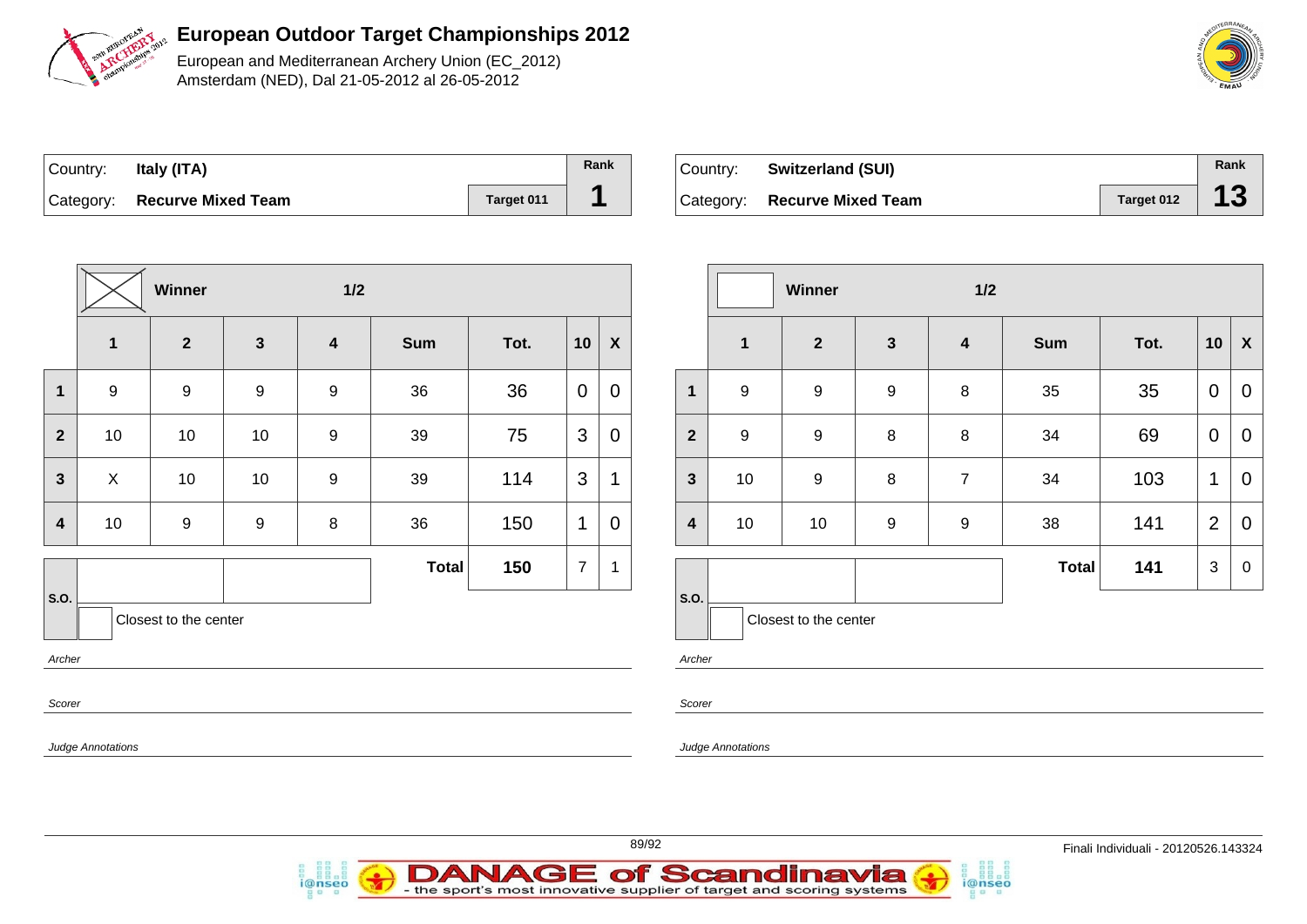# European Outdoor Target Championships 2012

European and Mediterranean Archery Union (EC_2012)
Amsterdam (NED), Dal 21-05-2012 al 26-05-2012

| Country: | Italy (ITA) | | Rank |
|---|---|---|---|
| Category: | Recurve Mixed Team | Target 011 | 1 |

| | Winner | | 1/2 | | | | | |
|---|---|---|---|---|---|---|---|---|
| | 1 | 2 | 3 | 4 | Sum | Tot. | 10 | X |
| 1 | 9 | 9 | 9 | 9 | 36 | 36 | 0 | 0 |
| 2 | 10 | 10 | 10 | 9 | 39 | 75 | 3 | 0 |
| 3 | X | 10 | 10 | 9 | 39 | 114 | 3 | 1 |
| 4 | 10 | 9 | 9 | 8 | 36 | 150 | 1 | 0 |
| | | | | | Total | 150 | 7 | 1 |

S.O.

Closest to the center

*Archer*

*Scorer*

*Judge Annotations*

| Country: | Switzerland (SUI) | | Rank |
|---|---|---|---|
| Category: | Recurve Mixed Team | Target 012 | 13 |

| | Winner | | 1/2 | | | | | |
|---|---|---|---|---|---|---|---|---|
| | 1 | 2 | 3 | 4 | Sum | Tot. | 10 | X |
| 1 | 9 | 9 | 9 | 8 | 35 | 35 | 0 | 0 |
| 2 | 9 | 9 | 8 | 8 | 34 | 69 | 0 | 0 |
| 3 | 10 | 9 | 8 | 7 | 34 | 103 | 1 | 0 |
| 4 | 10 | 10 | 9 | 9 | 38 | 141 | 2 | 0 |
| | | | | | Total | 141 | 3 | 0 |

S.O.

Closest to the center

*Archer*

*Scorer*

*Judge Annotations*

Finali Individuali - 20120526.143324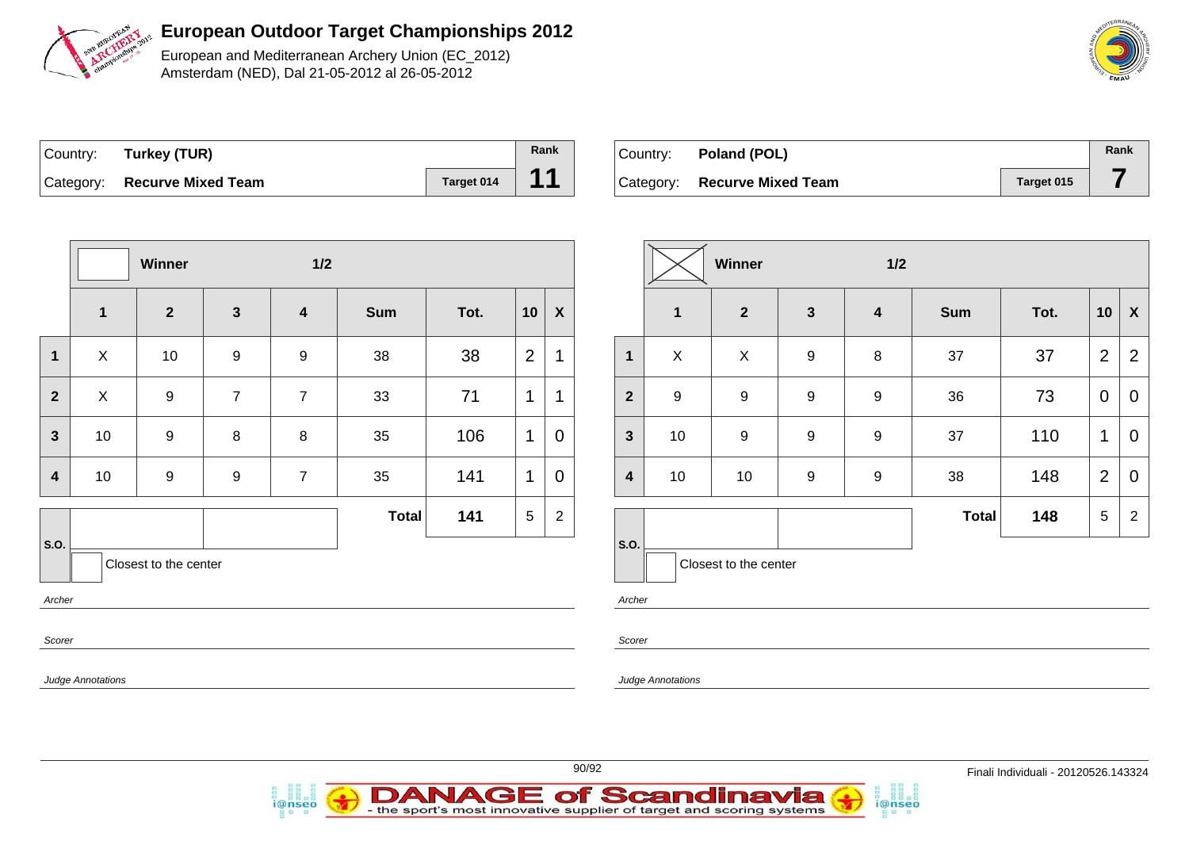# European Outdoor Target Championships 2012

European and Mediterranean Archery Union (EC_2012)
Amsterdam (NED), Dal 21-05-2012 al 26-05-2012

| Country: | Turkey (TUR) | | Rank |
|---|---|---|---|
| Category: | Recurve Mixed Team | Target 014 | 11 |

| | Winner | | 1/2 | | | | | |
|---|---|---|---|---|---|---|---|---|
| | 1 | 2 | 3 | 4 | Sum | Tot. | 10 | X |
| 1 | X | 10 | 9 | 9 | 38 | 38 | 2 | 1 |
| 2 | X | 9 | 7 | 7 | 33 | 71 | 1 | 1 |
| 3 | 10 | 9 | 8 | 8 | 35 | 106 | 1 | 0 |
| 4 | 10 | 9 | 9 | 7 | 35 | 141 | 1 | 0 |
| | | | | | Total | 141 | 5 | 2 |

S.O.

Closest to the center

*Archer*

*Scorer*

*Judge Annotations*

| Country: | Poland (POL) | | Rank |
|---|---|---|---|
| Category: | Recurve Mixed Team | Target 015 | 7 |

| | Winner | | 1/2 | | | | | |
|---|---|---|---|---|---|---|---|---|
| | 1 | 2 | 3 | 4 | Sum | Tot. | 10 | X |
| 1 | X | X | 9 | 8 | 37 | 37 | 2 | 2 |
| 2 | 9 | 9 | 9 | 9 | 36 | 73 | 0 | 0 |
| 3 | 10 | 9 | 9 | 9 | 37 | 110 | 1 | 0 |
| 4 | 10 | 10 | 9 | 9 | 38 | 148 | 2 | 0 |
| | | | | | Total | 148 | 5 | 2 |

S.O.

Closest to the center

*Archer*

*Scorer*

*Judge Annotations*

Finali Individuali - 20120526.143324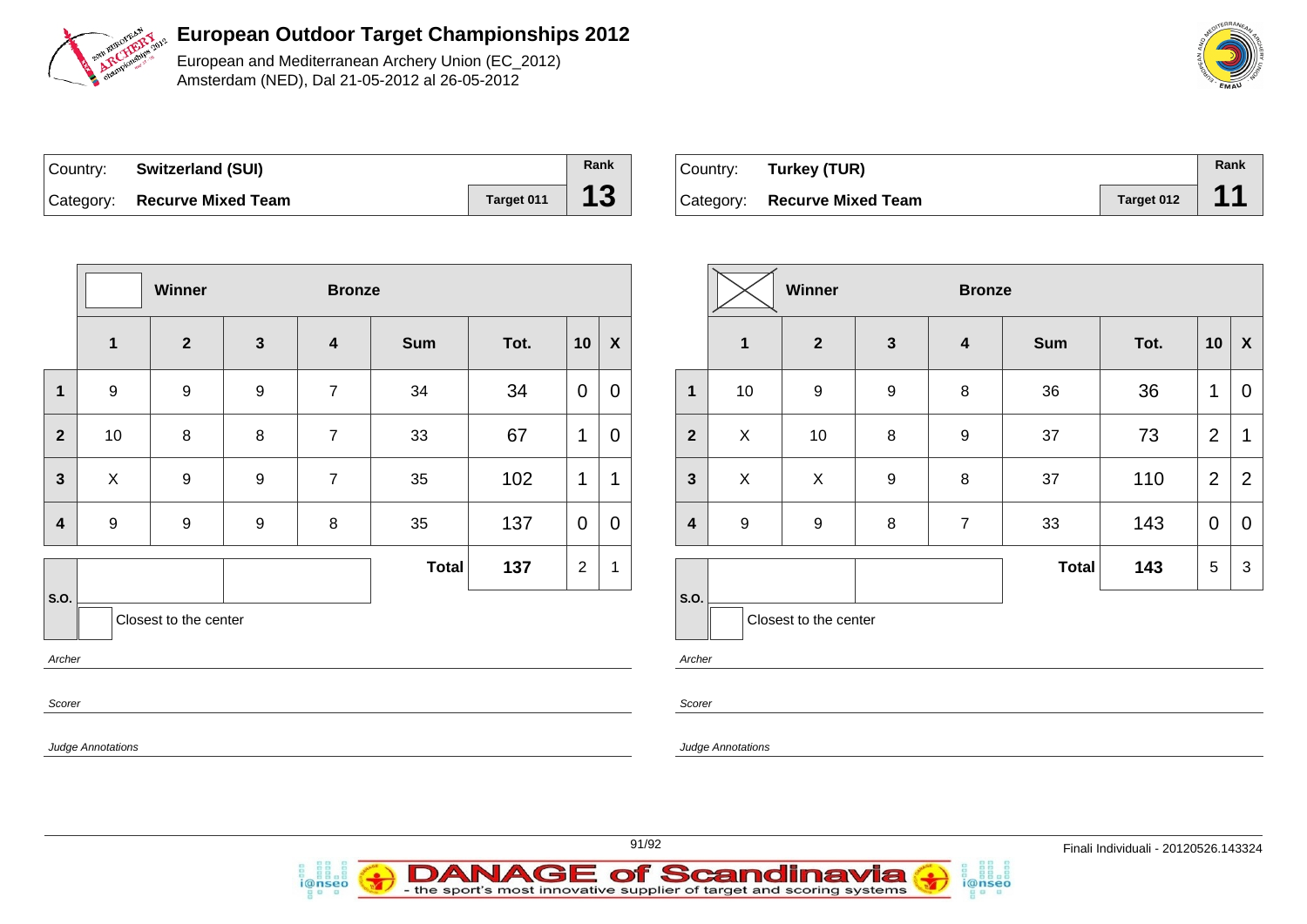# European Outdoor Target Championships 2012

European and Mediterranean Archery Union (EC_2012)
Amsterdam (NED), Dal 21-05-2012 al 26-05-2012

| Country: | Switzerland (SUI) | | Rank |
|---|---|---|---|
| Category: | Recurve Mixed Team | Target 011 | 13 |

| | Winner | | Bronze | | | | | |
|---|---|---|---|---|---|---|---|---|
| | 1 | 2 | 3 | 4 | Sum | Tot. | 10 | X |
| 1 | 9 | 9 | 9 | 7 | 34 | 34 | 0 | 0 |
| 2 | 10 | 8 | 8 | 7 | 33 | 67 | 1 | 0 |
| 3 | X | 9 | 9 | 7 | 35 | 102 | 1 | 1 |
| 4 | 9 | 9 | 9 | 8 | 35 | 137 | 0 | 0 |
| | | | | | Total | 137 | 2 | 1 |

S.O.

Closest to the center

*Archer*

*Scorer*

*Judge Annotations*

| Country: | Turkey (TUR) | | Rank |
|---|---|---|---|
| Category: | Recurve Mixed Team | Target 012 | 11 |

| | Winner | | Bronze | | | | | |
|---|---|---|---|---|---|---|---|---|
| | 1 | 2 | 3 | 4 | Sum | Tot. | 10 | X |
| 1 | 10 | 9 | 9 | 8 | 36 | 36 | 1 | 0 |
| 2 | X | 10 | 8 | 9 | 37 | 73 | 2 | 1 |
| 3 | X | X | 9 | 8 | 37 | 110 | 2 | 2 |
| 4 | 9 | 9 | 8 | 7 | 33 | 143 | 0 | 0 |
| | | | | | Total | 143 | 5 | 3 |

S.O.

Closest to the center

*Archer*

*Scorer*

*Judge Annotations*

Finali Individuali - 20120526.143324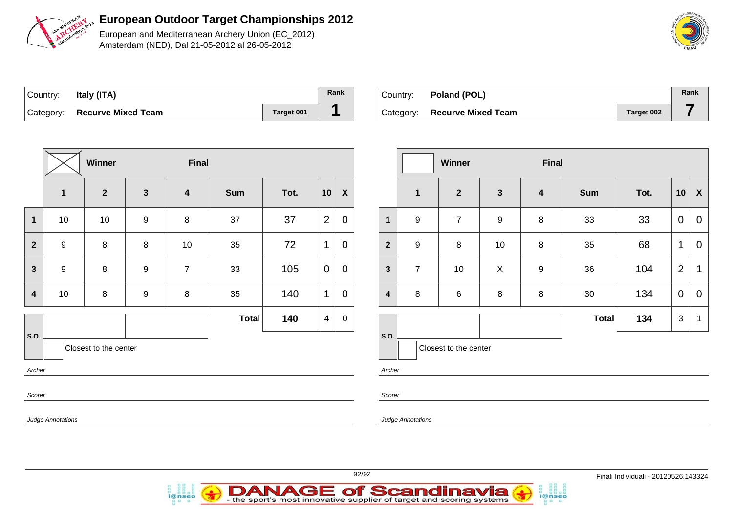# European Outdoor Target Championships 2012

European and Mediterranean Archery Union (EC_2012)
Amsterdam (NED), Dal 21-05-2012 al 26-05-2012

| Country: | Italy (ITA) | | Rank |
|---|---|---|---|
| Category: | Recurve Mixed Team | Target 001 | 1 |

| | Winner | | Final | | | | | |
|---|---|---|---|---|---|---|---|---|
| | 1 | 2 | 3 | 4 | Sum | Tot. | 10 | X |
| 1 | 10 | 10 | 9 | 8 | 37 | 37 | 2 | 0 |
| 2 | 9 | 8 | 8 | 10 | 35 | 72 | 1 | 0 |
| 3 | 9 | 8 | 9 | 7 | 33 | 105 | 0 | 0 |
| 4 | 10 | 8 | 9 | 8 | 35 | 140 | 1 | 0 |
| | | | | | Total | 140 | 4 | 0 |

S.O.

Closest to the center

*Archer*

*Scorer*

*Judge Annotations*

| Country: | Poland (POL) | | Rank |
|---|---|---|---|
| Category: | Recurve Mixed Team | Target 002 | 7 |

| | Winner | | Final | | | | | |
|---|---|---|---|---|---|---|---|---|
| | 1 | 2 | 3 | 4 | Sum | Tot. | 10 | X |
| 1 | 9 | 7 | 9 | 8 | 33 | 33 | 0 | 0 |
| 2 | 9 | 8 | 10 | 8 | 35 | 68 | 1 | 0 |
| 3 | 7 | 10 | X | 9 | 36 | 104 | 2 | 1 |
| 4 | 8 | 6 | 8 | 8 | 30 | 134 | 0 | 0 |
| | | | | | Total | 134 | 3 | 1 |

S.O.

Closest to the center

*Archer*

*Scorer*

*Judge Annotations*

Finali Individuali - 20120526.143324